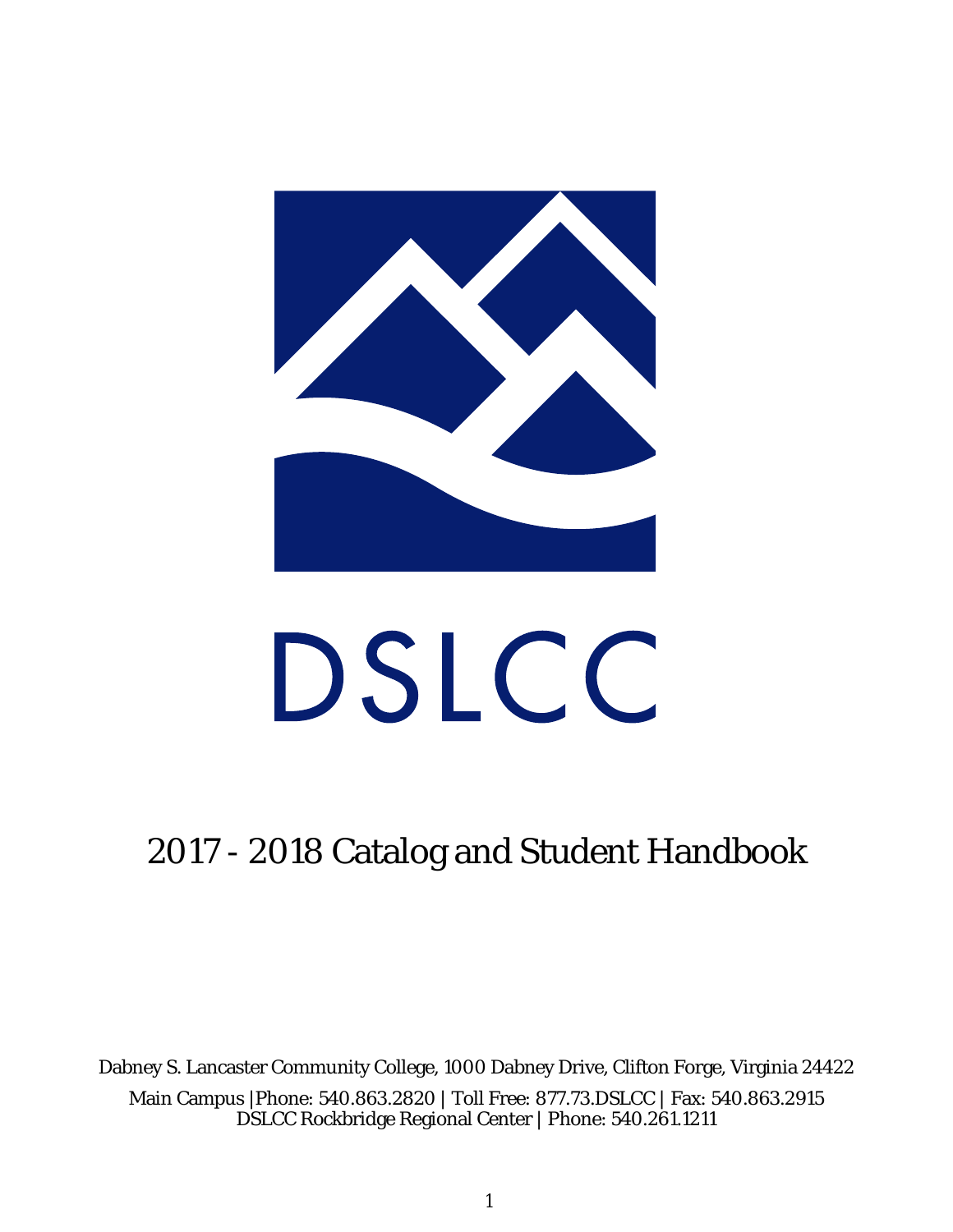# DSLCC

## 2017 - 2018 Catalog and Student Handbook

Dabney S. Lancaster Community College, 1000 Dabney Drive, Clifton Forge, Virginia 24422

Main Campus |Phone: 540.863.2820 | Toll Free: 877.73.DSLCC | Fax: 540.863.2915
DSLCC Rockbridge Regional Center | Phone: 540.261.1211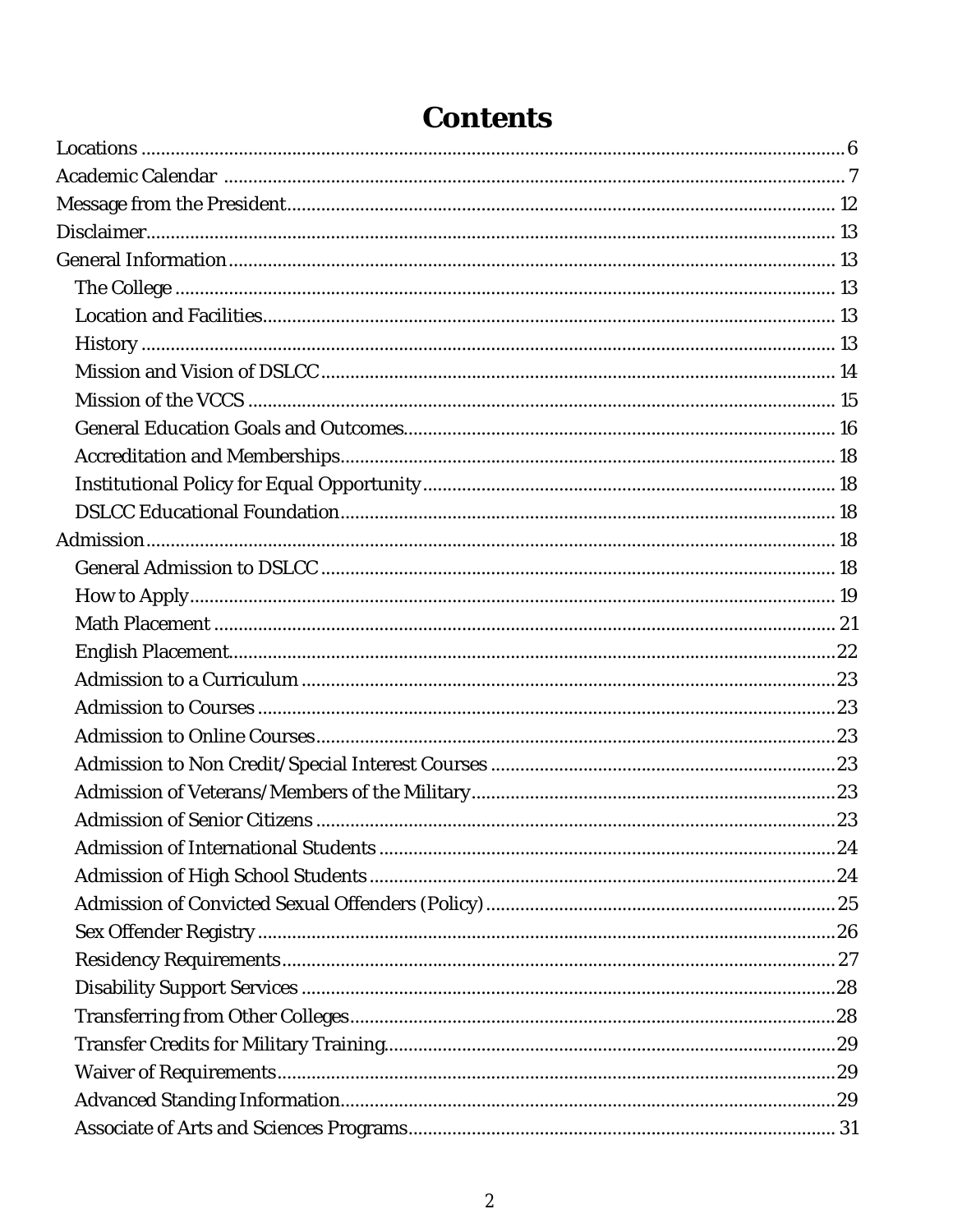# Contents

Locations .......... 6
Academic Calendar .......... 7
Message from the President .......... 12
Disclaimer .......... 13
General Information .......... 13
- The College .......... 13
- Location and Facilities .......... 13
- History .......... 13
- Mission and Vision of DSLCC .......... 14
- Mission of the VCCS .......... 15
- General Education Goals and Outcomes .......... 16
- Accreditation and Memberships .......... 18
- Institutional Policy for Equal Opportunity .......... 18
- DSLCC Educational Foundation .......... 18

Admission .......... 18
- General Admission to DSLCC .......... 18
- How to Apply .......... 19
- Math Placement .......... 21
- English Placement .......... 22
- Admission to a Curriculum .......... 23
- Admission to Courses .......... 23
- Admission to Online Courses .......... 23
- Admission to Non Credit/Special Interest Courses .......... 23
- Admission of Veterans/Members of the Military .......... 23
- Admission of Senior Citizens .......... 23
- Admission of International Students .......... 24
- Admission of High School Students .......... 24
- Admission of Convicted Sexual Offenders (Policy) .......... 25
- Sex Offender Registry .......... 26
- Residency Requirements .......... 27
- Disability Support Services .......... 28
- Transferring from Other Colleges .......... 28
- Transfer Credits for Military Training .......... 29
- Waiver of Requirements .......... 29
- Advanced Standing Information .......... 29
- Associate of Arts and Sciences Programs .......... 31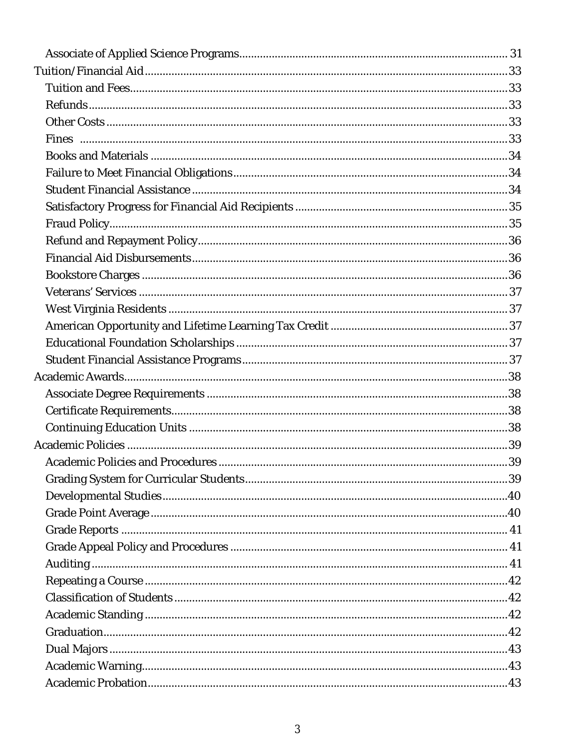- Associate of Applied Science Programs ... 31
- Tuition/Financial Aid ... 33
  - Tuition and Fees ... 33
  - Refunds ... 33
  - Other Costs ... 33
  - Fines ... 33
  - Books and Materials ... 34
  - Failure to Meet Financial Obligations ... 34
  - Student Financial Assistance ... 34
  - Satisfactory Progress for Financial Aid Recipients ... 35
  - Fraud Policy ... 35
  - Refund and Repayment Policy ... 36
  - Financial Aid Disbursements ... 36
  - Bookstore Charges ... 36
  - Veterans' Services ... 37
  - West Virginia Residents ... 37
  - American Opportunity and Lifetime Learning Tax Credit ... 37
  - Educational Foundation Scholarships ... 37
  - Student Financial Assistance Programs ... 37
- Academic Awards ... 38
  - Associate Degree Requirements ... 38
  - Certificate Requirements ... 38
  - Continuing Education Units ... 38
- Academic Policies ... 39
  - Academic Policies and Procedures ... 39
  - Grading System for Curricular Students ... 39
  - Developmental Studies ... 40
  - Grade Point Average ... 40
  - Grade Reports ... 41
  - Grade Appeal Policy and Procedures ... 41
  - Auditing ... 41
  - Repeating a Course ... 42
  - Classification of Students ... 42
  - Academic Standing ... 42
  - Graduation ... 42
  - Dual Majors ... 43
  - Academic Warning ... 43
  - Academic Probation ... 43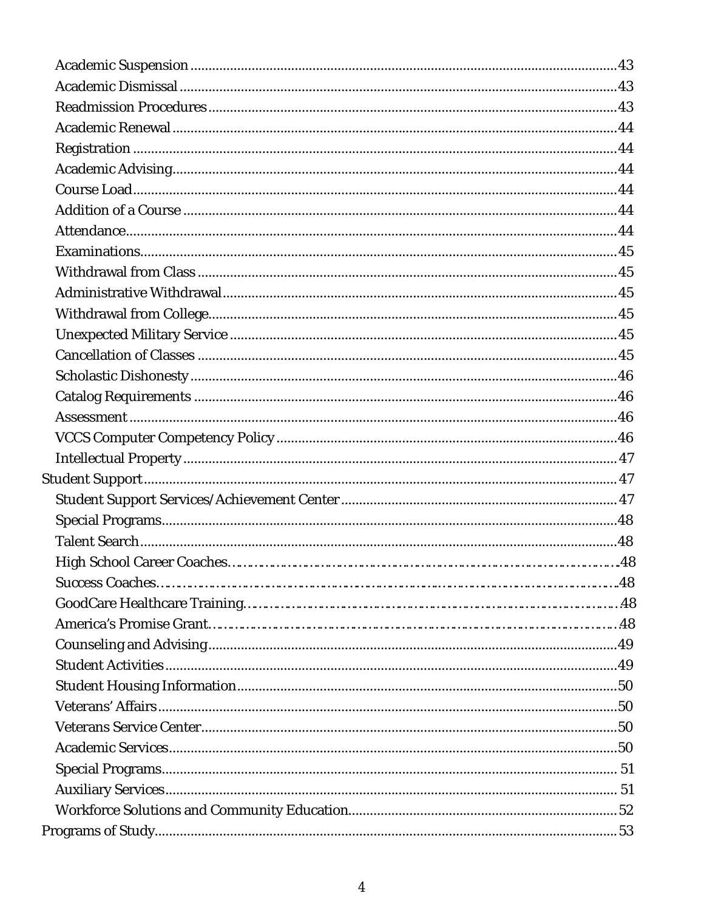- Academic Suspension ........ 43
- Academic Dismissal ........ 43
- Readmission Procedures ........ 43
- Academic Renewal ........ 44
- Registration ........ 44
- Academic Advising ........ 44
- Course Load ........ 44
- Addition of a Course ........ 44
- Attendance ........ 44
- Examinations ........ 45
- Withdrawal from Class ........ 45
- Administrative Withdrawal ........ 45
- Withdrawal from College ........ 45
- Unexpected Military Service ........ 45
- Cancellation of Classes ........ 45
- Scholastic Dishonesty ........ 46
- Catalog Requirements ........ 46
- Assessment ........ 46
- VCCS Computer Competency Policy ........ 46
- Intellectual Property ........ 47

Student Support ........ 47

- Student Support Services/Achievement Center ........ 47
- Special Programs ........ 48
- Talent Search ........ 48
- High School Career Coaches ........ 48
- Success Coaches ........ 48
- GoodCare Healthcare Training ........ 48
- America's Promise Grant ........ 48
- Counseling and Advising ........ 49
- Student Activities ........ 49
- Student Housing Information ........ 50
- Veterans' Affairs ........ 50
- Veterans Service Center ........ 50
- Academic Services ........ 50
- Special Programs ........ 51
- Auxiliary Services ........ 51
- Workforce Solutions and Community Education ........ 52

Programs of Study ........ 53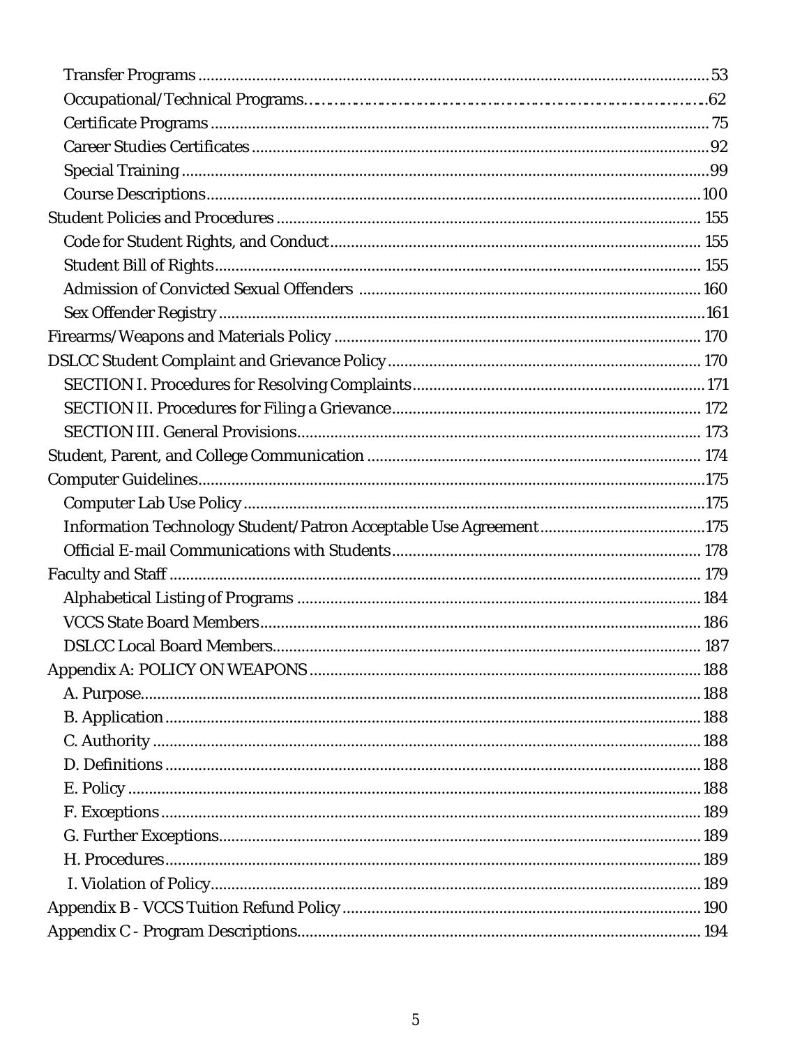- Transfer Programs .......... 53
- Occupational/Technical Programs .......... 62
- Certificate Programs .......... 75
- Career Studies Certificates .......... 92
- Special Training .......... 99
- Course Descriptions .......... 100

Student Policies and Procedures .......... 155

- Code for Student Rights, and Conduct .......... 155
- Student Bill of Rights .......... 155
- Admission of Convicted Sexual Offenders .......... 160
- Sex Offender Registry .......... 161

Firearms/Weapons and Materials Policy .......... 170

DSLCC Student Complaint and Grievance Policy .......... 170

- SECTION I. Procedures for Resolving Complaints .......... 171
- SECTION II. Procedures for Filing a Grievance .......... 172
- SECTION III. General Provisions .......... 173

Student, Parent, and College Communication .......... 174

Computer Guidelines .......... 175

- Computer Lab Use Policy .......... 175
- Information Technology Student/Patron Acceptable Use Agreement .......... 175
- Official E-mail Communications with Students .......... 178

Faculty and Staff .......... 179

- Alphabetical Listing of Programs .......... 184
- VCCS State Board Members .......... 186
- DSLCC Local Board Members .......... 187

Appendix A: POLICY ON WEAPONS .......... 188

- A. Purpose .......... 188
- B. Application .......... 188
- C. Authority .......... 188
- D. Definitions .......... 188
- E. Policy .......... 188
- F. Exceptions .......... 189
- G. Further Exceptions .......... 189
- H. Procedures .......... 189
- I. Violation of Policy .......... 189

Appendix B - VCCS Tuition Refund Policy .......... 190

Appendix C - Program Descriptions .......... 194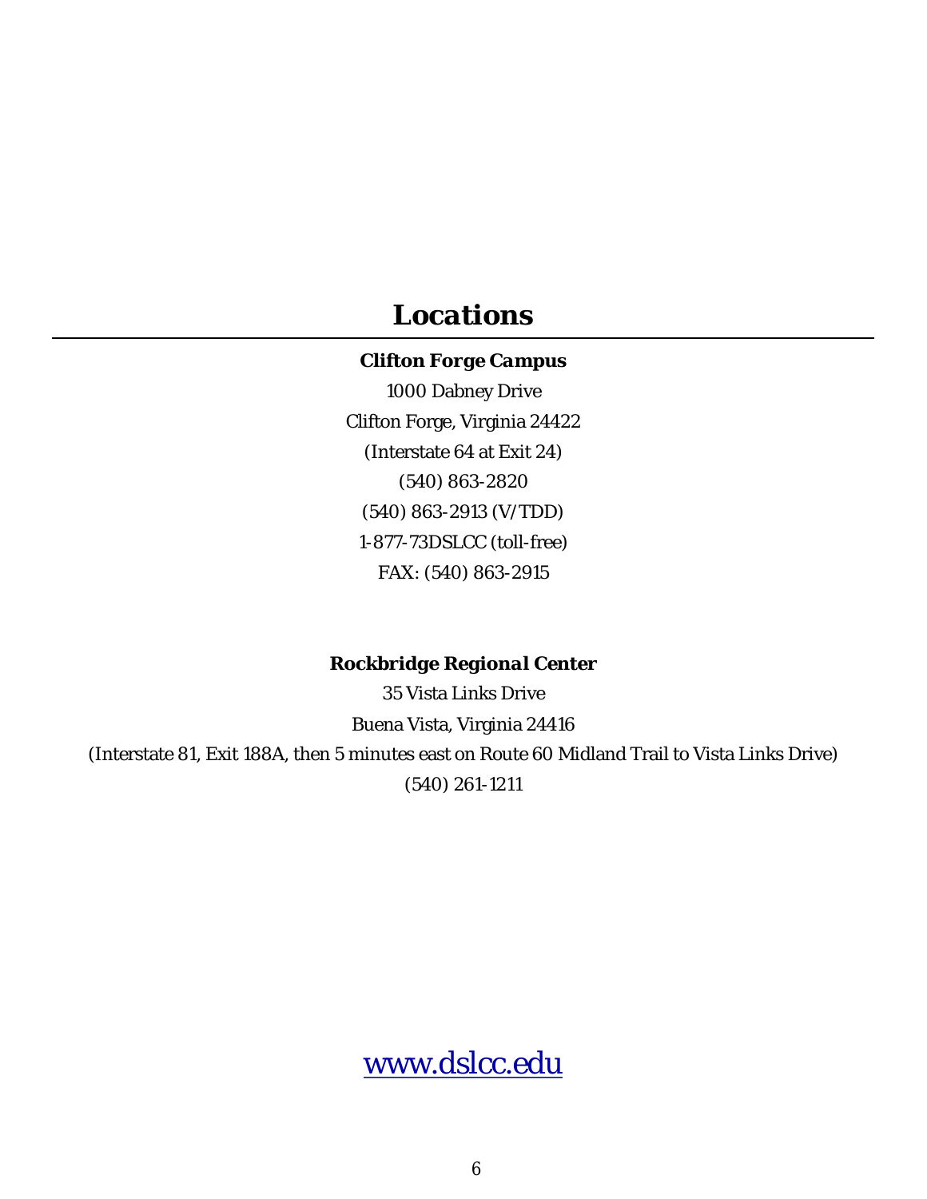# *Locations*

***Clifton Forge Campus***

1000 Dabney Drive

Clifton Forge, Virginia 24422

(Interstate 64 at Exit 24)

(540) 863-2820

(540) 863-2913 (V/TDD)

1-877-73DSLCC (toll-free)

FAX: (540) 863-2915

***Rockbridge Regional Center***

35 Vista Links Drive

Buena Vista, Virginia 24416

(Interstate 81, Exit 188A, then 5 minutes east on Route 60 Midland Trail to Vista Links Drive)

(540) 261-1211

[www.dslcc.edu](http://www.dslcc.edu)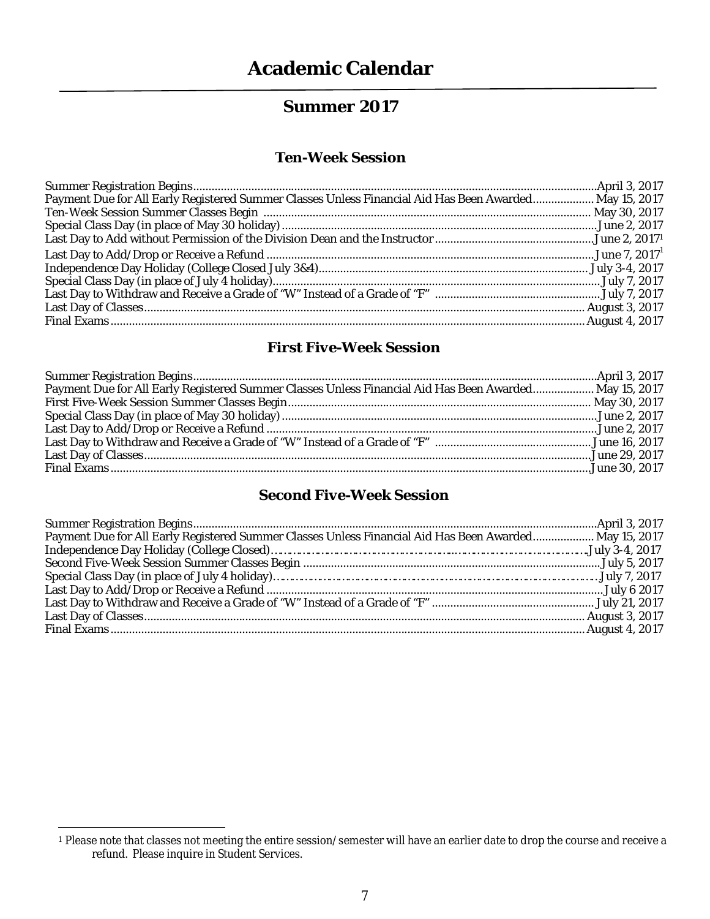# Academic Calendar

## Summer 2017

### Ten-Week Session

| Event | Date |
|---|---|
| Summer Registration Begins | April 3, 2017 |
| Payment Due for All Early Registered Summer Classes Unless Financial Aid Has Been Awarded | May 15, 2017 |
| Ten-Week Session Summer Classes Begin | May 30, 2017 |
| Special Class Day (in place of May 30 holiday) | June 2, 2017 |
| Last Day to Add without Permission of the Division Dean and the Instructor | June 2, 2017[1] |
| Last Day to Add/Drop or Receive a Refund | June 7, 2017[1] |
| Independence Day Holiday (College Closed July 3&4) | July 3-4, 2017 |
| Special Class Day (in place of July 4 holiday) | July 7, 2017 |
| Last Day to Withdraw and Receive a Grade of "W" Instead of a Grade of "F" | July 7, 2017 |
| Last Day of Classes | August 3, 2017 |
| Final Exams | August 4, 2017 |

### First Five-Week Session

| Event | Date |
|---|---|
| Summer Registration Begins | April 3, 2017 |
| Payment Due for All Early Registered Summer Classes Unless Financial Aid Has Been Awarded | May 15, 2017 |
| First Five-Week Session Summer Classes Begin | May 30, 2017 |
| Special Class Day (in place of May 30 holiday) | June 2, 2017 |
| Last Day to Add/Drop or Receive a Refund | June 2, 2017 |
| Last Day to Withdraw and Receive a Grade of "W" Instead of a Grade of "F" | June 16, 2017 |
| Last Day of Classes | June 29, 2017 |
| Final Exams | June 30, 2017 |

### Second Five-Week Session

| Event | Date |
|---|---|
| Summer Registration Begins | April 3, 2017 |
| Payment Due for All Early Registered Summer Classes Unless Financial Aid Has Been Awarded | May 15, 2017 |
| Independence Day Holiday (College Closed) | July 3-4, 2017 |
| Second Five-Week Session Summer Classes Begin | July 5, 2017 |
| Special Class Day (in place of July 4 holiday) | July 7, 2017 |
| Last Day to Add/Drop or Receive a Refund | July 6 2017 |
| Last Day to Withdraw and Receive a Grade of "W" Instead of a Grade of "F" | July 21, 2017 |
| Last Day of Classes | August 3, 2017 |
| Final Exams | August 4, 2017 |

[1] Please note that classes not meeting the entire session/semester will have an earlier date to drop the course and receive a refund. Please inquire in Student Services.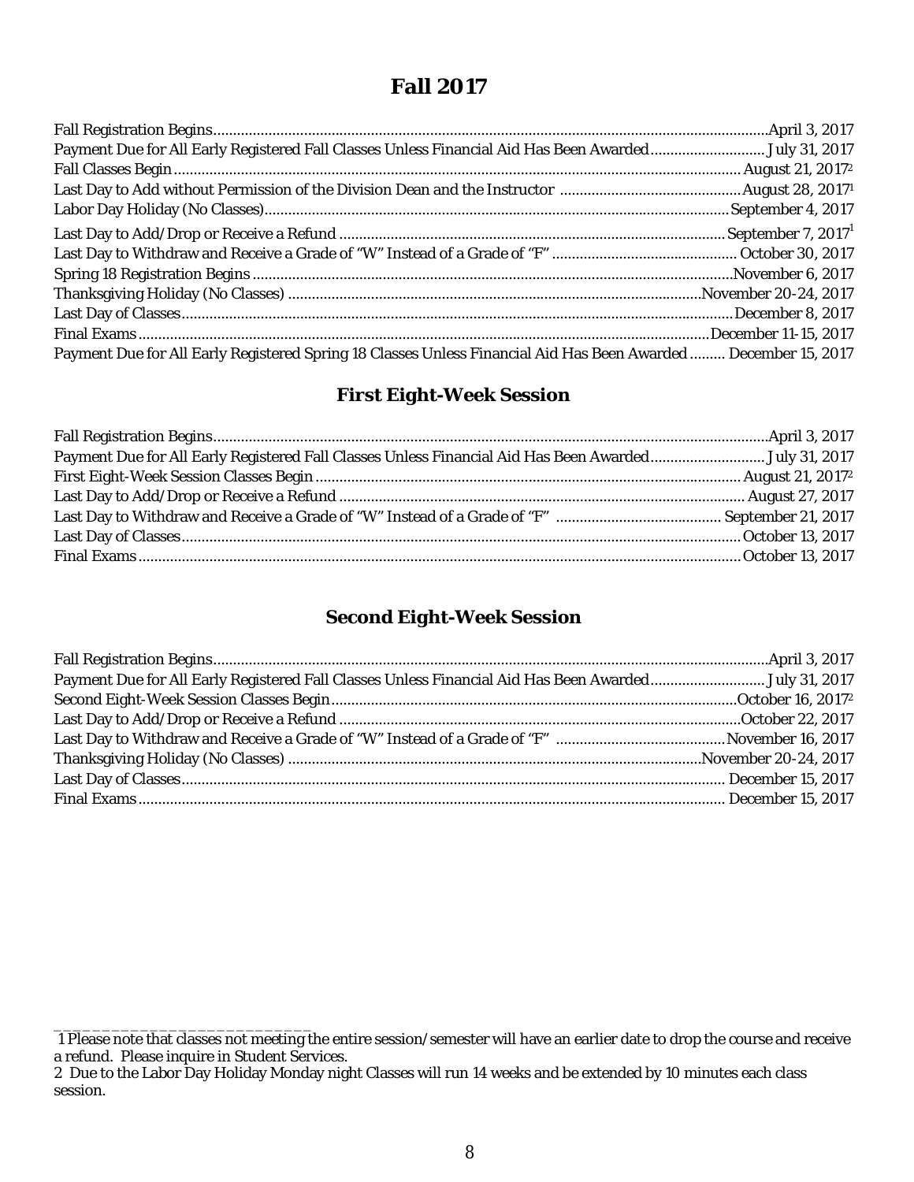# Fall 2017

| | |
|---|---|
| Fall Registration Begins | April 3, 2017 |
| Payment Due for All Early Registered Fall Classes Unless Financial Aid Has Been Awarded | July 31, 2017 |
| Fall Classes Begin | August 21, 2017[2] |
| Last Day to Add without Permission of the Division Dean and the Instructor | August 28, 2017[1] |
| Labor Day Holiday (No Classes) | September 4, 2017 |
| Last Day to Add/Drop or Receive a Refund | September 7, 2017[1] |
| Last Day to Withdraw and Receive a Grade of "W" Instead of a Grade of "F" | October 30, 2017 |
| Spring 18 Registration Begins | November 6, 2017 |
| Thanksgiving Holiday (No Classes) | November 20-24, 2017 |
| Last Day of Classes | December 8, 2017 |
| Final Exams | December 11-15, 2017 |
| Payment Due for All Early Registered Spring 18 Classes Unless Financial Aid Has Been Awarded | December 15, 2017 |

## First Eight-Week Session

| | |
|---|---|
| Fall Registration Begins | April 3, 2017 |
| Payment Due for All Early Registered Fall Classes Unless Financial Aid Has Been Awarded | July 31, 2017 |
| First Eight-Week Session Classes Begin | August 21, 2017[2] |
| Last Day to Add/Drop or Receive a Refund | August 27, 2017 |
| Last Day to Withdraw and Receive a Grade of "W" Instead of a Grade of "F" | September 21, 2017 |
| Last Day of Classes | October 13, 2017 |
| Final Exams | October 13, 2017 |

## Second Eight-Week Session

| | |
|---|---|
| Fall Registration Begins | April 3, 2017 |
| Payment Due for All Early Registered Fall Classes Unless Financial Aid Has Been Awarded | July 31, 2017 |
| Second Eight-Week Session Classes Begin | October 16, 2017[2] |
| Last Day to Add/Drop or Receive a Refund | October 22, 2017 |
| Last Day to Withdraw and Receive a Grade of "W" Instead of a Grade of "F" | November 16, 2017 |
| Thanksgiving Holiday (No Classes) | November 20-24, 2017 |
| Last Day of Classes | December 15, 2017 |
| Final Exams | December 15, 2017 |

---

1 Please note that classes not meeting the entire session/semester will have an earlier date to drop the course and receive a refund. Please inquire in Student Services.

2 Due to the Labor Day Holiday Monday night Classes will run 14 weeks and be extended by 10 minutes each class session.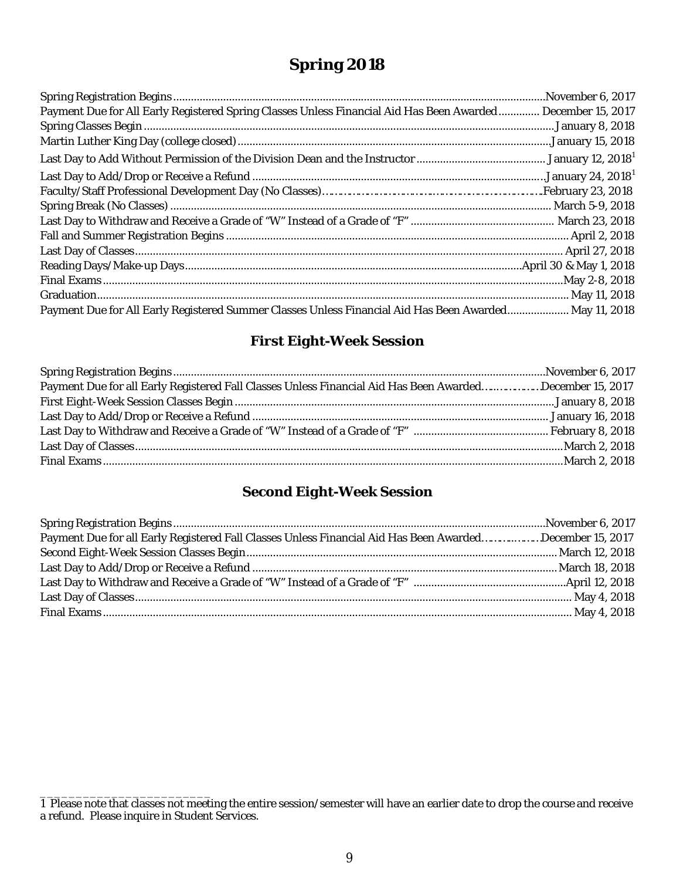# Spring 2018

| Event | Date |
|---|---|
| Spring Registration Begins | November 6, 2017 |
| Payment Due for All Early Registered Spring Classes Unless Financial Aid Has Been Awarded | December 15, 2017 |
| Spring Classes Begin | January 8, 2018 |
| Martin Luther King Day (college closed) | January 15, 2018 |
| Last Day to Add Without Permission of the Division Dean and the Instructor | January 12, 2018[1] |
| Last Day to Add/Drop or Receive a Refund | January 24, 2018[1] |
| Faculty/Staff Professional Development Day (No Classes) | February 23, 2018 |
| Spring Break (No Classes) | March 5-9, 2018 |
| Last Day to Withdraw and Receive a Grade of "W" Instead of a Grade of "F" | March 23, 2018 |
| Fall and Summer Registration Begins | April 2, 2018 |
| Last Day of Classes | April 27, 2018 |
| Reading Days/Make-up Days | April 30 & May 1, 2018 |
| Final Exams | May 2-8, 2018 |
| Graduation | May 11, 2018 |
| Payment Due for All Early Registered Summer Classes Unless Financial Aid Has Been Awarded | May 11, 2018 |

## First Eight-Week Session

| Event | Date |
|---|---|
| Spring Registration Begins | November 6, 2017 |
| Payment Due for all Early Registered Fall Classes Unless Financial Aid Has Been Awarded | December 15, 2017 |
| First Eight-Week Session Classes Begin | January 8, 2018 |
| Last Day to Add/Drop or Receive a Refund | January 16, 2018 |
| Last Day to Withdraw and Receive a Grade of "W" Instead of a Grade of "F" | February 8, 2018 |
| Last Day of Classes | March 2, 2018 |
| Final Exams | March 2, 2018 |

## Second Eight-Week Session

| Event | Date |
|---|---|
| Spring Registration Begins | November 6, 2017 |
| Payment Due for all Early Registered Fall Classes Unless Financial Aid Has Been Awarded | December 15, 2017 |
| Second Eight-Week Session Classes Begin | March 12, 2018 |
| Last Day to Add/Drop or Receive a Refund | March 18, 2018 |
| Last Day to Withdraw and Receive a Grade of "W" Instead of a Grade of "F" | April 12, 2018 |
| Last Day of Classes | May 4, 2018 |
| Final Exams | May 4, 2018 |

---

1 Please note that classes not meeting the entire session/semester will have an earlier date to drop the course and receive a refund. Please inquire in Student Services.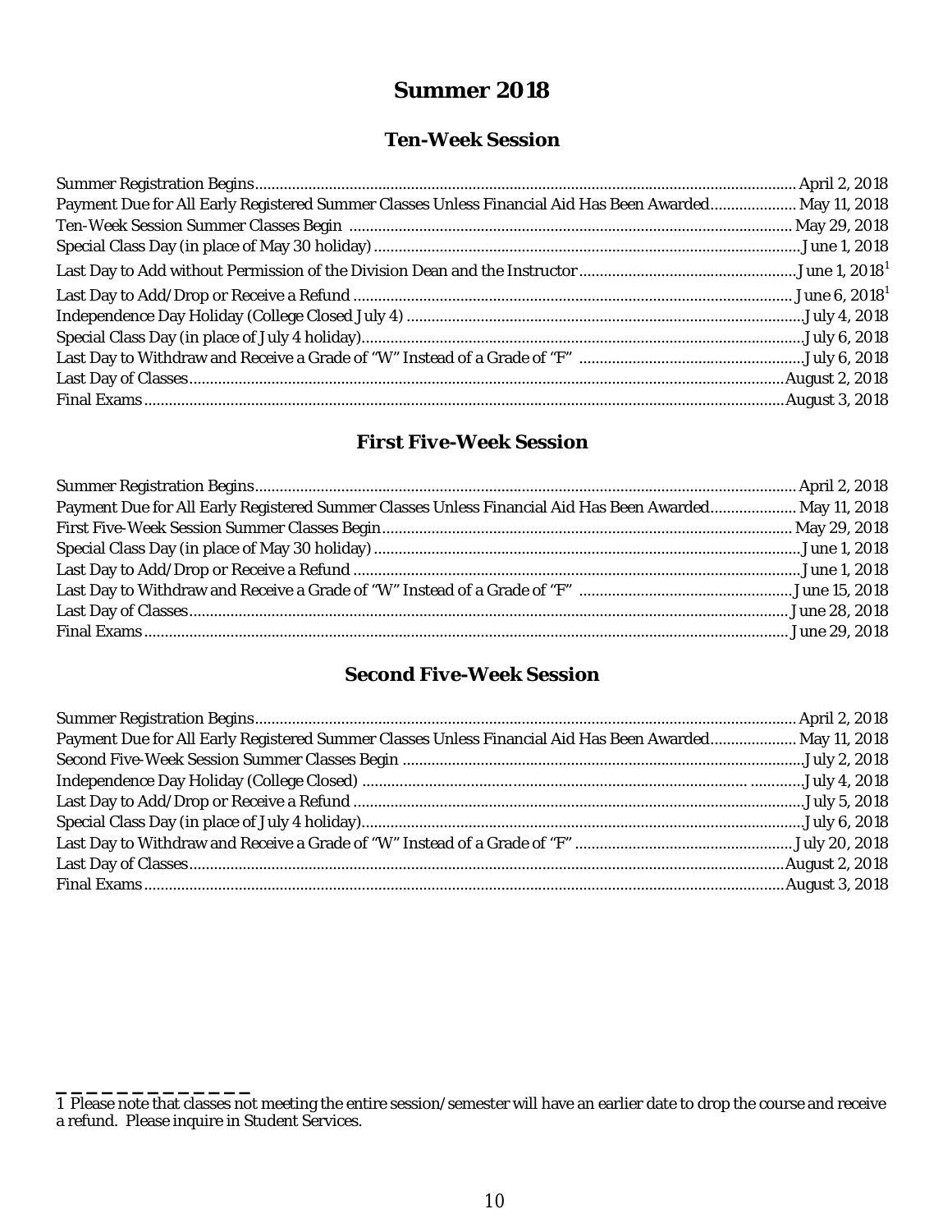# Summer 2018

## Ten-Week Session

| | |
|---|---|
| Summer Registration Begins | April 2, 2018 |
| Payment Due for All Early Registered Summer Classes Unless Financial Aid Has Been Awarded | May 11, 2018 |
| Ten-Week Session Summer Classes Begin | May 29, 2018 |
| Special Class Day (in place of May 30 holiday) | June 1, 2018 |
| Last Day to Add without Permission of the Division Dean and the Instructor | June 1, 2018[1] |
| Last Day to Add/Drop or Receive a Refund | June 6, 2018[1] |
| Independence Day Holiday (College Closed July 4) | July 4, 2018 |
| Special Class Day (in place of July 4 holiday) | July 6, 2018 |
| Last Day to Withdraw and Receive a Grade of "W" Instead of a Grade of "F" | July 6, 2018 |
| Last Day of Classes | August 2, 2018 |
| Final Exams | August 3, 2018 |

## First Five-Week Session

| | |
|---|---|
| Summer Registration Begins | April 2, 2018 |
| Payment Due for All Early Registered Summer Classes Unless Financial Aid Has Been Awarded | May 11, 2018 |
| First Five-Week Session Summer Classes Begin | May 29, 2018 |
| Special Class Day (in place of May 30 holiday) | June 1, 2018 |
| Last Day to Add/Drop or Receive a Refund | June 1, 2018 |
| Last Day to Withdraw and Receive a Grade of "W" Instead of a Grade of "F" | June 15, 2018 |
| Last Day of Classes | June 28, 2018 |
| Final Exams | June 29, 2018 |

## Second Five-Week Session

| | |
|---|---|
| Summer Registration Begins | April 2, 2018 |
| Payment Due for All Early Registered Summer Classes Unless Financial Aid Has Been Awarded | May 11, 2018 |
| Second Five-Week Session Summer Classes Begin | July 2, 2018 |
| Independence Day Holiday (College Closed) | July 4, 2018 |
| Last Day to Add/Drop or Receive a Refund | July 5, 2018 |
| Special Class Day (in place of July 4 holiday) | July 6, 2018 |
| Last Day to Withdraw and Receive a Grade of "W" Instead of a Grade of "F" | July 20, 2018 |
| Last Day of Classes | August 2, 2018 |
| Final Exams | August 3, 2018 |

---

1 Please note that classes not meeting the entire session/semester will have an earlier date to drop the course and receive a refund. Please inquire in Student Services.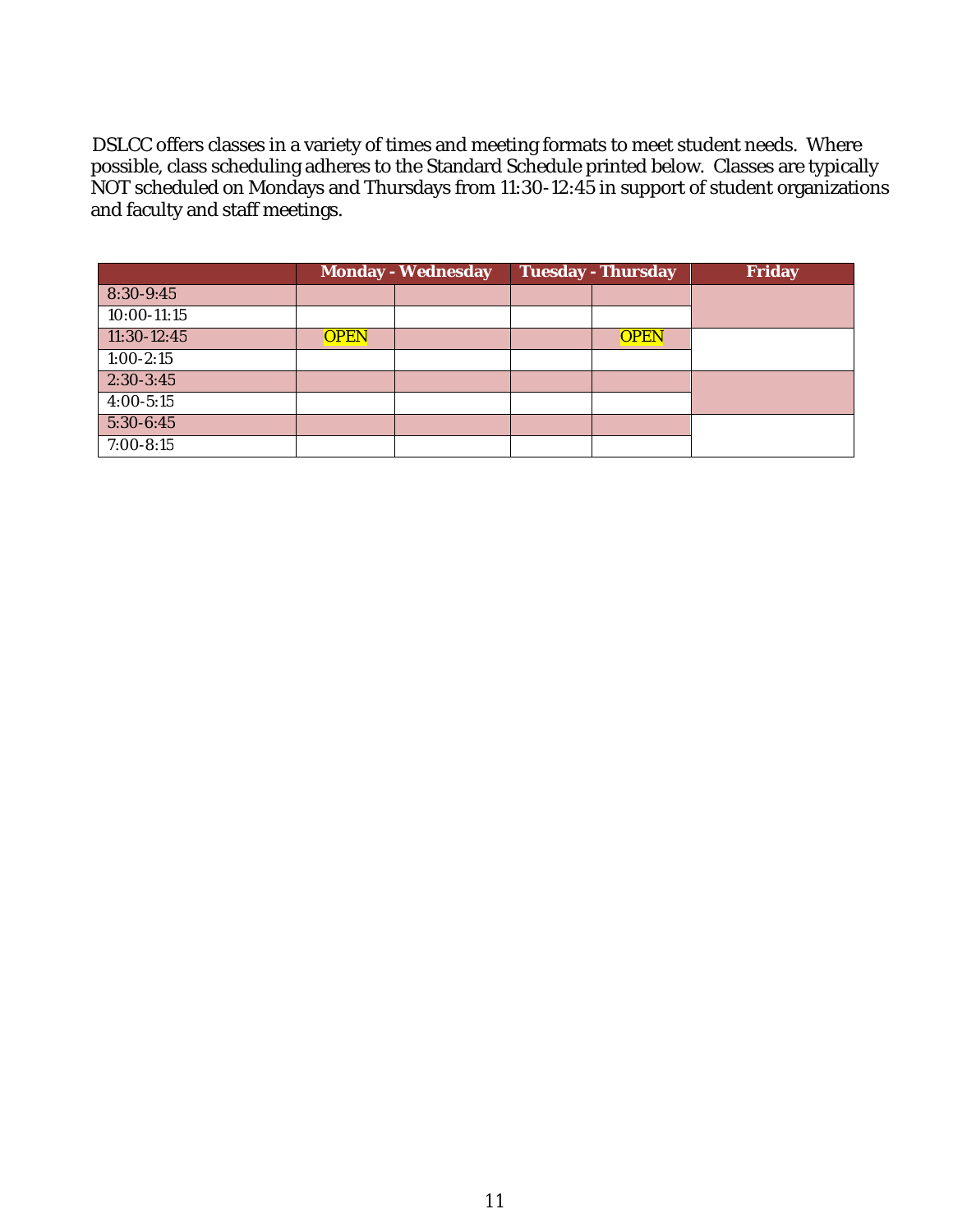DSLCC offers classes in a variety of times and meeting formats to meet student needs. Where possible, class scheduling adheres to the Standard Schedule printed below. Classes are typically NOT scheduled on Mondays and Thursdays from 11:30-12:45 in support of student organizations and faculty and staff meetings.

| | Monday - Wednesday | | Tuesday - Thursday | | Friday |
|---|---|---|---|---|---|
| 8:30-9:45 | | | | | |
| 10:00-11:15 | | | | | |
| 11:30-12:45 | OPEN | | | OPEN | |
| 1:00-2:15 | | | | | |
| 2:30-3:45 | | | | | |
| 4:00-5:15 | | | | | |
| 5:30-6:45 | | | | | |
| 7:00-8:15 | | | | | |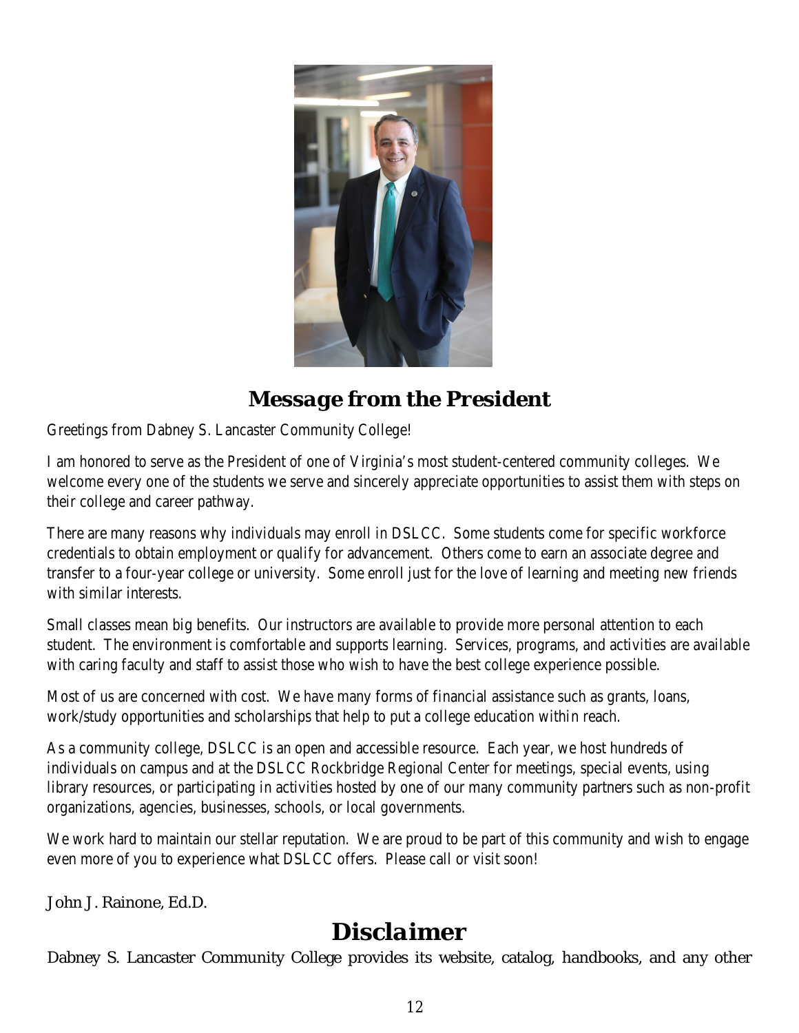## *Message from the President*

Greetings from Dabney S. Lancaster Community College!

I am honored to serve as the President of one of Virginia's most student-centered community colleges. We welcome every one of the students we serve and sincerely appreciate opportunities to assist them with steps on their college and career pathway.

There are many reasons why individuals may enroll in DSLCC. Some students come for specific workforce credentials to obtain employment or qualify for advancement. Others come to earn an associate degree and transfer to a four-year college or university. Some enroll just for the love of learning and meeting new friends with similar interests.

Small classes mean big benefits. Our instructors are available to provide more personal attention to each student. The environment is comfortable and supports learning. Services, programs, and activities are available with caring faculty and staff to assist those who wish to have the best college experience possible.

Most of us are concerned with cost. We have many forms of financial assistance such as grants, loans, work/study opportunities and scholarships that help to put a college education within reach.

As a community college, DSLCC is an open and accessible resource. Each year, we host hundreds of individuals on campus and at the DSLCC Rockbridge Regional Center for meetings, special events, using library resources, or participating in activities hosted by one of our many community partners such as non-profit organizations, agencies, businesses, schools, or local governments.

We work hard to maintain our stellar reputation. We are proud to be part of this community and wish to engage even more of you to experience what DSLCC offers. Please call or visit soon!

John J. Rainone, Ed.D.

# Disclaimer

Dabney S. Lancaster Community College provides its website, catalog, handbooks, and any other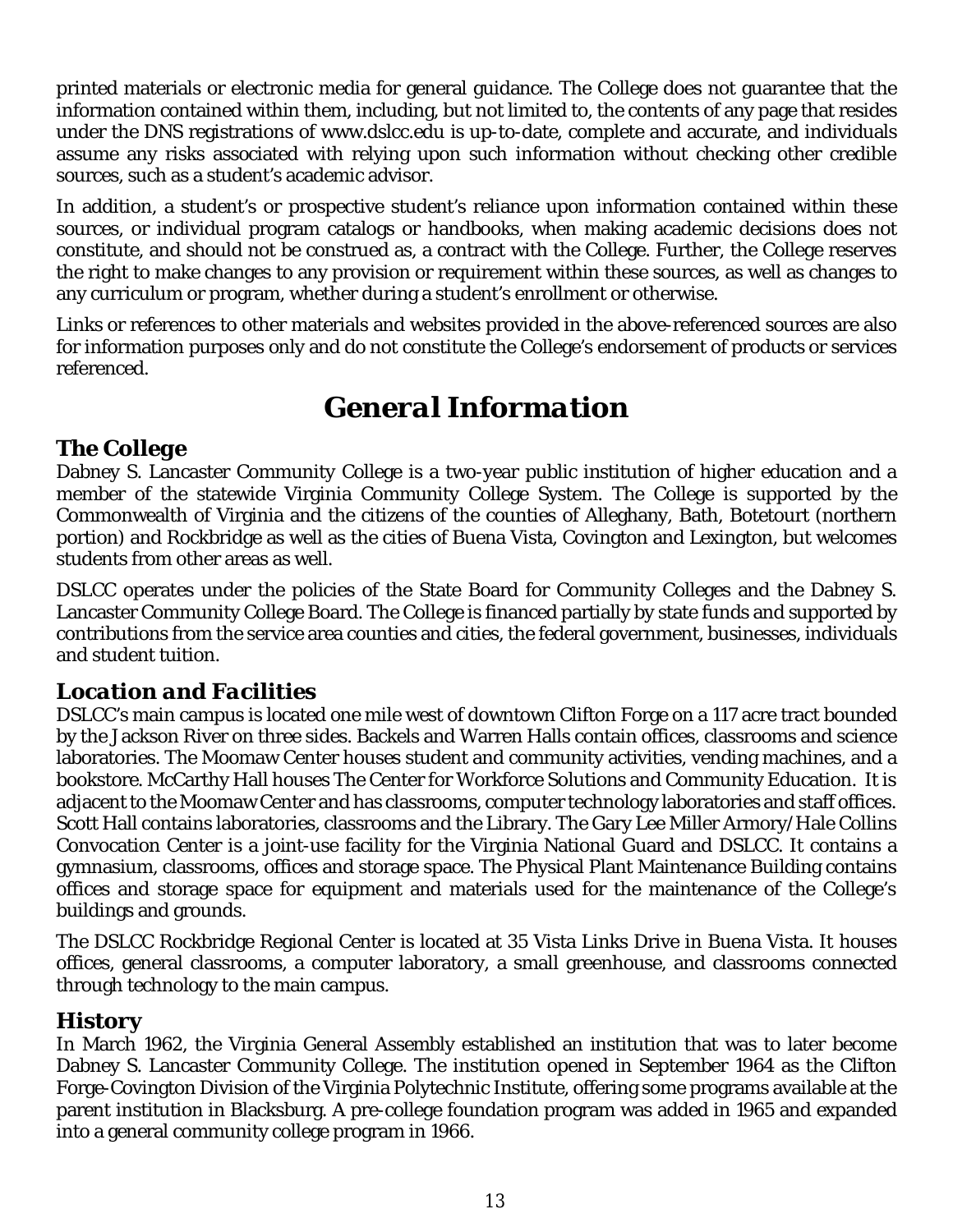printed materials or electronic media for general guidance. The College does not guarantee that the information contained within them, including, but not limited to, the contents of any page that resides under the DNS registrations of www.dslcc.edu is up-to-date, complete and accurate, and individuals assume any risks associated with relying upon such information without checking other credible sources, such as a student's academic advisor.

In addition, a student's or prospective student's reliance upon information contained within these sources, or individual program catalogs or handbooks, when making academic decisions does not constitute, and should not be construed as, a contract with the College. Further, the College reserves the right to make changes to any provision or requirement within these sources, as well as changes to any curriculum or program, whether during a student's enrollment or otherwise.

Links or references to other materials and websites provided in the above-referenced sources are also for information purposes only and do not constitute the College's endorsement of products or services referenced.

# *General Information*

## The College

Dabney S. Lancaster Community College is a two-year public institution of higher education and a member of the statewide Virginia Community College System. The College is supported by the Commonwealth of Virginia and the citizens of the counties of Alleghany, Bath, Botetourt (northern portion) and Rockbridge as well as the cities of Buena Vista, Covington and Lexington, but welcomes students from other areas as well.

DSLCC operates under the policies of the State Board for Community Colleges and the Dabney S. Lancaster Community College Board. The College is financed partially by state funds and supported by contributions from the service area counties and cities, the federal government, businesses, individuals and student tuition.

## *Location and Facilities*

DSLCC's main campus is located one mile west of downtown Clifton Forge on a 117 acre tract bounded by the Jackson River on three sides. Backels and Warren Halls contain offices, classrooms and science laboratories. The Moomaw Center houses student and community activities, vending machines, and a bookstore. McCarthy Hall houses The Center for Workforce Solutions and Community Education. It is adjacent to the Moomaw Center and has classrooms, computer technology laboratories and staff offices. Scott Hall contains laboratories, classrooms and the Library. The Gary Lee Miller Armory/Hale Collins Convocation Center is a joint-use facility for the Virginia National Guard and DSLCC. It contains a gymnasium, classrooms, offices and storage space. The Physical Plant Maintenance Building contains offices and storage space for equipment and materials used for the maintenance of the College's buildings and grounds.

The DSLCC Rockbridge Regional Center is located at 35 Vista Links Drive in Buena Vista. It houses offices, general classrooms, a computer laboratory, a small greenhouse, and classrooms connected through technology to the main campus.

## *History*

In March 1962, the Virginia General Assembly established an institution that was to later become Dabney S. Lancaster Community College. The institution opened in September 1964 as the Clifton Forge-Covington Division of the Virginia Polytechnic Institute, offering some programs available at the parent institution in Blacksburg. A pre-college foundation program was added in 1965 and expanded into a general community college program in 1966.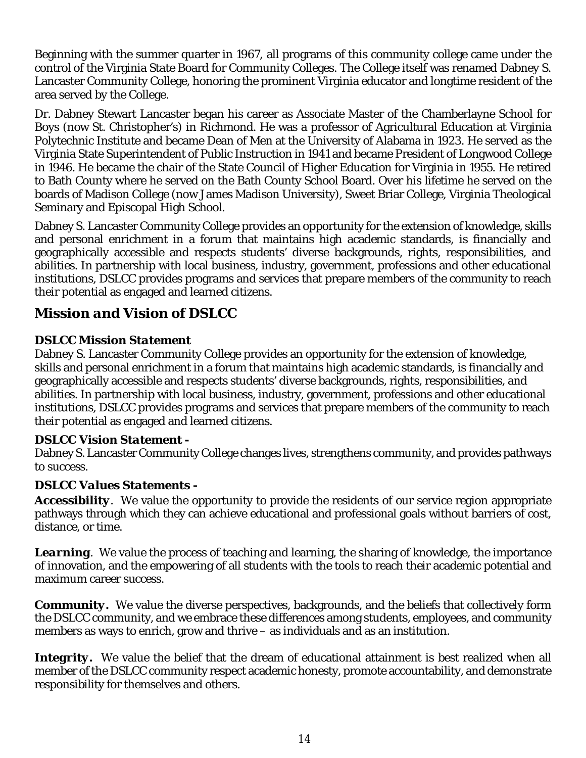Beginning with the summer quarter in 1967, all programs of this community college came under the control of the Virginia State Board for Community Colleges. The College itself was renamed Dabney S. Lancaster Community College, honoring the prominent Virginia educator and longtime resident of the area served by the College.

Dr. Dabney Stewart Lancaster began his career as Associate Master of the Chamberlayne School for Boys (now St. Christopher's) in Richmond. He was a professor of Agricultural Education at Virginia Polytechnic Institute and became Dean of Men at the University of Alabama in 1923. He served as the Virginia State Superintendent of Public Instruction in 1941 and became President of Longwood College in 1946. He became the chair of the State Council of Higher Education for Virginia in 1955. He retired to Bath County where he served on the Bath County School Board. Over his lifetime he served on the boards of Madison College (now James Madison University), Sweet Briar College, Virginia Theological Seminary and Episcopal High School.

Dabney S. Lancaster Community College provides an opportunity for the extension of knowledge, skills and personal enrichment in a forum that maintains high academic standards, is financially and geographically accessible and respects students' diverse backgrounds, rights, responsibilities, and abilities. In partnership with local business, industry, government, professions and other educational institutions, DSLCC provides programs and services that prepare members of the community to reach their potential as engaged and learned citizens.

## Mission and Vision of DSLCC

### DSLCC Mission Statement

Dabney S. Lancaster Community College provides an opportunity for the extension of knowledge, skills and personal enrichment in a forum that maintains high academic standards, is financially and geographically accessible and respects students' diverse backgrounds, rights, responsibilities, and abilities. In partnership with local business, industry, government, professions and other educational institutions, DSLCC provides programs and services that prepare members of the community to reach their potential as engaged and learned citizens.

### DSLCC Vision Statement -

Dabney S. Lancaster Community College changes lives, strengthens community, and provides pathways to success.

### DSLCC Values Statements -

***Accessibility***. We value the opportunity to provide the residents of our service region appropriate pathways through which they can achieve educational and professional goals without barriers of cost, distance, or time.

***Learning***. We value the process of teaching and learning, the sharing of knowledge, the importance of innovation, and the empowering of all students with the tools to reach their academic potential and maximum career success.

***Community.*** We value the diverse perspectives, backgrounds, and the beliefs that collectively form the DSLCC community, and we embrace these differences among students, employees, and community members as ways to enrich, grow and thrive – as individuals and as an institution.

***Integrity.*** We value the belief that the dream of educational attainment is best realized when all member of the DSLCC community respect academic honesty, promote accountability, and demonstrate responsibility for themselves and others.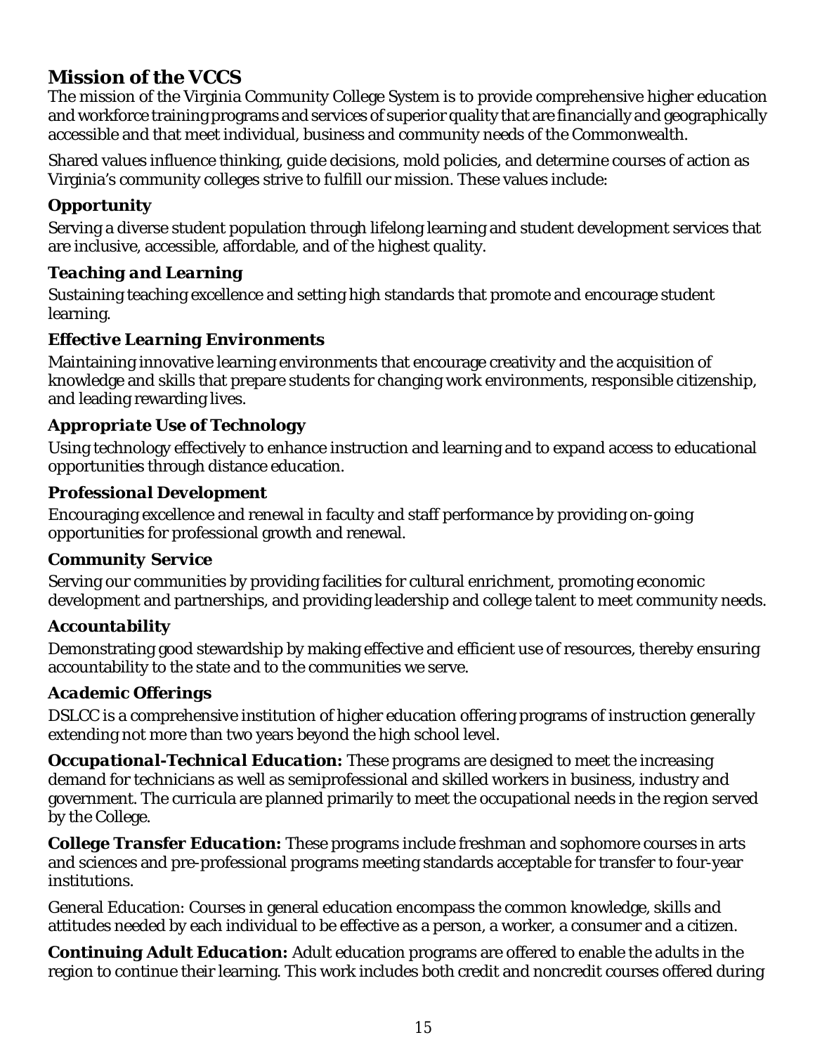## Mission of the VCCS

The mission of the Virginia Community College System is to provide comprehensive higher education and workforce training programs and services of superior quality that are financially and geographically accessible and that meet individual, business and community needs of the Commonwealth.

Shared values influence thinking, guide decisions, mold policies, and determine courses of action as Virginia's community colleges strive to fulfill our mission. These values include:

### Opportunity

Serving a diverse student population through lifelong learning and student development services that are inclusive, accessible, affordable, and of the highest quality.

### Teaching and Learning

Sustaining teaching excellence and setting high standards that promote and encourage student learning.

### Effective Learning Environments

Maintaining innovative learning environments that encourage creativity and the acquisition of knowledge and skills that prepare students for changing work environments, responsible citizenship, and leading rewarding lives.

### Appropriate Use of Technology

Using technology effectively to enhance instruction and learning and to expand access to educational opportunities through distance education.

### Professional Development

Encouraging excellence and renewal in faculty and staff performance by providing on-going opportunities for professional growth and renewal.

### Community Service

Serving our communities by providing facilities for cultural enrichment, promoting economic development and partnerships, and providing leadership and college talent to meet community needs.

### Accountability

Demonstrating good stewardship by making effective and efficient use of resources, thereby ensuring accountability to the state and to the communities we serve.

### Academic Offerings

DSLCC is a comprehensive institution of higher education offering programs of instruction generally extending not more than two years beyond the high school level.

***Occupational-Technical Education:*** These programs are designed to meet the increasing demand for technicians as well as semiprofessional and skilled workers in business, industry and government. The curricula are planned primarily to meet the occupational needs in the region served by the College.

***College Transfer Education:*** These programs include freshman and sophomore courses in arts and sciences and pre-professional programs meeting standards acceptable for transfer to four-year institutions.

General Education: Courses in general education encompass the common knowledge, skills and attitudes needed by each individual to be effective as a person, a worker, a consumer and a citizen.

***Continuing Adult Education:*** Adult education programs are offered to enable the adults in the region to continue their learning. This work includes both credit and noncredit courses offered during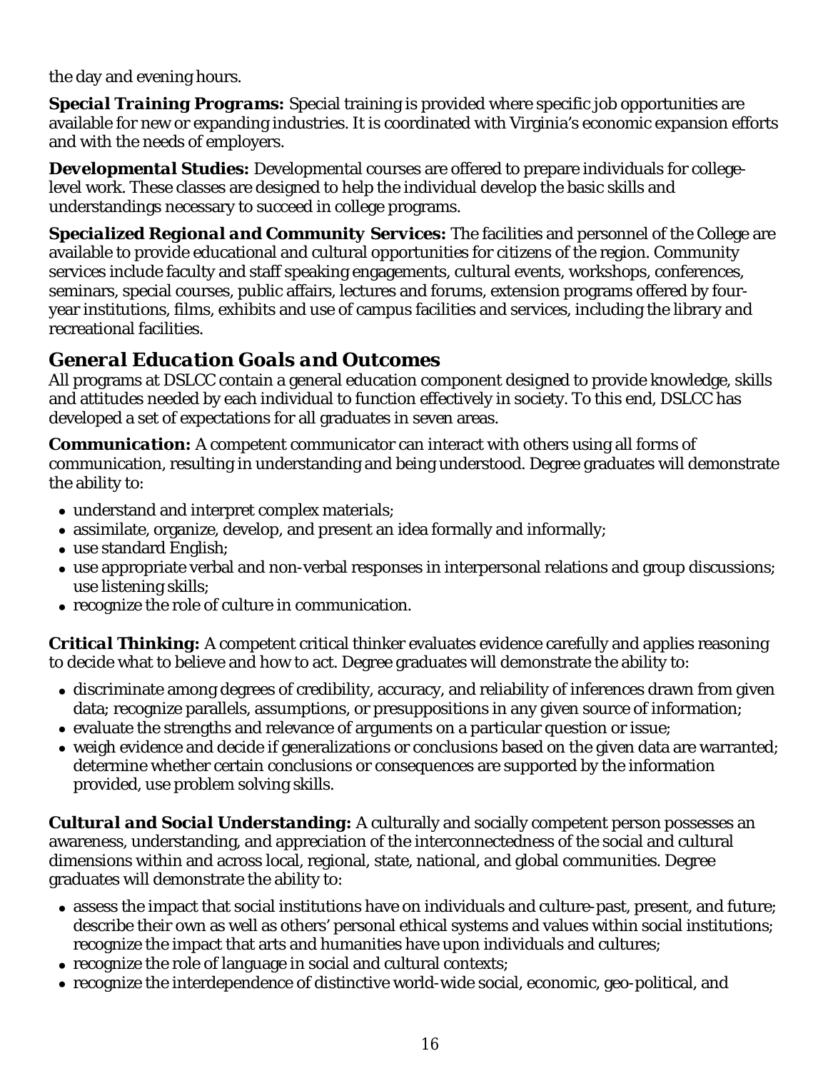the day and evening hours.

***Special Training Programs:*** Special training is provided where specific job opportunities are available for new or expanding industries. It is coordinated with Virginia's economic expansion efforts and with the needs of employers.

***Developmental Studies:*** Developmental courses are offered to prepare individuals for college-level work. These classes are designed to help the individual develop the basic skills and understandings necessary to succeed in college programs.

***Specialized Regional and Community Services:*** The facilities and personnel of the College are available to provide educational and cultural opportunities for citizens of the region. Community services include faculty and staff speaking engagements, cultural events, workshops, conferences, seminars, special courses, public affairs, lectures and forums, extension programs offered by four-year institutions, films, exhibits and use of campus facilities and services, including the library and recreational facilities.

## *General Education Goals and Outcomes*

All programs at DSLCC contain a general education component designed to provide knowledge, skills and attitudes needed by each individual to function effectively in society. To this end, DSLCC has developed a set of expectations for all graduates in seven areas.

***Communication:*** A competent communicator can interact with others using all forms of communication, resulting in understanding and being understood. Degree graduates will demonstrate the ability to:

- understand and interpret complex materials;
- assimilate, organize, develop, and present an idea formally and informally;
- use standard English;
- use appropriate verbal and non-verbal responses in interpersonal relations and group discussions; use listening skills;
- recognize the role of culture in communication.

***Critical Thinking:*** A competent critical thinker evaluates evidence carefully and applies reasoning to decide what to believe and how to act. Degree graduates will demonstrate the ability to:

- discriminate among degrees of credibility, accuracy, and reliability of inferences drawn from given data; recognize parallels, assumptions, or presuppositions in any given source of information;
- evaluate the strengths and relevance of arguments on a particular question or issue;
- weigh evidence and decide if generalizations or conclusions based on the given data are warranted; determine whether certain conclusions or consequences are supported by the information provided, use problem solving skills.

***Cultural and Social Understanding:*** A culturally and socially competent person possesses an awareness, understanding, and appreciation of the interconnectedness of the social and cultural dimensions within and across local, regional, state, national, and global communities. Degree graduates will demonstrate the ability to:

- assess the impact that social institutions have on individuals and culture-past, present, and future; describe their own as well as others' personal ethical systems and values within social institutions; recognize the impact that arts and humanities have upon individuals and cultures;
- recognize the role of language in social and cultural contexts;
- recognize the interdependence of distinctive world-wide social, economic, geo-political, and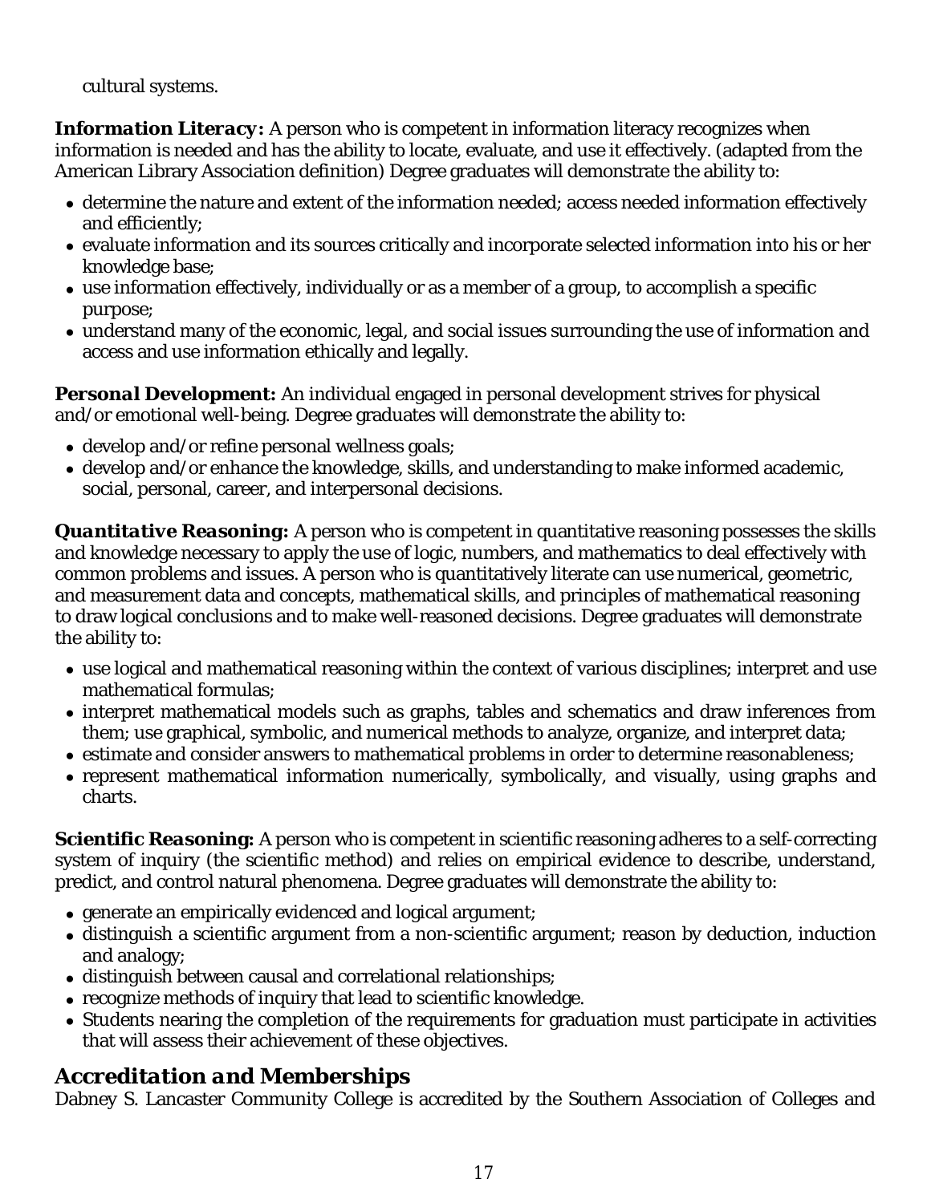cultural systems.

***Information Literacy:*** A person who is competent in information literacy recognizes when information is needed and has the ability to locate, evaluate, and use it effectively. (adapted from the American Library Association definition) Degree graduates will demonstrate the ability to:

- determine the nature and extent of the information needed; access needed information effectively and efficiently;
- evaluate information and its sources critically and incorporate selected information into his or her knowledge base;
- use information effectively, individually or as a member of a group, to accomplish a specific purpose;
- understand many of the economic, legal, and social issues surrounding the use of information and access and use information ethically and legally.

***Personal Development:*** An individual engaged in personal development strives for physical and/or emotional well-being. Degree graduates will demonstrate the ability to:

- develop and/or refine personal wellness goals;
- develop and/or enhance the knowledge, skills, and understanding to make informed academic, social, personal, career, and interpersonal decisions.

***Quantitative Reasoning:*** A person who is competent in quantitative reasoning possesses the skills and knowledge necessary to apply the use of logic, numbers, and mathematics to deal effectively with common problems and issues. A person who is quantitatively literate can use numerical, geometric, and measurement data and concepts, mathematical skills, and principles of mathematical reasoning to draw logical conclusions and to make well-reasoned decisions. Degree graduates will demonstrate the ability to:

- use logical and mathematical reasoning within the context of various disciplines; interpret and use mathematical formulas;
- interpret mathematical models such as graphs, tables and schematics and draw inferences from them; use graphical, symbolic, and numerical methods to analyze, organize, and interpret data;
- estimate and consider answers to mathematical problems in order to determine reasonableness;
- represent mathematical information numerically, symbolically, and visually, using graphs and charts.

***Scientific Reasoning:*** A person who is competent in scientific reasoning adheres to a self-correcting system of inquiry (the scientific method) and relies on empirical evidence to describe, understand, predict, and control natural phenomena. Degree graduates will demonstrate the ability to:

- generate an empirically evidenced and logical argument;
- distinguish a scientific argument from a non-scientific argument; reason by deduction, induction and analogy;
- distinguish between causal and correlational relationships;
- recognize methods of inquiry that lead to scientific knowledge.
- Students nearing the completion of the requirements for graduation must participate in activities that will assess their achievement of these objectives.

## *Accreditation and Memberships*

Dabney S. Lancaster Community College is accredited by the Southern Association of Colleges and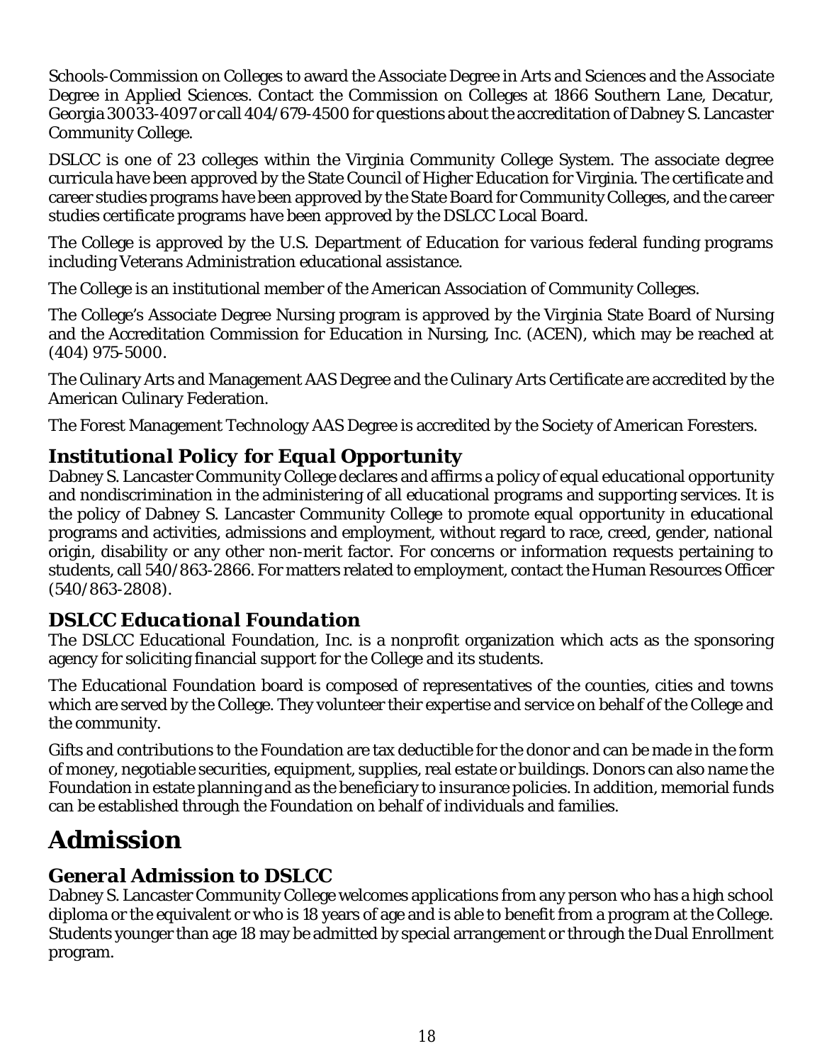Schools-Commission on Colleges to award the Associate Degree in Arts and Sciences and the Associate Degree in Applied Sciences. Contact the Commission on Colleges at 1866 Southern Lane, Decatur, Georgia 30033-4097 or call 404/679-4500 for questions about the accreditation of Dabney S. Lancaster Community College.

DSLCC is one of 23 colleges within the Virginia Community College System. The associate degree curricula have been approved by the State Council of Higher Education for Virginia. The certificate and career studies programs have been approved by the State Board for Community Colleges, and the career studies certificate programs have been approved by the DSLCC Local Board.

The College is approved by the U.S. Department of Education for various federal funding programs including Veterans Administration educational assistance.

The College is an institutional member of the American Association of Community Colleges.

The College's Associate Degree Nursing program is approved by the Virginia State Board of Nursing and the Accreditation Commission for Education in Nursing, Inc. (ACEN), which may be reached at (404) 975-5000.

The Culinary Arts and Management AAS Degree and the Culinary Arts Certificate are accredited by the American Culinary Federation.

The Forest Management Technology AAS Degree is accredited by the Society of American Foresters.

## *Institutional Policy for Equal Opportunity*

Dabney S. Lancaster Community College declares and affirms a policy of equal educational opportunity and nondiscrimination in the administering of all educational programs and supporting services. It is the policy of Dabney S. Lancaster Community College to promote equal opportunity in educational programs and activities, admissions and employment, without regard to race, creed, gender, national origin, disability or any other non-merit factor. For concerns or information requests pertaining to students, call 540/863-2866. For matters related to employment, contact the Human Resources Officer (540/863-2808).

## *DSLCC Educational Foundation*

The DSLCC Educational Foundation, Inc. is a nonprofit organization which acts as the sponsoring agency for soliciting financial support for the College and its students.

The Educational Foundation board is composed of representatives of the counties, cities and towns which are served by the College. They volunteer their expertise and service on behalf of the College and the community.

Gifts and contributions to the Foundation are tax deductible for the donor and can be made in the form of money, negotiable securities, equipment, supplies, real estate or buildings. Donors can also name the Foundation in estate planning and as the beneficiary to insurance policies. In addition, memorial funds can be established through the Foundation on behalf of individuals and families.

# Admission

## *General Admission to DSLCC*

Dabney S. Lancaster Community College welcomes applications from any person who has a high school diploma or the equivalent or who is 18 years of age and is able to benefit from a program at the College. Students younger than age 18 may be admitted by special arrangement or through the Dual Enrollment program.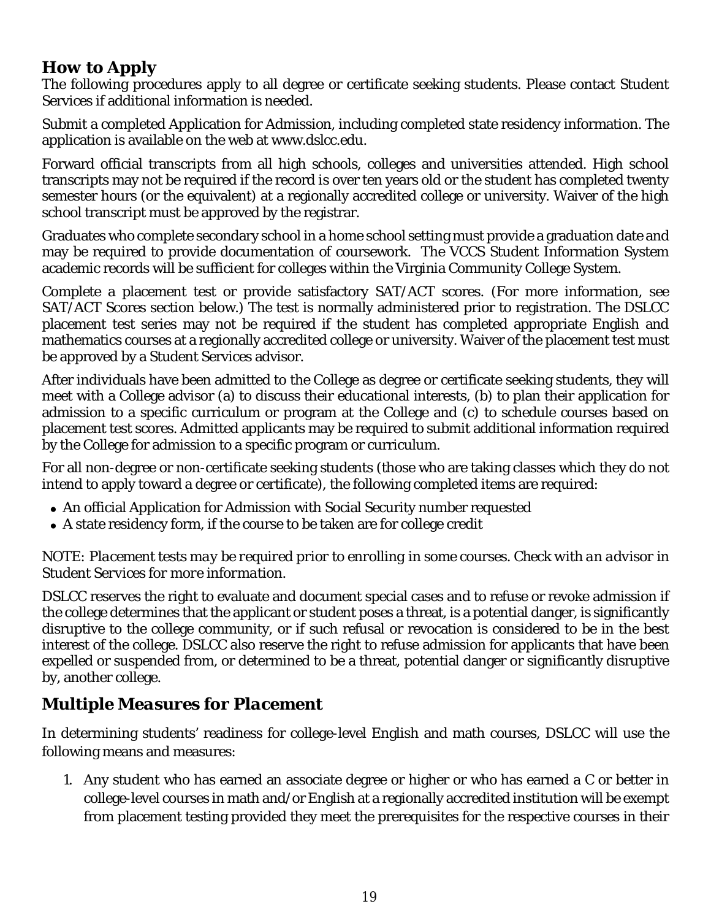## How to Apply

The following procedures apply to all degree or certificate seeking students. Please contact Student Services if additional information is needed.

Submit a completed Application for Admission, including completed state residency information. The application is available on the web at www.dslcc.edu.

Forward official transcripts from all high schools, colleges and universities attended. High school transcripts may not be required if the record is over ten years old or the student has completed twenty semester hours (or the equivalent) at a regionally accredited college or university. Waiver of the high school transcript must be approved by the registrar.

Graduates who complete secondary school in a home school setting must provide a graduation date and may be required to provide documentation of coursework. The VCCS Student Information System academic records will be sufficient for colleges within the Virginia Community College System.

Complete a placement test or provide satisfactory SAT/ACT scores. (For more information, see SAT/ACT Scores section below.) The test is normally administered prior to registration. The DSLCC placement test series may not be required if the student has completed appropriate English and mathematics courses at a regionally accredited college or university. Waiver of the placement test must be approved by a Student Services advisor.

After individuals have been admitted to the College as degree or certificate seeking students, they will meet with a College advisor (a) to discuss their educational interests, (b) to plan their application for admission to a specific curriculum or program at the College and (c) to schedule courses based on placement test scores. Admitted applicants may be required to submit additional information required by the College for admission to a specific program or curriculum.

For all non-degree or non-certificate seeking students (those who are taking classes which they do not intend to apply toward a degree or certificate), the following completed items are required:

- An official Application for Admission with Social Security number requested
- A state residency form, if the course to be taken are for college credit

NOTE: *Placement tests may be required prior to enrolling in some courses. Check with an advisor in Student Services for more information.*

DSLCC reserves the right to evaluate and document special cases and to refuse or revoke admission if the college determines that the applicant or student poses a threat, is a potential danger, is significantly disruptive to the college community, or if such refusal or revocation is considered to be in the best interest of the college. DSLCC also reserve the right to refuse admission for applicants that have been expelled or suspended from, or determined to be a threat, potential danger or significantly disruptive by, another college.

## Multiple Measures for Placement

In determining students' readiness for college-level English and math courses, DSLCC will use the following means and measures:

1. Any student who has earned an associate degree or higher or who has earned a C or better in college-level courses in math and/or English at a regionally accredited institution will be exempt from placement testing provided they meet the prerequisites for the respective courses in their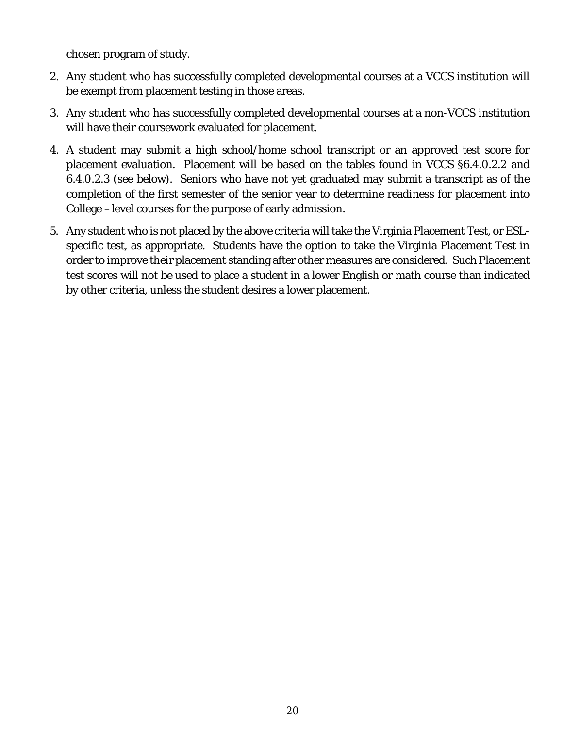chosen program of study.

2. Any student who has successfully completed developmental courses at a VCCS institution will be exempt from placement testing in those areas.
3. Any student who has successfully completed developmental courses at a non-VCCS institution will have their coursework evaluated for placement.
4. A student may submit a high school/home school transcript or an approved test score for placement evaluation. Placement will be based on the tables found in VCCS §6.4.0.2.2 and 6.4.0.2.3 (see below). Seniors who have not yet graduated may submit a transcript as of the completion of the first semester of the senior year to determine readiness for placement into College – level courses for the purpose of early admission.
5. Any student who is not placed by the above criteria will take the Virginia Placement Test, or ESL-specific test, as appropriate. Students have the option to take the Virginia Placement Test in order to improve their placement standing after other measures are considered. Such Placement test scores will not be used to place a student in a lower English or math course than indicated by other criteria, unless the student desires a lower placement.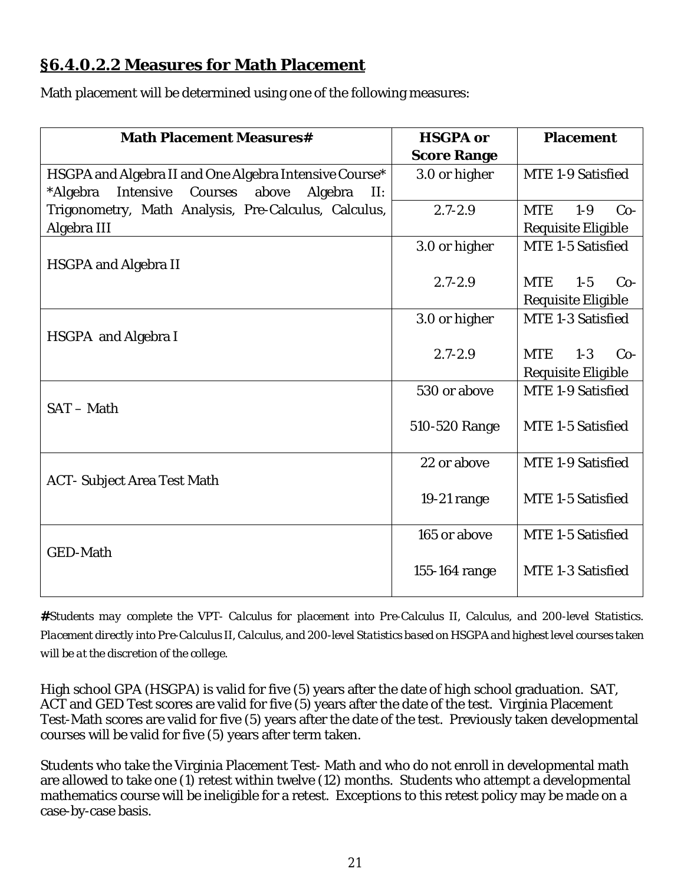## §6.4.0.2.2 Measures for Math Placement

Math placement will be determined using one of the following measures:

| Math Placement Measures# | HSGPA or Score Range | Placement |
|---|---|---|
| HSGPA and Algebra II and One Algebra Intensive Course* *Algebra Intensive Courses above Algebra II: Trigonometry, Math Analysis, Pre-Calculus, Calculus, Algebra III | 3.0 or higher | MTE 1-9 Satisfied |
| | 2.7-2.9 | MTE 1-9 Co-Requisite Eligible |
| HSGPA and Algebra II | 3.0 or higher | MTE 1-5 Satisfied |
| | 2.7-2.9 | MTE 1-5 Co-Requisite Eligible |
| HSGPA and Algebra I | 3.0 or higher | MTE 1-3 Satisfied |
| | 2.7-2.9 | MTE 1-3 Co-Requisite Eligible |
| SAT – Math | 530 or above | MTE 1-9 Satisfied |
| | 510-520 Range | MTE 1-5 Satisfied |
| ACT- Subject Area Test Math | 22 or above | MTE 1-9 Satisfied |
| | 19-21 range | MTE 1-5 Satisfied |
| GED-Math | 165 or above | MTE 1-5 Satisfied |
| | 155-164 range | MTE 1-3 Satisfied |

***#****Students may complete the VPT- Calculus for placement into Pre-Calculus II, Calculus, and 200-level Statistics. Placement directly into Pre-Calculus II, Calculus, and 200-level Statistics based on HSGPA and highest level courses taken will be at the discretion of the college.*

High school GPA (HSGPA) is valid for five (5) years after the date of high school graduation. SAT, ACT and GED Test scores are valid for five (5) years after the date of the test. Virginia Placement Test-Math scores are valid for five (5) years after the date of the test. Previously taken developmental courses will be valid for five (5) years after term taken.

Students who take the Virginia Placement Test- Math and who do not enroll in developmental math are allowed to take one (1) retest within twelve (12) months. Students who attempt a developmental mathematics course will be ineligible for a retest. Exceptions to this retest policy may be made on a case-by-case basis.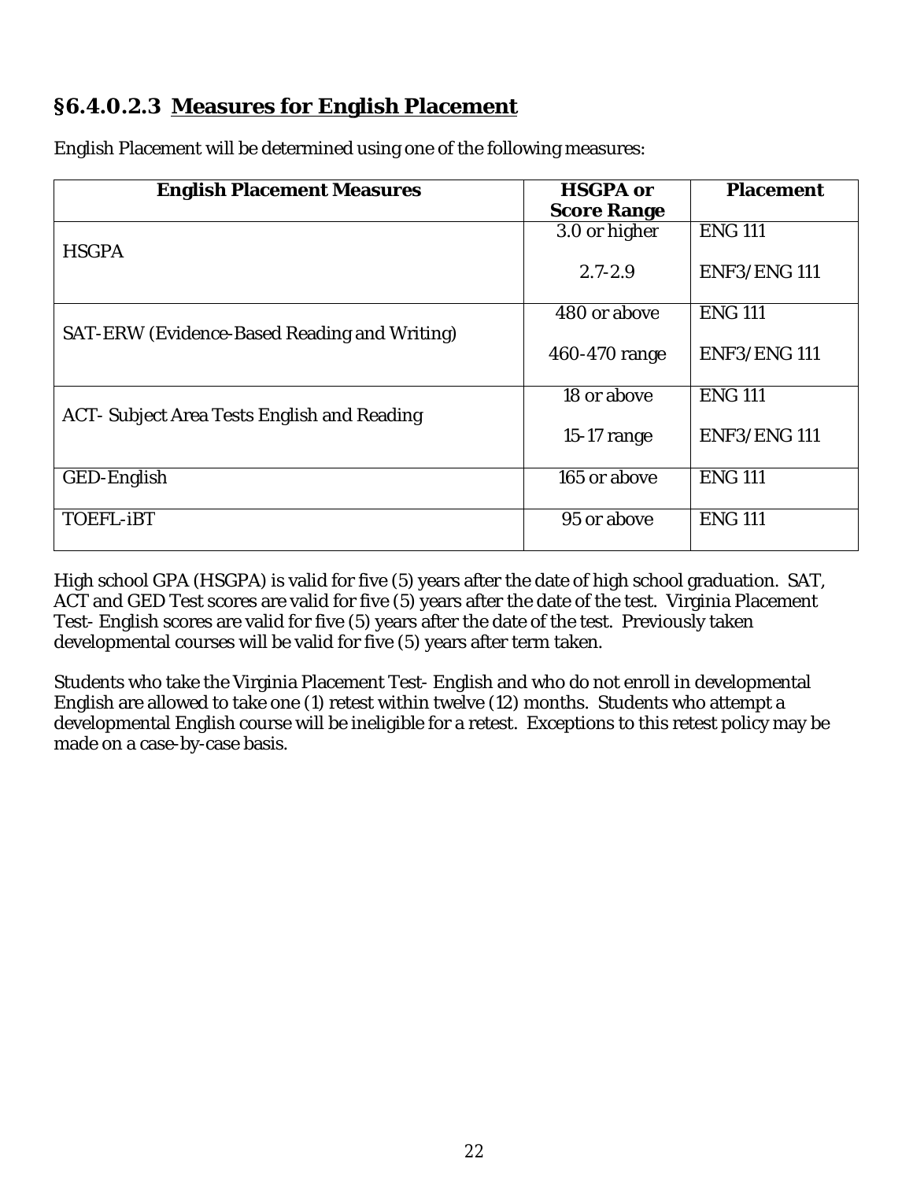## §6.4.0.2.3 Measures for English Placement

English Placement will be determined using one of the following measures:

| English Placement Measures | HSGPA or Score Range | Placement |
|---|---|---|
| HSGPA | 3.0 or higher | ENG 111 |
| | 2.7-2.9 | ENF3/ENG 111 |
| SAT-ERW (Evidence-Based Reading and Writing) | 480 or above | ENG 111 |
| | 460-470 range | ENF3/ENG 111 |
| ACT- Subject Area Tests English and Reading | 18 or above | ENG 111 |
| | 15-17 range | ENF3/ENG 111 |
| GED-English | 165 or above | ENG 111 |
| TOEFL-iBT | 95 or above | ENG 111 |

High school GPA (HSGPA) is valid for five (5) years after the date of high school graduation. SAT, ACT and GED Test scores are valid for five (5) years after the date of the test. Virginia Placement Test- English scores are valid for five (5) years after the date of the test. Previously taken developmental courses will be valid for five (5) years after term taken.

Students who take the Virginia Placement Test- English and who do not enroll in developmental English are allowed to take one (1) retest within twelve (12) months. Students who attempt a developmental English course will be ineligible for a retest. Exceptions to this retest policy may be made on a case-by-case basis.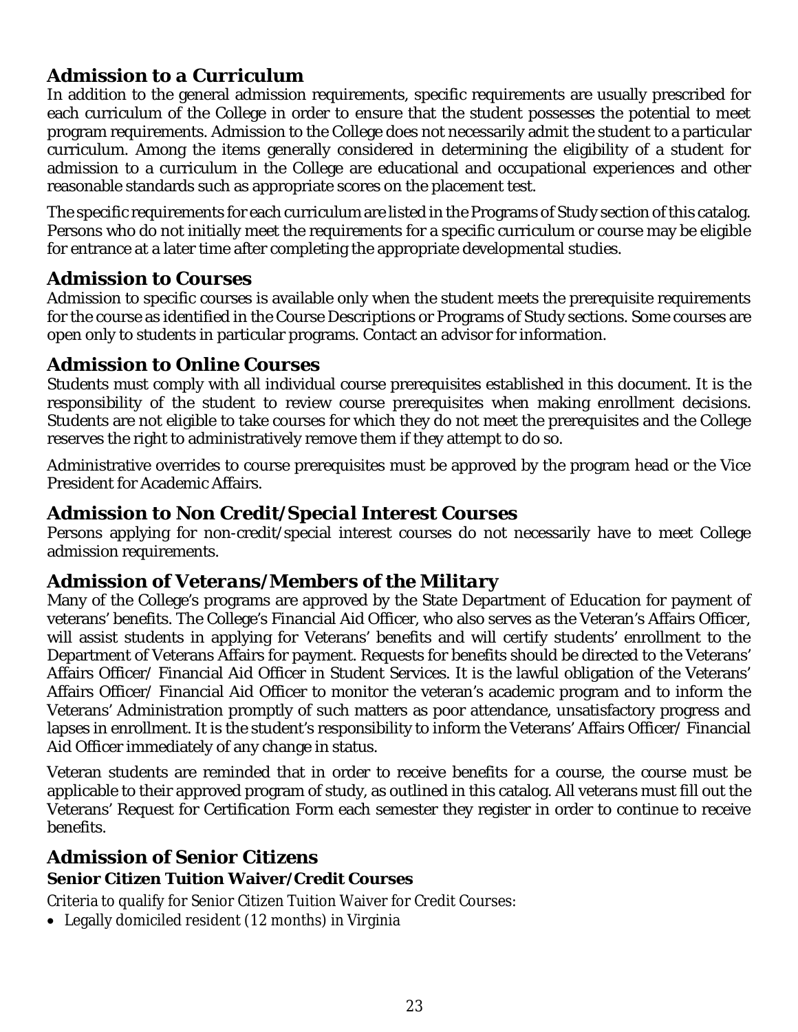## Admission to a Curriculum

In addition to the general admission requirements, specific requirements are usually prescribed for each curriculum of the College in order to ensure that the student possesses the potential to meet program requirements. Admission to the College does not necessarily admit the student to a particular curriculum. Among the items generally considered in determining the eligibility of a student for admission to a curriculum in the College are educational and occupational experiences and other reasonable standards such as appropriate scores on the placement test.

The specific requirements for each curriculum are listed in the Programs of Study section of this catalog. Persons who do not initially meet the requirements for a specific curriculum or course may be eligible for entrance at a later time after completing the appropriate developmental studies.

## Admission to Courses

Admission to specific courses is available only when the student meets the prerequisite requirements for the course as identified in the Course Descriptions or Programs of Study sections. Some courses are open only to students in particular programs. Contact an advisor for information.

## Admission to Online Courses

Students must comply with all individual course prerequisites established in this document. It is the responsibility of the student to review course prerequisites when making enrollment decisions. Students are not eligible to take courses for which they do not meet the prerequisites and the College reserves the right to administratively remove them if they attempt to do so.

Administrative overrides to course prerequisites must be approved by the program head or the Vice President for Academic Affairs.

## Admission to Non Credit/Special Interest Courses

Persons applying for non-credit/special interest courses do not necessarily have to meet College admission requirements.

## Admission of Veterans/Members of the Military

Many of the College's programs are approved by the State Department of Education for payment of veterans' benefits. The College's Financial Aid Officer, who also serves as the Veteran's Affairs Officer, will assist students in applying for Veterans' benefits and will certify students' enrollment to the Department of Veterans Affairs for payment. Requests for benefits should be directed to the Veterans' Affairs Officer/ Financial Aid Officer in Student Services. It is the lawful obligation of the Veterans' Affairs Officer/ Financial Aid Officer to monitor the veteran's academic program and to inform the Veterans' Administration promptly of such matters as poor attendance, unsatisfactory progress and lapses in enrollment. It is the student's responsibility to inform the Veterans' Affairs Officer/ Financial Aid Officer immediately of any change in status.

Veteran students are reminded that in order to receive benefits for a course, the course must be applicable to their approved program of study, as outlined in this catalog. All veterans must fill out the Veterans' Request for Certification Form each semester they register in order to continue to receive benefits.

## Admission of Senior Citizens

### Senior Citizen Tuition Waiver/Credit Courses

*Criteria to qualify for Senior Citizen Tuition Waiver for Credit Courses:*

- *Legally domiciled resident (12 months) in Virginia*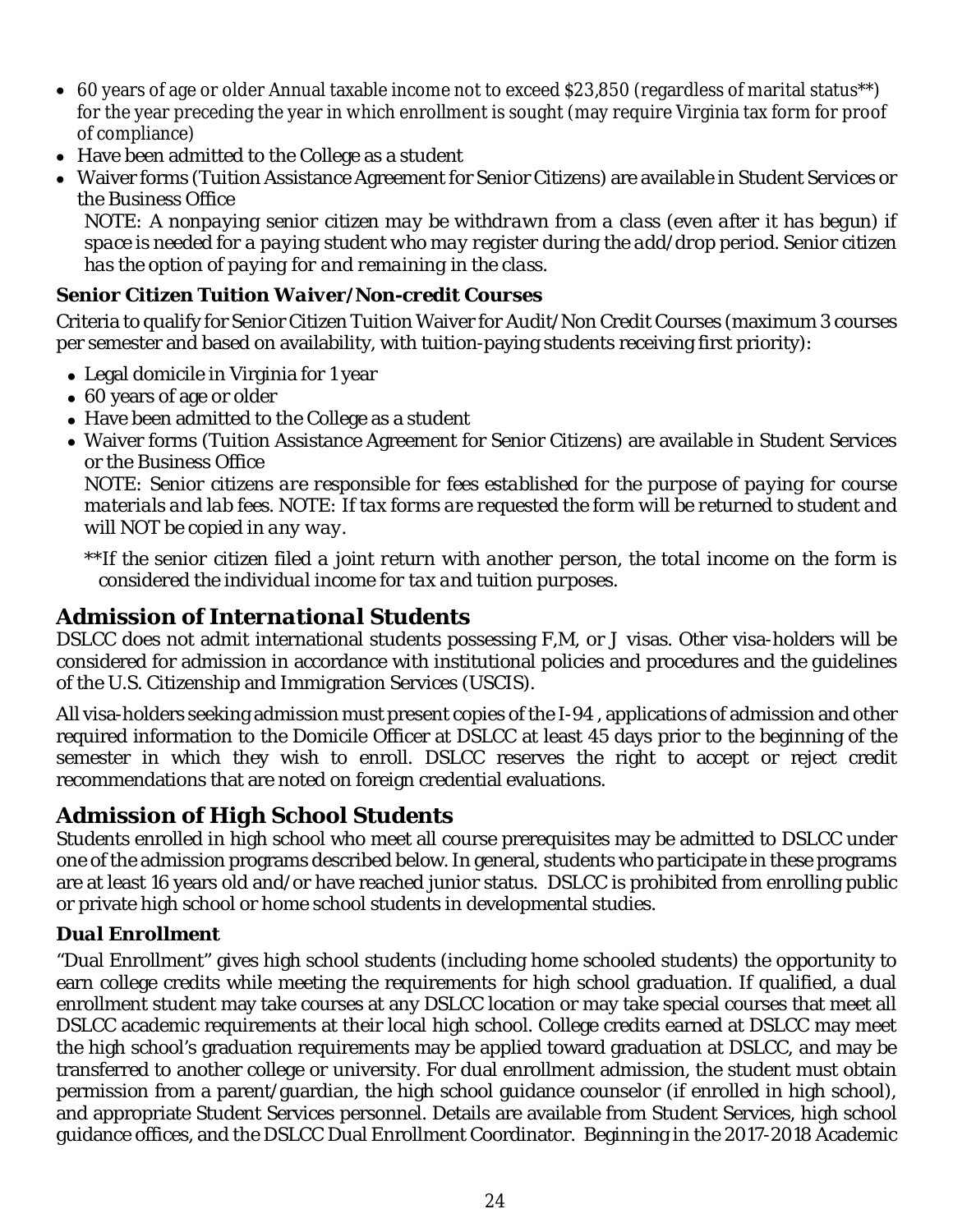- *60 years of age or older Annual taxable income not to exceed $23,850 (regardless of marital status**) for the year preceding the year in which enrollment is sought (may require Virginia tax form for proof of compliance)*
- Have been admitted to the College as a student
- Waiver forms (Tuition Assistance Agreement for Senior Citizens) are available in Student Services or the Business Office

  *NOTE: A nonpaying senior citizen may be withdrawn from a class (even after it has begun) if space is needed for a paying student who may register during the add/drop period. Senior citizen has the option of paying for and remaining in the class.*

### Senior Citizen Tuition Waiver/Non-credit Courses

Criteria to qualify for Senior Citizen Tuition Waiver for Audit/Non Credit Courses (maximum 3 courses per semester and based on availability, with tuition-paying students receiving first priority):

- Legal domicile in Virginia for 1 year
- 60 years of age or older
- Have been admitted to the College as a student
- Waiver forms (Tuition Assistance Agreement for Senior Citizens) are available in Student Services or the Business Office

  *NOTE: Senior citizens are responsible for fees established for the purpose of paying for course materials and lab fees. NOTE: If tax forms are requested the form will be returned to student and will NOT be copied in any way.*

  *\*\*If the senior citizen filed a joint return with another person, the total income on the form is considered the individual income for tax and tuition purposes.*

## Admission of International Students

DSLCC does not admit international students possessing F,M, or J visas. Other visa-holders will be considered for admission in accordance with institutional policies and procedures and the guidelines of the U.S. Citizenship and Immigration Services (USCIS).

All visa-holders seeking admission must present copies of the I-94 , applications of admission and other required information to the Domicile Officer at DSLCC at least 45 days prior to the beginning of the semester in which they wish to enroll. DSLCC reserves the right to accept or reject credit recommendations that are noted on foreign credential evaluations.

## Admission of High School Students

Students enrolled in high school who meet all course prerequisites may be admitted to DSLCC under one of the admission programs described below. In general, students who participate in these programs are at least 16 years old and/or have reached junior status. DSLCC is prohibited from enrolling public or private high school or home school students in developmental studies.

### Dual Enrollment

"Dual Enrollment" gives high school students (including home schooled students) the opportunity to earn college credits while meeting the requirements for high school graduation. If qualified, a dual enrollment student may take courses at any DSLCC location or may take special courses that meet all DSLCC academic requirements at their local high school. College credits earned at DSLCC may meet the high school's graduation requirements may be applied toward graduation at DSLCC, and may be transferred to another college or university. For dual enrollment admission, the student must obtain permission from a parent/guardian, the high school guidance counselor (if enrolled in high school), and appropriate Student Services personnel. Details are available from Student Services, high school guidance offices, and the DSLCC Dual Enrollment Coordinator. Beginning in the 2017-2018 Academic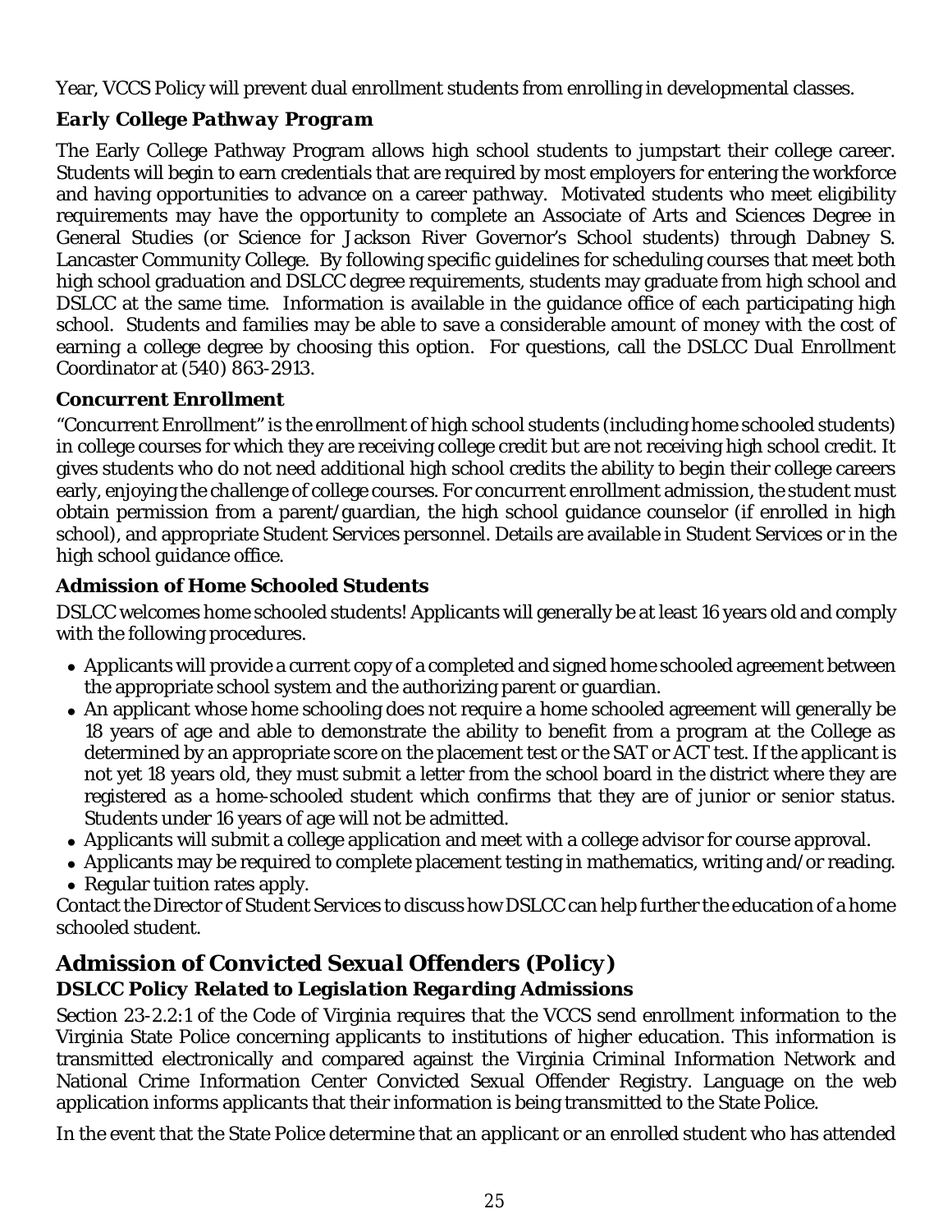Year, VCCS Policy will prevent dual enrollment students from enrolling in developmental classes.

### *Early College Pathway Program*

The Early College Pathway Program allows high school students to jumpstart their college career. Students will begin to earn credentials that are required by most employers for entering the workforce and having opportunities to advance on a career pathway. Motivated students who meet eligibility requirements may have the opportunity to complete an Associate of Arts and Sciences Degree in General Studies (or Science for Jackson River Governor's School students) through Dabney S. Lancaster Community College. By following specific guidelines for scheduling courses that meet both high school graduation and DSLCC degree requirements, students may graduate from high school and DSLCC at the same time. Information is available in the guidance office of each participating high school. Students and families may be able to save a considerable amount of money with the cost of earning a college degree by choosing this option. For questions, call the DSLCC Dual Enrollment Coordinator at (540) 863-2913.

### Concurrent Enrollment

"Concurrent Enrollment" is the enrollment of high school students (including home schooled students) in college courses for which they are receiving college credit but are not receiving high school credit. It gives students who do not need additional high school credits the ability to begin their college careers early, enjoying the challenge of college courses. For concurrent enrollment admission, the student must obtain permission from a parent/guardian, the high school guidance counselor (if enrolled in high school), and appropriate Student Services personnel. Details are available in Student Services or in the high school guidance office.

### Admission of Home Schooled Students

DSLCC welcomes home schooled students! Applicants will generally be at least 16 years old and comply with the following procedures.

- Applicants will provide a current copy of a completed and signed home schooled agreement between the appropriate school system and the authorizing parent or guardian.
- An applicant whose home schooling does not require a home schooled agreement will generally be 18 years of age and able to demonstrate the ability to benefit from a program at the College as determined by an appropriate score on the placement test or the SAT or ACT test. If the applicant is not yet 18 years old, they must submit a letter from the school board in the district where they are registered as a home-schooled student which confirms that they are of junior or senior status. Students under 16 years of age will not be admitted.
- Applicants will submit a college application and meet with a college advisor for course approval.
- Applicants may be required to complete placement testing in mathematics, writing and/or reading.
- Regular tuition rates apply.

Contact the Director of Student Services to discuss how DSLCC can help further the education of a home schooled student.

## *Admission of Convicted Sexual Offenders (Policy)*

### *DSLCC Policy Related to Legislation Regarding Admissions*

Section 23-2.2:1 of the Code of Virginia requires that the VCCS send enrollment information to the Virginia State Police concerning applicants to institutions of higher education. This information is transmitted electronically and compared against the Virginia Criminal Information Network and National Crime Information Center Convicted Sexual Offender Registry. Language on the web application informs applicants that their information is being transmitted to the State Police.

In the event that the State Police determine that an applicant or an enrolled student who has attended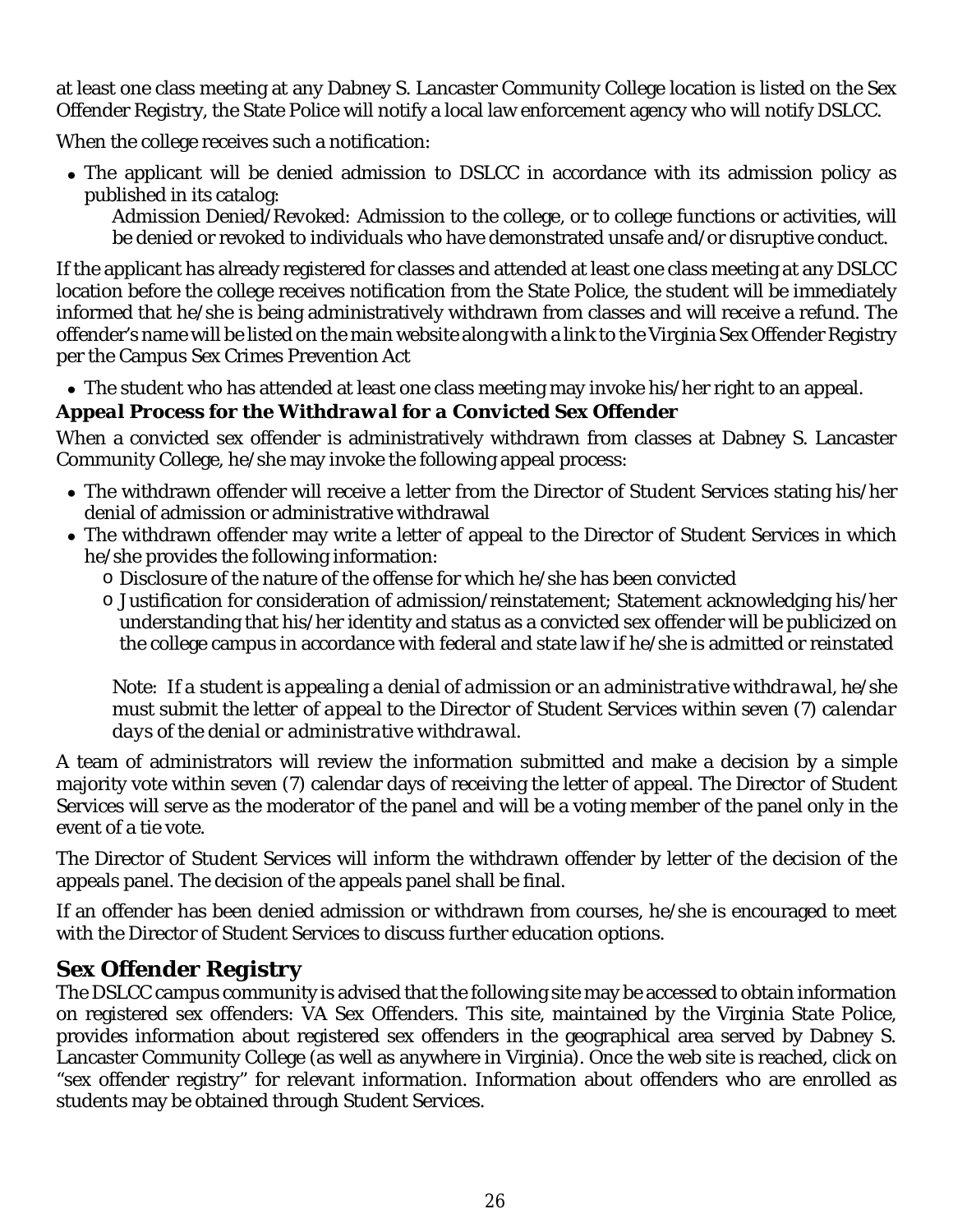at least one class meeting at any Dabney S. Lancaster Community College location is listed on the Sex Offender Registry, the State Police will notify a local law enforcement agency who will notify DSLCC.

When the college receives such a notification:

- The applicant will be denied admission to DSLCC in accordance with its admission policy as published in its catalog:

  Admission Denied/Revoked: Admission to the college, or to college functions or activities, will be denied or revoked to individuals who have demonstrated unsafe and/or disruptive conduct.

If the applicant has already registered for classes and attended at least one class meeting at any DSLCC location before the college receives notification from the State Police, the student will be immediately informed that he/she is being administratively withdrawn from classes and will receive a refund. The offender's name will be listed on the main website along with a link to the Virginia Sex Offender Registry per the Campus Sex Crimes Prevention Act

- The student who has attended at least one class meeting may invoke his/her right to an appeal.

### *Appeal Process for the Withdrawal for a Convicted Sex Offender*

When a convicted sex offender is administratively withdrawn from classes at Dabney S. Lancaster Community College, he/she may invoke the following appeal process:

- The withdrawn offender will receive a letter from the Director of Student Services stating his/her denial of admission or administrative withdrawal
- The withdrawn offender may write a letter of appeal to the Director of Student Services in which he/she provides the following information:
  - Disclosure of the nature of the offense for which he/she has been convicted
  - Justification for consideration of admission/reinstatement; Statement acknowledging his/her understanding that his/her identity and status as a convicted sex offender will be publicized on the college campus in accordance with federal and state law if he/she is admitted or reinstated

  *Note: If a student is appealing a denial of admission or an administrative withdrawal, he/she must submit the letter of appeal to the Director of Student Services within seven (7) calendar days of the denial or administrative withdrawal.*

A team of administrators will review the information submitted and make a decision by a simple majority vote within seven (7) calendar days of receiving the letter of appeal. The Director of Student Services will serve as the moderator of the panel and will be a voting member of the panel only in the event of a tie vote.

The Director of Student Services will inform the withdrawn offender by letter of the decision of the appeals panel. The decision of the appeals panel shall be final.

If an offender has been denied admission or withdrawn from courses, he/she is encouraged to meet with the Director of Student Services to discuss further education options.

## Sex Offender Registry

The DSLCC campus community is advised that the following site may be accessed to obtain information on registered sex offenders: VA Sex Offenders. This site, maintained by the Virginia State Police, provides information about registered sex offenders in the geographical area served by Dabney S. Lancaster Community College (as well as anywhere in Virginia). Once the web site is reached, click on "sex offender registry" for relevant information. Information about offenders who are enrolled as students may be obtained through Student Services.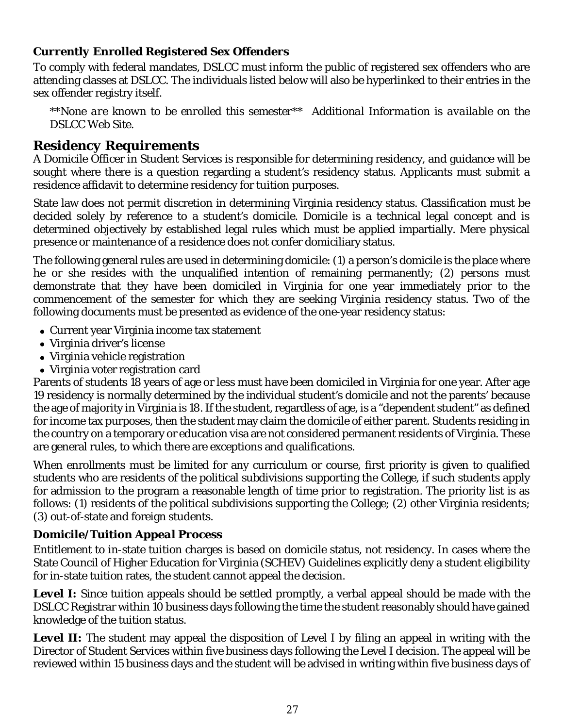### Currently Enrolled Registered Sex Offenders

To comply with federal mandates, DSLCC must inform the public of registered sex offenders who are attending classes at DSLCC. The individuals listed below will also be hyperlinked to their entries in the sex offender registry itself.

*\*\*None are known to be enrolled this semester\*\* Additional Information is available on the DSLCC Web Site.*

## Residency Requirements

A Domicile Officer in Student Services is responsible for determining residency, and guidance will be sought where there is a question regarding a student's residency status. Applicants must submit a residence affidavit to determine residency for tuition purposes.

State law does not permit discretion in determining Virginia residency status. Classification must be decided solely by reference to a student's domicile. Domicile is a technical legal concept and is determined objectively by established legal rules which must be applied impartially. Mere physical presence or maintenance of a residence does not confer domiciliary status.

The following general rules are used in determining domicile: (1) a person's domicile is the place where he or she resides with the unqualified intention of remaining permanently; (2) persons must demonstrate that they have been domiciled in Virginia for one year immediately prior to the commencement of the semester for which they are seeking Virginia residency status. Two of the following documents must be presented as evidence of the one-year residency status:

- Current year Virginia income tax statement
- Virginia driver's license
- Virginia vehicle registration
- Virginia voter registration card

Parents of students 18 years of age or less must have been domiciled in Virginia for one year. After age 19 residency is normally determined by the individual student's domicile and not the parents' because the age of majority in Virginia is 18. If the student, regardless of age, is a "dependent student" as defined for income tax purposes, then the student may claim the domicile of either parent. Students residing in the country on a temporary or education visa are not considered permanent residents of Virginia. These are general rules, to which there are exceptions and qualifications.

When enrollments must be limited for any curriculum or course, first priority is given to qualified students who are residents of the political subdivisions supporting the College, if such students apply for admission to the program a reasonable length of time prior to registration. The priority list is as follows: (1) residents of the political subdivisions supporting the College; (2) other Virginia residents; (3) out-of-state and foreign students.

### Domicile/Tuition Appeal Process

Entitlement to in-state tuition charges is based on domicile status, not residency. In cases where the State Council of Higher Education for Virginia (SCHEV) Guidelines explicitly deny a student eligibility for in-state tuition rates, the student cannot appeal the decision.

**Level I:** Since tuition appeals should be settled promptly, a verbal appeal should be made with the DSLCC Registrar within 10 business days following the time the student reasonably should have gained knowledge of the tuition status.

**Level II:** The student may appeal the disposition of Level I by filing an appeal in writing with the Director of Student Services within five business days following the Level I decision. The appeal will be reviewed within 15 business days and the student will be advised in writing within five business days of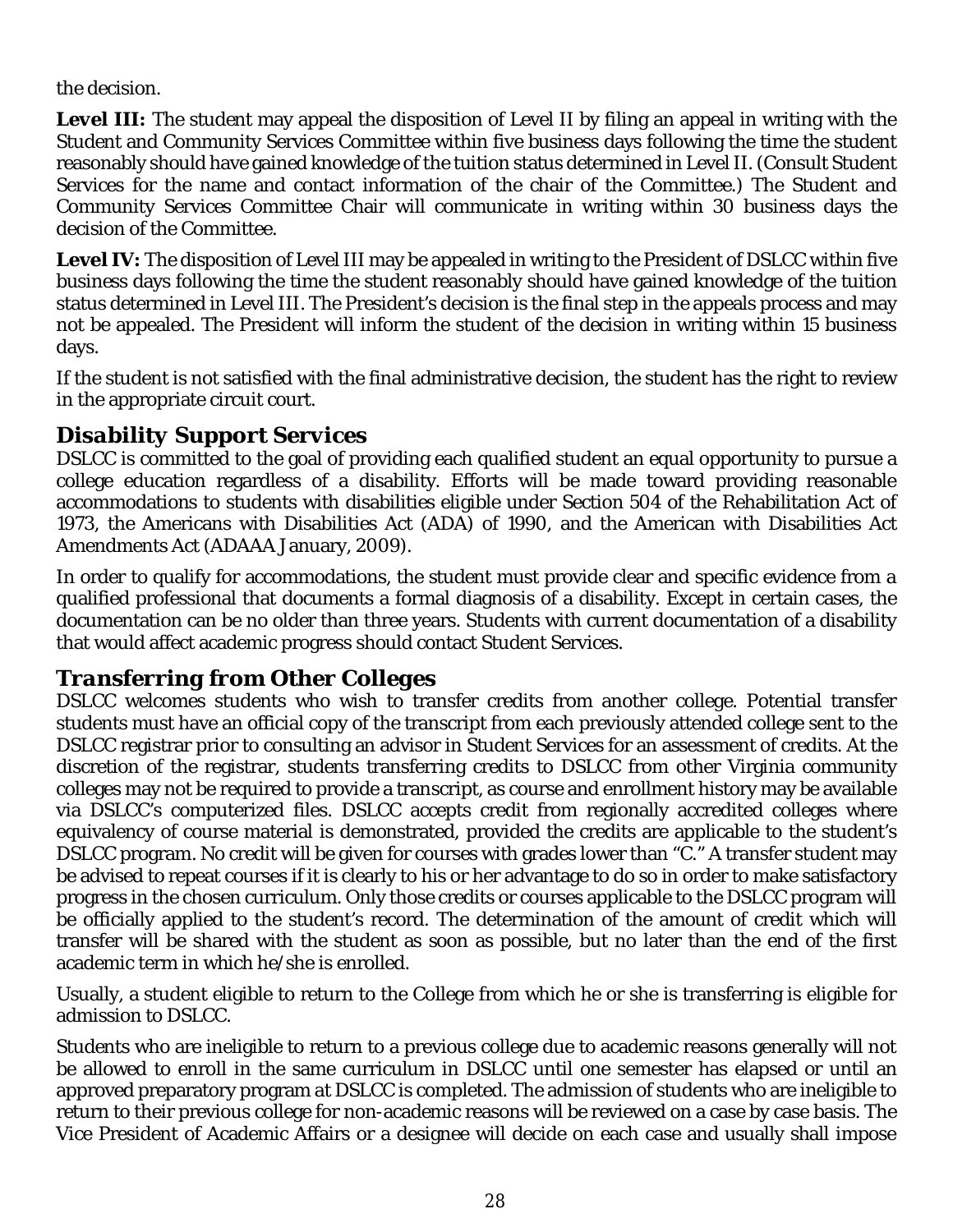the decision.

**Level III:** The student may appeal the disposition of Level II by filing an appeal in writing with the Student and Community Services Committee within five business days following the time the student reasonably should have gained knowledge of the tuition status determined in Level II. (Consult Student Services for the name and contact information of the chair of the Committee.) The Student and Community Services Committee Chair will communicate in writing within 30 business days the decision of the Committee.

**Level IV:** The disposition of Level III may be appealed in writing to the President of DSLCC within five business days following the time the student reasonably should have gained knowledge of the tuition status determined in Level III. The President's decision is the final step in the appeals process and may not be appealed. The President will inform the student of the decision in writing within 15 business days.

If the student is not satisfied with the final administrative decision, the student has the right to review in the appropriate circuit court.

## *Disability Support Services*

DSLCC is committed to the goal of providing each qualified student an equal opportunity to pursue a college education regardless of a disability. Efforts will be made toward providing reasonable accommodations to students with disabilities eligible under Section 504 of the Rehabilitation Act of 1973, the Americans with Disabilities Act (ADA) of 1990, and the American with Disabilities Act Amendments Act (ADAAA January, 2009).

In order to qualify for accommodations, the student must provide clear and specific evidence from a qualified professional that documents a formal diagnosis of a disability. Except in certain cases, the documentation can be no older than three years. Students with current documentation of a disability that would affect academic progress should contact Student Services.

## *Transferring from Other Colleges*

DSLCC welcomes students who wish to transfer credits from another college. Potential transfer students must have an official copy of the transcript from each previously attended college sent to the DSLCC registrar prior to consulting an advisor in Student Services for an assessment of credits. At the discretion of the registrar, students transferring credits to DSLCC from other Virginia community colleges may not be required to provide a transcript, as course and enrollment history may be available via DSLCC's computerized files. DSLCC accepts credit from regionally accredited colleges where equivalency of course material is demonstrated, provided the credits are applicable to the student's DSLCC program. No credit will be given for courses with grades lower than "C." A transfer student may be advised to repeat courses if it is clearly to his or her advantage to do so in order to make satisfactory progress in the chosen curriculum. Only those credits or courses applicable to the DSLCC program will be officially applied to the student's record. The determination of the amount of credit which will transfer will be shared with the student as soon as possible, but no later than the end of the first academic term in which he/she is enrolled.

Usually, a student eligible to return to the College from which he or she is transferring is eligible for admission to DSLCC.

Students who are ineligible to return to a previous college due to academic reasons generally will not be allowed to enroll in the same curriculum in DSLCC until one semester has elapsed or until an approved preparatory program at DSLCC is completed. The admission of students who are ineligible to return to their previous college for non-academic reasons will be reviewed on a case by case basis. The Vice President of Academic Affairs or a designee will decide on each case and usually shall impose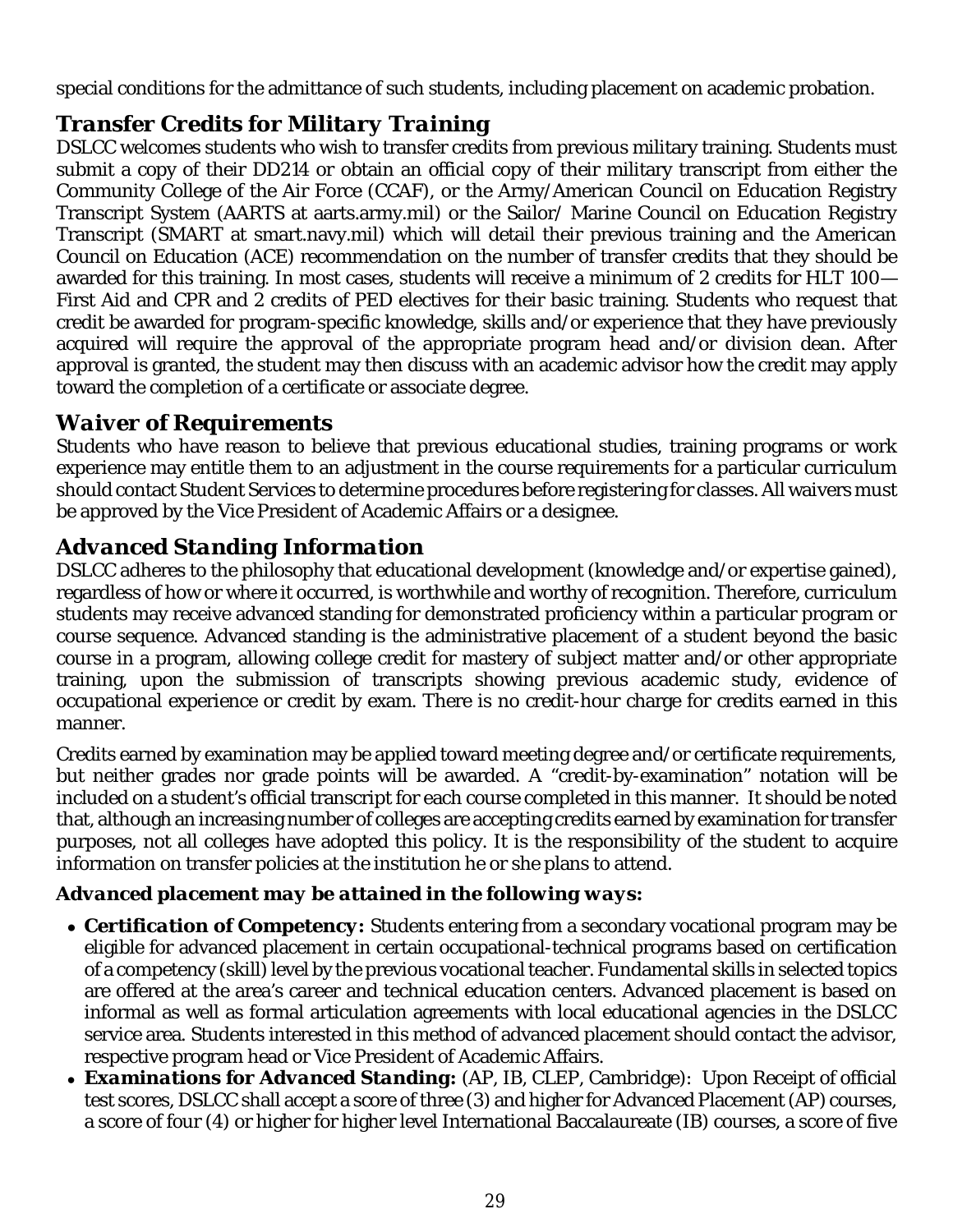special conditions for the admittance of such students, including placement on academic probation.

## *Transfer Credits for Military Training*

DSLCC welcomes students who wish to transfer credits from previous military training. Students must submit a copy of their DD214 or obtain an official copy of their military transcript from either the Community College of the Air Force (CCAF), or the Army/American Council on Education Registry Transcript System (AARTS at aarts.army.mil) or the Sailor/ Marine Council on Education Registry Transcript (SMART at smart.navy.mil) which will detail their previous training and the American Council on Education (ACE) recommendation on the number of transfer credits that they should be awarded for this training. In most cases, students will receive a minimum of 2 credits for HLT 100—First Aid and CPR and 2 credits of PED electives for their basic training. Students who request that credit be awarded for program-specific knowledge, skills and/or experience that they have previously acquired will require the approval of the appropriate program head and/or division dean. After approval is granted, the student may then discuss with an academic advisor how the credit may apply toward the completion of a certificate or associate degree.

## *Waiver of Requirements*

Students who have reason to believe that previous educational studies, training programs or work experience may entitle them to an adjustment in the course requirements for a particular curriculum should contact Student Services to determine procedures before registering for classes. All waivers must be approved by the Vice President of Academic Affairs or a designee.

## *Advanced Standing Information*

DSLCC adheres to the philosophy that educational development (knowledge and/or expertise gained), regardless of how or where it occurred, is worthwhile and worthy of recognition. Therefore, curriculum students may receive advanced standing for demonstrated proficiency within a particular program or course sequence. Advanced standing is the administrative placement of a student beyond the basic course in a program, allowing college credit for mastery of subject matter and/or other appropriate training, upon the submission of transcripts showing previous academic study, evidence of occupational experience or credit by exam. There is no credit-hour charge for credits earned in this manner.

Credits earned by examination may be applied toward meeting degree and/or certificate requirements, but neither grades nor grade points will be awarded. A "credit-by-examination" notation will be included on a student's official transcript for each course completed in this manner. It should be noted that, although an increasing number of colleges are accepting credits earned by examination for transfer purposes, not all colleges have adopted this policy. It is the responsibility of the student to acquire information on transfer policies at the institution he or she plans to attend.

***Advanced placement may be attained in the following ways:***

- ***Certification of Competency:*** Students entering from a secondary vocational program may be eligible for advanced placement in certain occupational-technical programs based on certification of a competency (skill) level by the previous vocational teacher. Fundamental skills in selected topics are offered at the area's career and technical education centers. Advanced placement is based on informal as well as formal articulation agreements with local educational agencies in the DSLCC service area. Students interested in this method of advanced placement should contact the advisor, respective program head or Vice President of Academic Affairs.
- ***Examinations for Advanced Standing:*** (AP, IB, CLEP, Cambridge): Upon Receipt of official test scores, DSLCC shall accept a score of three (3) and higher for Advanced Placement (AP) courses, a score of four (4) or higher for higher level International Baccalaureate (IB) courses, a score of five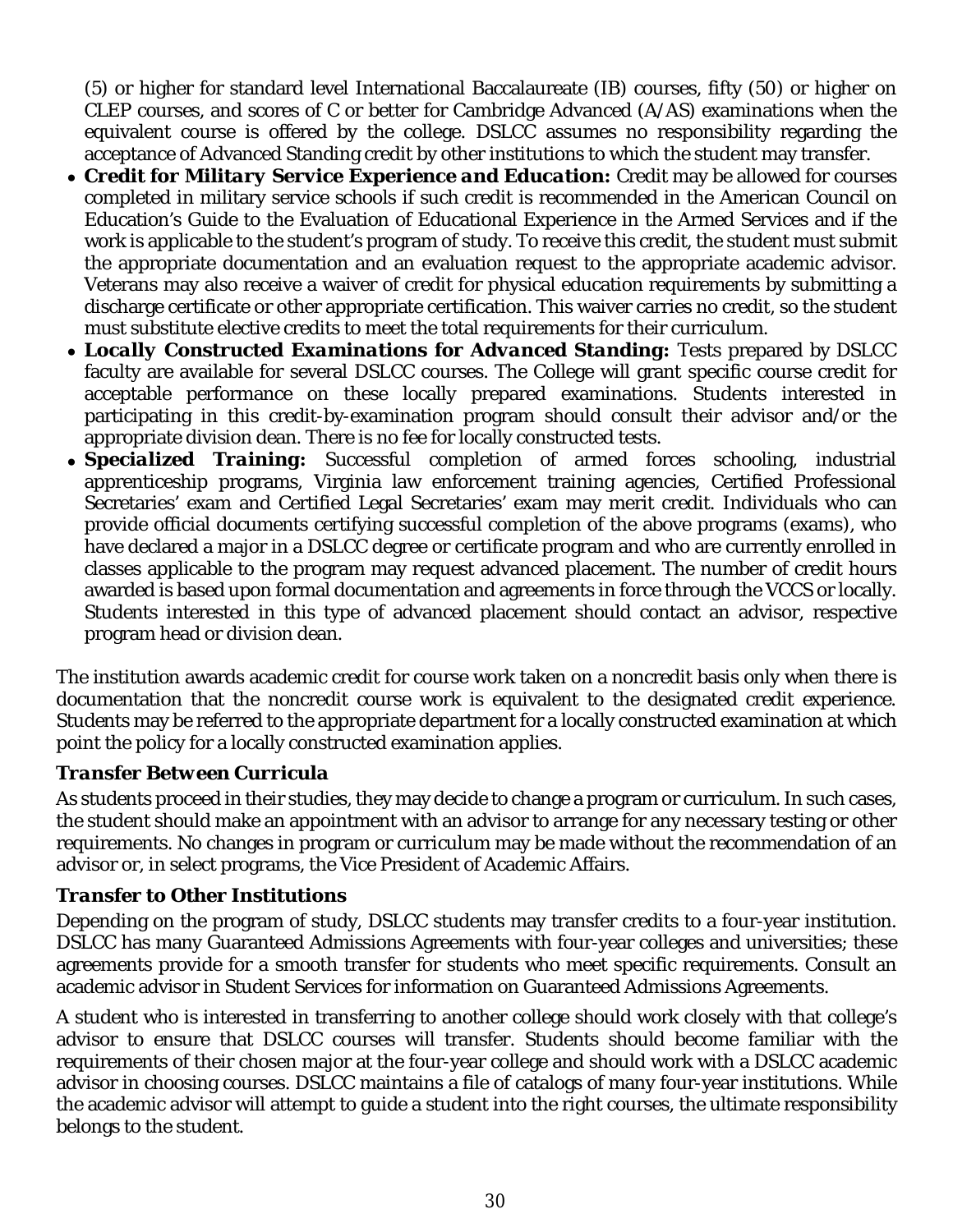(5) or higher for standard level International Baccalaureate (IB) courses, fifty (50) or higher on CLEP courses, and scores of C or better for Cambridge Advanced (A/AS) examinations when the equivalent course is offered by the college. DSLCC assumes no responsibility regarding the acceptance of Advanced Standing credit by other institutions to which the student may transfer.

- ***Credit for Military Service Experience and Education:*** Credit may be allowed for courses completed in military service schools if such credit is recommended in the American Council on Education's Guide to the Evaluation of Educational Experience in the Armed Services and if the work is applicable to the student's program of study. To receive this credit, the student must submit the appropriate documentation and an evaluation request to the appropriate academic advisor. Veterans may also receive a waiver of credit for physical education requirements by submitting a discharge certificate or other appropriate certification. This waiver carries no credit, so the student must substitute elective credits to meet the total requirements for their curriculum.
- ***Locally Constructed Examinations for Advanced Standing:*** Tests prepared by DSLCC faculty are available for several DSLCC courses. The College will grant specific course credit for acceptable performance on these locally prepared examinations. Students interested in participating in this credit-by-examination program should consult their advisor and/or the appropriate division dean. There is no fee for locally constructed tests.
- ***Specialized Training:*** Successful completion of armed forces schooling, industrial apprenticeship programs, Virginia law enforcement training agencies, Certified Professional Secretaries' exam and Certified Legal Secretaries' exam may merit credit. Individuals who can provide official documents certifying successful completion of the above programs (exams), who have declared a major in a DSLCC degree or certificate program and who are currently enrolled in classes applicable to the program may request advanced placement. The number of credit hours awarded is based upon formal documentation and agreements in force through the VCCS or locally. Students interested in this type of advanced placement should contact an advisor, respective program head or division dean.

The institution awards academic credit for course work taken on a noncredit basis only when there is documentation that the noncredit course work is equivalent to the designated credit experience. Students may be referred to the appropriate department for a locally constructed examination at which point the policy for a locally constructed examination applies.

### *Transfer Between Curricula*

As students proceed in their studies, they may decide to change a program or curriculum. In such cases, the student should make an appointment with an advisor to arrange for any necessary testing or other requirements. No changes in program or curriculum may be made without the recommendation of an advisor or, in select programs, the Vice President of Academic Affairs.

### *Transfer to Other Institutions*

Depending on the program of study, DSLCC students may transfer credits to a four-year institution. DSLCC has many Guaranteed Admissions Agreements with four-year colleges and universities; these agreements provide for a smooth transfer for students who meet specific requirements. Consult an academic advisor in Student Services for information on Guaranteed Admissions Agreements.

A student who is interested in transferring to another college should work closely with that college's advisor to ensure that DSLCC courses will transfer. Students should become familiar with the requirements of their chosen major at the four-year college and should work with a DSLCC academic advisor in choosing courses. DSLCC maintains a file of catalogs of many four-year institutions. While the academic advisor will attempt to guide a student into the right courses, the ultimate responsibility belongs to the student.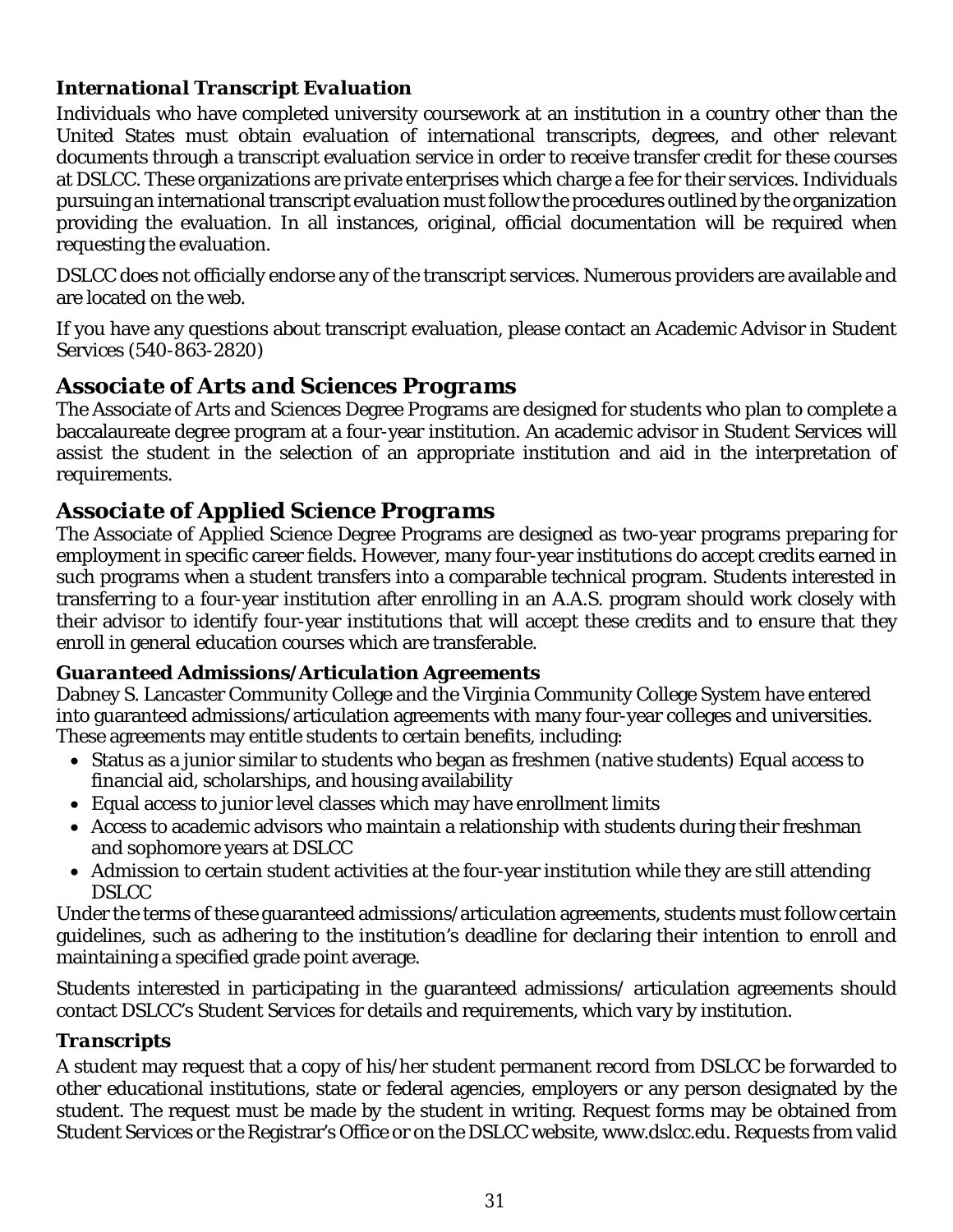### *International Transcript Evaluation*

Individuals who have completed university coursework at an institution in a country other than the United States must obtain evaluation of international transcripts, degrees, and other relevant documents through a transcript evaluation service in order to receive transfer credit for these courses at DSLCC. These organizations are private enterprises which charge a fee for their services. Individuals pursuing an international transcript evaluation must follow the procedures outlined by the organization providing the evaluation. In all instances, original, official documentation will be required when requesting the evaluation.

DSLCC does not officially endorse any of the transcript services. Numerous providers are available and are located on the web.

If you have any questions about transcript evaluation, please contact an Academic Advisor in Student Services (540-863-2820)

## *Associate of Arts and Sciences Programs*

The Associate of Arts and Sciences Degree Programs are designed for students who plan to complete a baccalaureate degree program at a four-year institution. An academic advisor in Student Services will assist the student in the selection of an appropriate institution and aid in the interpretation of requirements.

## *Associate of Applied Science Programs*

The Associate of Applied Science Degree Programs are designed as two-year programs preparing for employment in specific career fields. However, many four-year institutions do accept credits earned in such programs when a student transfers into a comparable technical program. Students interested in transferring to a four-year institution after enrolling in an A.A.S. program should work closely with their advisor to identify four-year institutions that will accept these credits and to ensure that they enroll in general education courses which are transferable.

### *Guaranteed Admissions/Articulation Agreements*

Dabney S. Lancaster Community College and the Virginia Community College System have entered into guaranteed admissions/articulation agreements with many four-year colleges and universities. These agreements may entitle students to certain benefits, including:

- Status as a junior similar to students who began as freshmen (native students) Equal access to financial aid, scholarships, and housing availability
- Equal access to junior level classes which may have enrollment limits
- Access to academic advisors who maintain a relationship with students during their freshman and sophomore years at DSLCC
- Admission to certain student activities at the four-year institution while they are still attending DSLCC

Under the terms of these guaranteed admissions/articulation agreements, students must follow certain guidelines, such as adhering to the institution's deadline for declaring their intention to enroll and maintaining a specified grade point average.

Students interested in participating in the guaranteed admissions/ articulation agreements should contact DSLCC's Student Services for details and requirements, which vary by institution.

### *Transcripts*

A student may request that a copy of his/her student permanent record from DSLCC be forwarded to other educational institutions, state or federal agencies, employers or any person designated by the student. The request must be made by the student in writing. Request forms may be obtained from Student Services or the Registrar's Office or on the DSLCC website, www.dslcc.edu. Requests from valid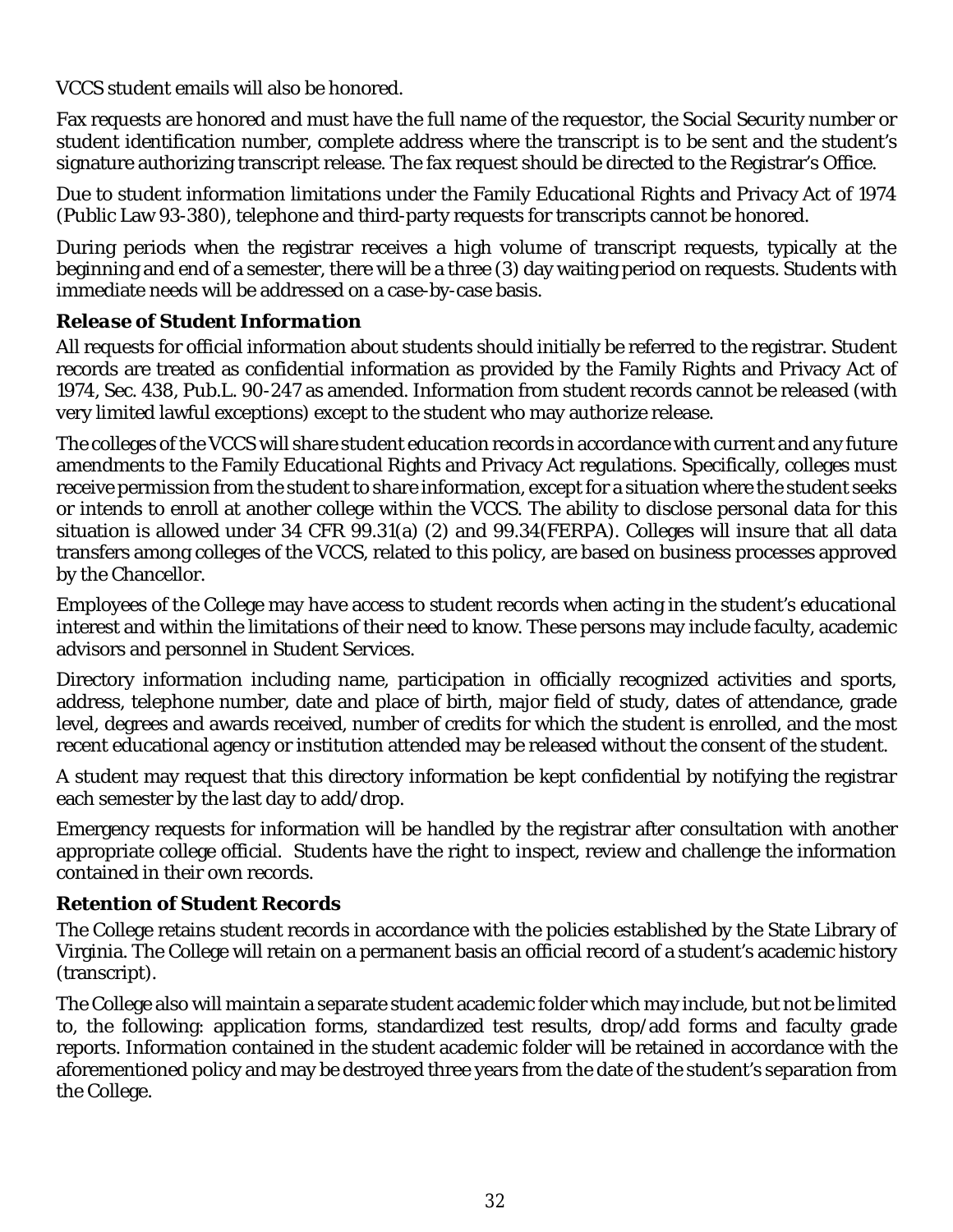VCCS student emails will also be honored.

Fax requests are honored and must have the full name of the requestor, the Social Security number or student identification number, complete address where the transcript is to be sent and the student's signature authorizing transcript release. The fax request should be directed to the Registrar's Office.

Due to student information limitations under the Family Educational Rights and Privacy Act of 1974 (Public Law 93-380), telephone and third-party requests for transcripts cannot be honored.

During periods when the registrar receives a high volume of transcript requests, typically at the beginning and end of a semester, there will be a three (3) day waiting period on requests. Students with immediate needs will be addressed on a case-by-case basis.

### *Release of Student Information*

All requests for official information about students should initially be referred to the registrar. Student records are treated as confidential information as provided by the Family Rights and Privacy Act of 1974, Sec. 438, Pub.L. 90-247 as amended. Information from student records cannot be released (with very limited lawful exceptions) except to the student who may authorize release.

The colleges of the VCCS will share student education records in accordance with current and any future amendments to the Family Educational Rights and Privacy Act regulations. Specifically, colleges must receive permission from the student to share information, except for a situation where the student seeks or intends to enroll at another college within the VCCS. The ability to disclose personal data for this situation is allowed under 34 CFR 99.31(a) (2) and 99.34(FERPA). Colleges will insure that all data transfers among colleges of the VCCS, related to this policy, are based on business processes approved by the Chancellor.

Employees of the College may have access to student records when acting in the student's educational interest and within the limitations of their need to know. These persons may include faculty, academic advisors and personnel in Student Services.

Directory information including name, participation in officially recognized activities and sports, address, telephone number, date and place of birth, major field of study, dates of attendance, grade level, degrees and awards received, number of credits for which the student is enrolled, and the most recent educational agency or institution attended may be released without the consent of the student.

A student may request that this directory information be kept confidential by notifying the registrar each semester by the last day to add/drop.

Emergency requests for information will be handled by the registrar after consultation with another appropriate college official. Students have the right to inspect, review and challenge the information contained in their own records.

### *Retention of Student Records*

The College retains student records in accordance with the policies established by the State Library of Virginia. The College will retain on a permanent basis an official record of a student's academic history (transcript).

The College also will maintain a separate student academic folder which may include, but not be limited to, the following: application forms, standardized test results, drop/add forms and faculty grade reports. Information contained in the student academic folder will be retained in accordance with the aforementioned policy and may be destroyed three years from the date of the student's separation from the College.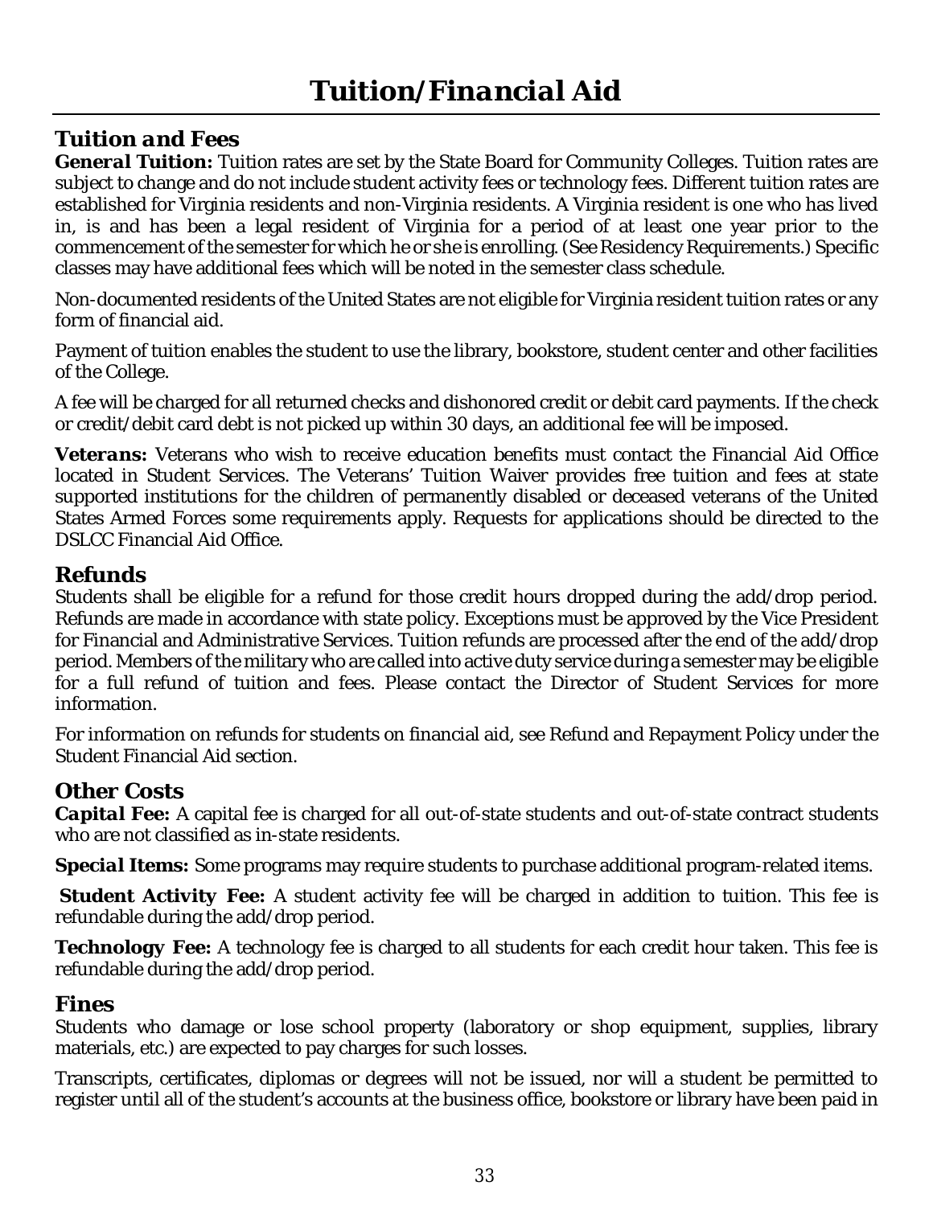# Tuition/Financial Aid

## Tuition and Fees

**General Tuition:** Tuition rates are set by the State Board for Community Colleges. Tuition rates are subject to change and do not include student activity fees or technology fees. Different tuition rates are established for Virginia residents and non-Virginia residents. A Virginia resident is one who has lived in, is and has been a legal resident of Virginia for a period of at least one year prior to the commencement of the semester for which he or she is enrolling. (See Residency Requirements.) Specific classes may have additional fees which will be noted in the semester class schedule.

Non-documented residents of the United States are not eligible for Virginia resident tuition rates or any form of financial aid.

Payment of tuition enables the student to use the library, bookstore, student center and other facilities of the College.

A fee will be charged for all returned checks and dishonored credit or debit card payments. If the check or credit/debit card debt is not picked up within 30 days, an additional fee will be imposed.

**Veterans:** Veterans who wish to receive education benefits must contact the Financial Aid Office located in Student Services. The Veterans' Tuition Waiver provides free tuition and fees at state supported institutions for the children of permanently disabled or deceased veterans of the United States Armed Forces some requirements apply. Requests for applications should be directed to the DSLCC Financial Aid Office.

## Refunds

Students shall be eligible for a refund for those credit hours dropped during the add/drop period. Refunds are made in accordance with state policy. Exceptions must be approved by the Vice President for Financial and Administrative Services. Tuition refunds are processed after the end of the add/drop period. Members of the military who are called into active duty service during a semester may be eligible for a full refund of tuition and fees. Please contact the Director of Student Services for more information.

For information on refunds for students on financial aid, see Refund and Repayment Policy under the Student Financial Aid section.

## Other Costs

**Capital Fee:** A capital fee is charged for all out-of-state students and out-of-state contract students who are not classified as in-state residents.

**Special Items:** Some programs may require students to purchase additional program-related items.

**Student Activity Fee:** A student activity fee will be charged in addition to tuition. This fee is refundable during the add/drop period.

**Technology Fee:** A technology fee is charged to all students for each credit hour taken. This fee is refundable during the add/drop period.

## Fines

Students who damage or lose school property (laboratory or shop equipment, supplies, library materials, etc.) are expected to pay charges for such losses.

Transcripts, certificates, diplomas or degrees will not be issued, nor will a student be permitted to register until all of the student's accounts at the business office, bookstore or library have been paid in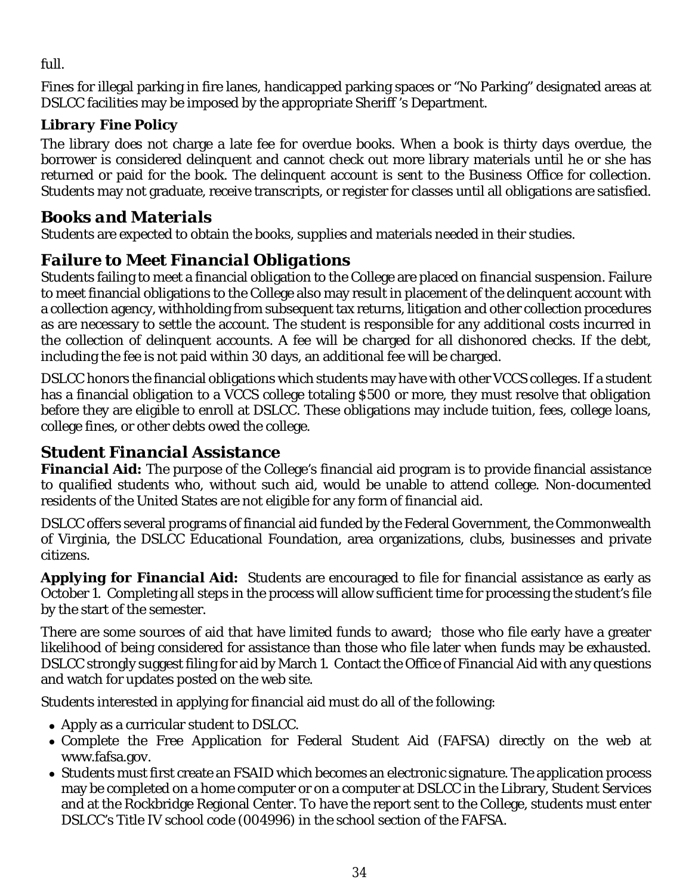full.

Fines for illegal parking in fire lanes, handicapped parking spaces or "No Parking" designated areas at DSLCC facilities may be imposed by the appropriate Sheriff 's Department.

### *Library Fine Policy*

The library does not charge a late fee for overdue books. When a book is thirty days overdue, the borrower is considered delinquent and cannot check out more library materials until he or she has returned or paid for the book. The delinquent account is sent to the Business Office for collection. Students may not graduate, receive transcripts, or register for classes until all obligations are satisfied.

## *Books and Materials*

Students are expected to obtain the books, supplies and materials needed in their studies.

## *Failure to Meet Financial Obligations*

Students failing to meet a financial obligation to the College are placed on financial suspension. Failure to meet financial obligations to the College also may result in placement of the delinquent account with a collection agency, withholding from subsequent tax returns, litigation and other collection procedures as are necessary to settle the account. The student is responsible for any additional costs incurred in the collection of delinquent accounts. A fee will be charged for all dishonored checks. If the debt, including the fee is not paid within 30 days, an additional fee will be charged.

DSLCC honors the financial obligations which students may have with other VCCS colleges. If a student has a financial obligation to a VCCS college totaling $500 or more, they must resolve that obligation before they are eligible to enroll at DSLCC. These obligations may include tuition, fees, college loans, college fines, or other debts owed the college.

## *Student Financial Assistance*

***Financial Aid:*** The purpose of the College's financial aid program is to provide financial assistance to qualified students who, without such aid, would be unable to attend college. Non-documented residents of the United States are not eligible for any form of financial aid.

DSLCC offers several programs of financial aid funded by the Federal Government, the Commonwealth of Virginia, the DSLCC Educational Foundation, area organizations, clubs, businesses and private citizens.

***Applying for Financial Aid:*** Students are encouraged to file for financial assistance as early as October 1. Completing all steps in the process will allow sufficient time for processing the student's file by the start of the semester.

There are some sources of aid that have limited funds to award; those who file early have a greater likelihood of being considered for assistance than those who file later when funds may be exhausted. DSLCC strongly suggest filing for aid by March 1. Contact the Office of Financial Aid with any questions and watch for updates posted on the web site.

Students interested in applying for financial aid must do all of the following:

- Apply as a curricular student to DSLCC.
- Complete the Free Application for Federal Student Aid (FAFSA) directly on the web at www.fafsa.gov.
- Students must first create an FSAID which becomes an electronic signature. The application process may be completed on a home computer or on a computer at DSLCC in the Library, Student Services and at the Rockbridge Regional Center. To have the report sent to the College, students must enter DSLCC's Title IV school code (004996) in the school section of the FAFSA.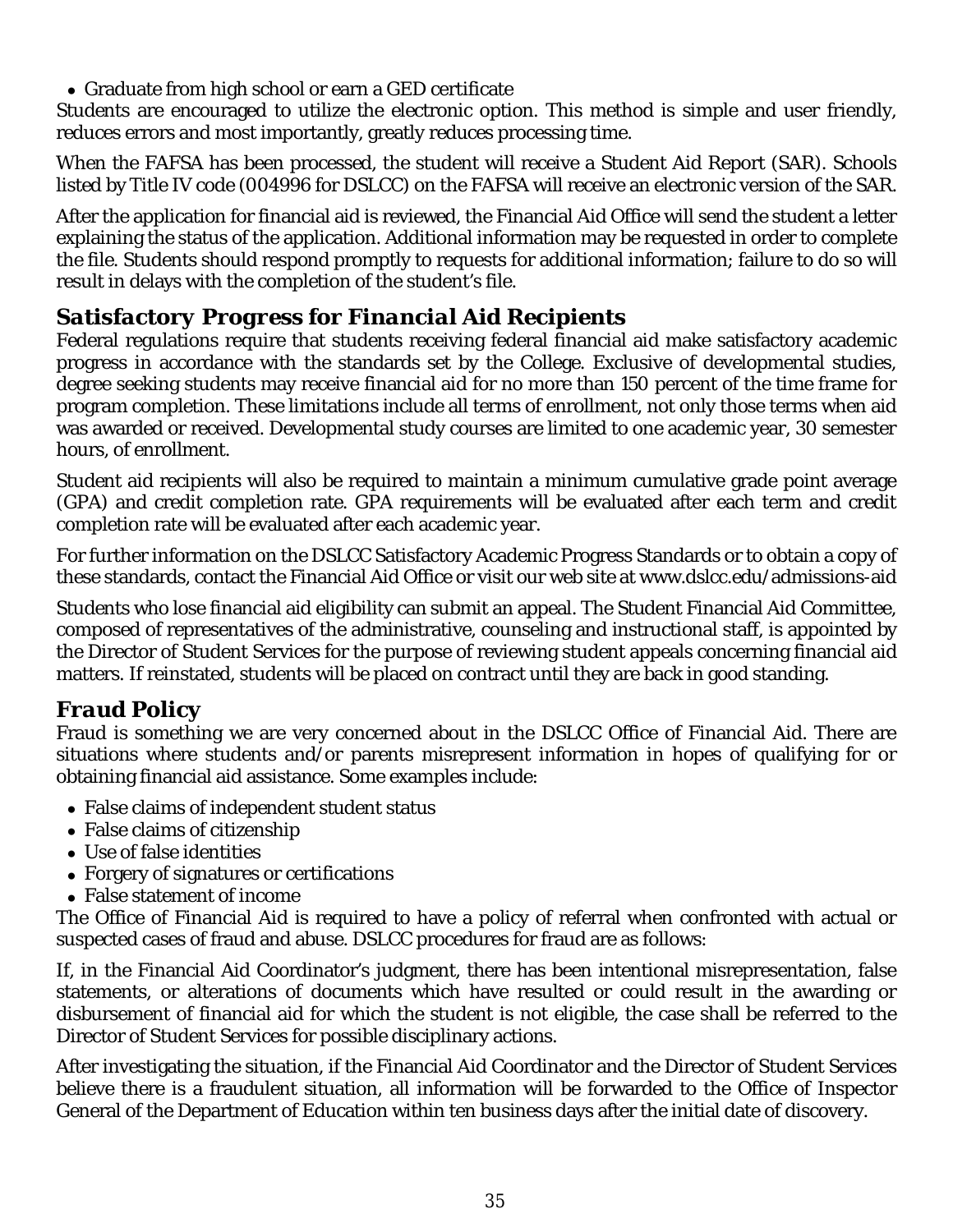- Graduate from high school or earn a GED certificate

Students are encouraged to utilize the electronic option. This method is simple and user friendly, reduces errors and most importantly, greatly reduces processing time.

When the FAFSA has been processed, the student will receive a Student Aid Report (SAR). Schools listed by Title IV code (004996 for DSLCC) on the FAFSA will receive an electronic version of the SAR.

After the application for financial aid is reviewed, the Financial Aid Office will send the student a letter explaining the status of the application. Additional information may be requested in order to complete the file. Students should respond promptly to requests for additional information; failure to do so will result in delays with the completion of the student's file.

## Satisfactory Progress for Financial Aid Recipients

Federal regulations require that students receiving federal financial aid make satisfactory academic progress in accordance with the standards set by the College. Exclusive of developmental studies, degree seeking students may receive financial aid for no more than 150 percent of the time frame for program completion. These limitations include all terms of enrollment, not only those terms when aid was awarded or received. Developmental study courses are limited to one academic year, 30 semester hours, of enrollment.

Student aid recipients will also be required to maintain a minimum cumulative grade point average (GPA) and credit completion rate. GPA requirements will be evaluated after each term and credit completion rate will be evaluated after each academic year.

For further information on the DSLCC Satisfactory Academic Progress Standards or to obtain a copy of these standards, contact the Financial Aid Office or visit our web site at www.dslcc.edu/admissions-aid

Students who lose financial aid eligibility can submit an appeal. The Student Financial Aid Committee, composed of representatives of the administrative, counseling and instructional staff, is appointed by the Director of Student Services for the purpose of reviewing student appeals concerning financial aid matters. If reinstated, students will be placed on contract until they are back in good standing.

## Fraud Policy

Fraud is something we are very concerned about in the DSLCC Office of Financial Aid. There are situations where students and/or parents misrepresent information in hopes of qualifying for or obtaining financial aid assistance. Some examples include:

- False claims of independent student status
- False claims of citizenship
- Use of false identities
- Forgery of signatures or certifications
- False statement of income

The Office of Financial Aid is required to have a policy of referral when confronted with actual or suspected cases of fraud and abuse. DSLCC procedures for fraud are as follows:

If, in the Financial Aid Coordinator's judgment, there has been intentional misrepresentation, false statements, or alterations of documents which have resulted or could result in the awarding or disbursement of financial aid for which the student is not eligible, the case shall be referred to the Director of Student Services for possible disciplinary actions.

After investigating the situation, if the Financial Aid Coordinator and the Director of Student Services believe there is a fraudulent situation, all information will be forwarded to the Office of Inspector General of the Department of Education within ten business days after the initial date of discovery.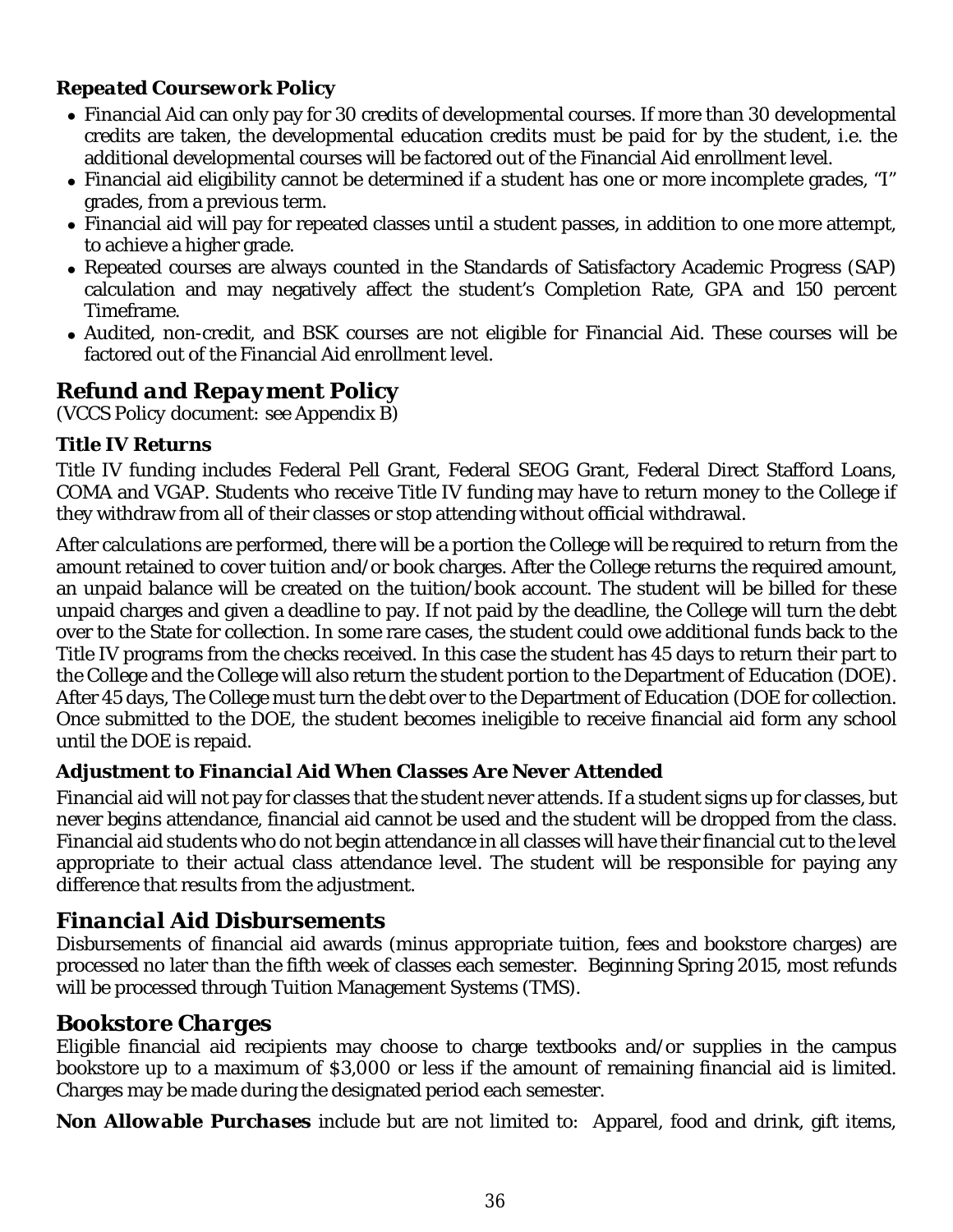### *Repeated Coursework Policy*

- Financial Aid can only pay for 30 credits of developmental courses. If more than 30 developmental credits are taken, the developmental education credits must be paid for by the student, i.e. the additional developmental courses will be factored out of the Financial Aid enrollment level.
- Financial aid eligibility cannot be determined if a student has one or more incomplete grades, "I" grades, from a previous term.
- Financial aid will pay for repeated classes until a student passes, in addition to one more attempt, to achieve a higher grade.
- Repeated courses are always counted in the Standards of Satisfactory Academic Progress (SAP) calculation and may negatively affect the student's Completion Rate, GPA and 150 percent Timeframe.
- Audited, non-credit, and BSK courses are not eligible for Financial Aid. These courses will be factored out of the Financial Aid enrollment level.

## *Refund and Repayment Policy*

(VCCS Policy document: see Appendix B)

### *Title IV Returns*

Title IV funding includes Federal Pell Grant, Federal SEOG Grant, Federal Direct Stafford Loans, COMA and VGAP. Students who receive Title IV funding may have to return money to the College if they withdraw from all of their classes or stop attending without official withdrawal.

After calculations are performed, there will be a portion the College will be required to return from the amount retained to cover tuition and/or book charges. After the College returns the required amount, an unpaid balance will be created on the tuition/book account. The student will be billed for these unpaid charges and given a deadline to pay. If not paid by the deadline, the College will turn the debt over to the State for collection. In some rare cases, the student could owe additional funds back to the Title IV programs from the checks received. In this case the student has 45 days to return their part to the College and the College will also return the student portion to the Department of Education (DOE). After 45 days, The College must turn the debt over to the Department of Education (DOE for collection. Once submitted to the DOE, the student becomes ineligible to receive financial aid form any school until the DOE is repaid.

### *Adjustment to Financial Aid When Classes Are Never Attended*

Financial aid will not pay for classes that the student never attends. If a student signs up for classes, but never begins attendance, financial aid cannot be used and the student will be dropped from the class. Financial aid students who do not begin attendance in all classes will have their financial cut to the level appropriate to their actual class attendance level. The student will be responsible for paying any difference that results from the adjustment.

## *Financial Aid Disbursements*

Disbursements of financial aid awards (minus appropriate tuition, fees and bookstore charges) are processed no later than the fifth week of classes each semester. Beginning Spring 2015, most refunds will be processed through Tuition Management Systems (TMS).

## *Bookstore Charges*

Eligible financial aid recipients may choose to charge textbooks and/or supplies in the campus bookstore up to a maximum of $3,000 or less if the amount of remaining financial aid is limited. Charges may be made during the designated period each semester.

***Non Allowable Purchases*** include but are not limited to: Apparel, food and drink, gift items,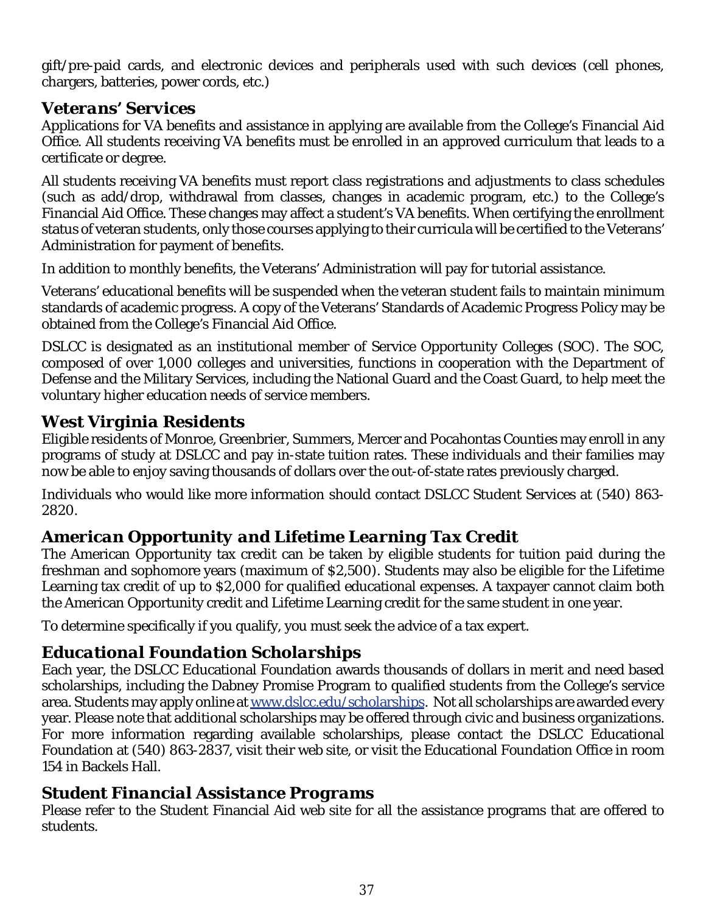gift/pre-paid cards, and electronic devices and peripherals used with such devices (cell phones, chargers, batteries, power cords, etc.)

## *Veterans' Services*

Applications for VA benefits and assistance in applying are available from the College's Financial Aid Office. All students receiving VA benefits must be enrolled in an approved curriculum that leads to a certificate or degree.

All students receiving VA benefits must report class registrations and adjustments to class schedules (such as add/drop, withdrawal from classes, changes in academic program, etc.) to the College's Financial Aid Office. These changes may affect a student's VA benefits. When certifying the enrollment status of veteran students, only those courses applying to their curricula will be certified to the Veterans' Administration for payment of benefits.

In addition to monthly benefits, the Veterans' Administration will pay for tutorial assistance.

Veterans' educational benefits will be suspended when the veteran student fails to maintain minimum standards of academic progress. A copy of the Veterans' Standards of Academic Progress Policy may be obtained from the College's Financial Aid Office.

DSLCC is designated as an institutional member of Service Opportunity Colleges (SOC). The SOC, composed of over 1,000 colleges and universities, functions in cooperation with the Department of Defense and the Military Services, including the National Guard and the Coast Guard, to help meet the voluntary higher education needs of service members.

## *West Virginia Residents*

Eligible residents of Monroe, Greenbrier, Summers, Mercer and Pocahontas Counties may enroll in any programs of study at DSLCC and pay in-state tuition rates. These individuals and their families may now be able to enjoy saving thousands of dollars over the out-of-state rates previously charged.

Individuals who would like more information should contact DSLCC Student Services at (540) 863-2820.

## *American Opportunity and Lifetime Learning Tax Credit*

The American Opportunity tax credit can be taken by eligible students for tuition paid during the freshman and sophomore years (maximum of $2,500). Students may also be eligible for the Lifetime Learning tax credit of up to $2,000 for qualified educational expenses. A taxpayer cannot claim both the American Opportunity credit and Lifetime Learning credit for the same student in one year.

To determine specifically if you qualify, you must seek the advice of a tax expert.

## *Educational Foundation Scholarships*

Each year, the DSLCC Educational Foundation awards thousands of dollars in merit and need based scholarships, including the Dabney Promise Program to qualified students from the College's service area. Students may apply online at [www.dslcc.edu/scholarships](http://www.dslcc.edu/scholarships). Not all scholarships are awarded every year. Please note that additional scholarships may be offered through civic and business organizations. For more information regarding available scholarships, please contact the DSLCC Educational Foundation at (540) 863-2837, visit their web site, or visit the Educational Foundation Office in room 154 in Backels Hall.

## *Student Financial Assistance Programs*

Please refer to the Student Financial Aid web site for all the assistance programs that are offered to students.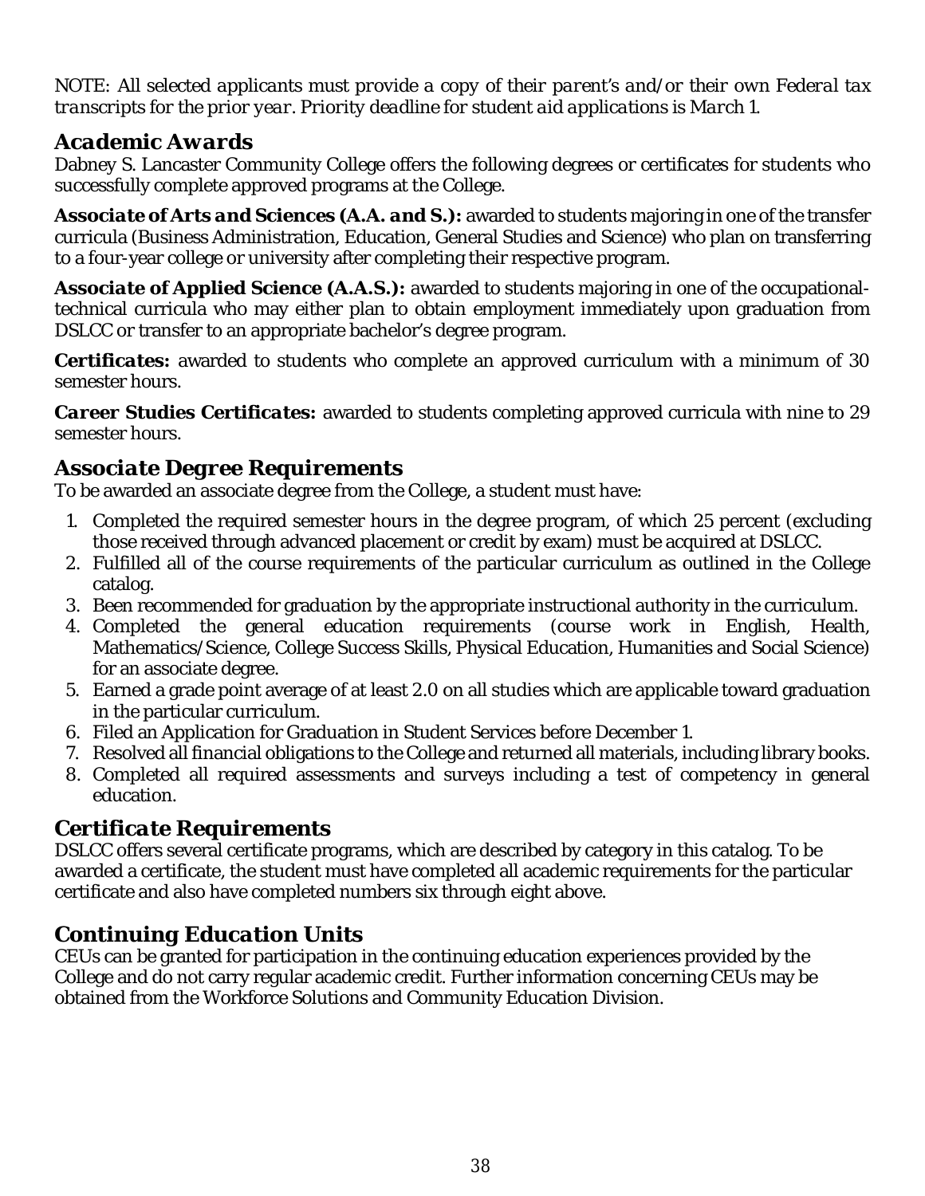*NOTE: All selected applicants must provide a copy of their parent's and/or their own Federal tax transcripts for the prior year. Priority deadline for student aid applications is March 1.*

## *Academic Awards*

Dabney S. Lancaster Community College offers the following degrees or certificates for students who successfully complete approved programs at the College.

***Associate of Arts and Sciences (A.A. and S.):*** awarded to students majoring in one of the transfer curricula (Business Administration, Education, General Studies and Science) who plan on transferring to a four-year college or university after completing their respective program.

***Associate of Applied Science (A.A.S.):*** awarded to students majoring in one of the occupational-technical curricula who may either plan to obtain employment immediately upon graduation from DSLCC or transfer to an appropriate bachelor's degree program.

***Certificates:*** awarded to students who complete an approved curriculum with a minimum of 30 semester hours.

***Career Studies Certificates:*** awarded to students completing approved curricula with nine to 29 semester hours.

## *Associate Degree Requirements*

To be awarded an associate degree from the College, a student must have:

1. Completed the required semester hours in the degree program, of which 25 percent (excluding those received through advanced placement or credit by exam) must be acquired at DSLCC.
2. Fulfilled all of the course requirements of the particular curriculum as outlined in the College catalog.
3. Been recommended for graduation by the appropriate instructional authority in the curriculum.
4. Completed the general education requirements (course work in English, Health, Mathematics/Science, College Success Skills, Physical Education, Humanities and Social Science) for an associate degree.
5. Earned a grade point average of at least 2.0 on all studies which are applicable toward graduation in the particular curriculum.
6. Filed an Application for Graduation in Student Services before December 1.
7. Resolved all financial obligations to the College and returned all materials, including library books.
8. Completed all required assessments and surveys including a test of competency in general education.

## *Certificate Requirements*

DSLCC offers several certificate programs, which are described by category in this catalog. To be awarded a certificate, the student must have completed all academic requirements for the particular certificate and also have completed numbers six through eight above.

## *Continuing Education Units*

CEUs can be granted for participation in the continuing education experiences provided by the College and do not carry regular academic credit. Further information concerning CEUs may be obtained from the Workforce Solutions and Community Education Division.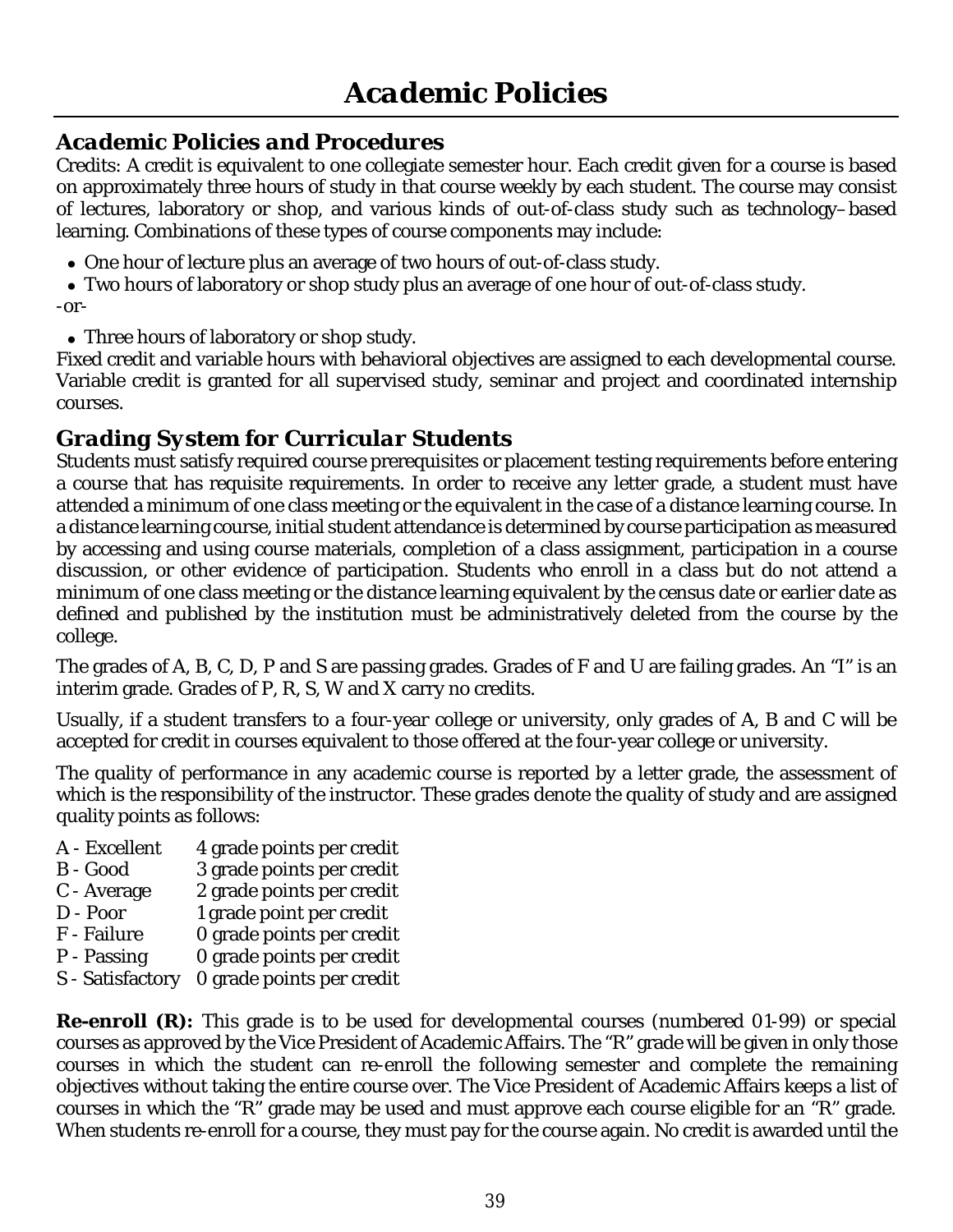# Academic Policies

## Academic Policies and Procedures

Credits: A credit is equivalent to one collegiate semester hour. Each credit given for a course is based on approximately three hours of study in that course weekly by each student. The course may consist of lectures, laboratory or shop, and various kinds of out-of-class study such as technology–based learning. Combinations of these types of course components may include:

- One hour of lecture plus an average of two hours of out-of-class study.
- Two hours of laboratory or shop study plus an average of one hour of out-of-class study.

-or-

- Three hours of laboratory or shop study.

Fixed credit and variable hours with behavioral objectives are assigned to each developmental course. Variable credit is granted for all supervised study, seminar and project and coordinated internship courses.

## Grading System for Curricular Students

Students must satisfy required course prerequisites or placement testing requirements before entering a course that has requisite requirements. In order to receive any letter grade, a student must have attended a minimum of one class meeting or the equivalent in the case of a distance learning course. In a distance learning course, initial student attendance is determined by course participation as measured by accessing and using course materials, completion of a class assignment, participation in a course discussion, or other evidence of participation. Students who enroll in a class but do not attend a minimum of one class meeting or the distance learning equivalent by the census date or earlier date as defined and published by the institution must be administratively deleted from the course by the college.

The grades of A, B, C, D, P and S are passing grades. Grades of F and U are failing grades. An "I" is an interim grade. Grades of P, R, S, W and X carry no credits.

Usually, if a student transfers to a four-year college or university, only grades of A, B and C will be accepted for credit in courses equivalent to those offered at the four-year college or university.

The quality of performance in any academic course is reported by a letter grade, the assessment of which is the responsibility of the instructor. These grades denote the quality of study and are assigned quality points as follows:

| Grade | Points |
|---|---|
| A - Excellent | 4 grade points per credit |
| B - Good | 3 grade points per credit |
| C - Average | 2 grade points per credit |
| D - Poor | 1 grade point per credit |
| F - Failure | 0 grade points per credit |
| P - Passing | 0 grade points per credit |
| S - Satisfactory | 0 grade points per credit |

**Re-enroll (R):** This grade is to be used for developmental courses (numbered 01-99) or special courses as approved by the Vice President of Academic Affairs. The "R" grade will be given in only those courses in which the student can re-enroll the following semester and complete the remaining objectives without taking the entire course over. The Vice President of Academic Affairs keeps a list of courses in which the "R" grade may be used and must approve each course eligible for an "R" grade. When students re-enroll for a course, they must pay for the course again. No credit is awarded until the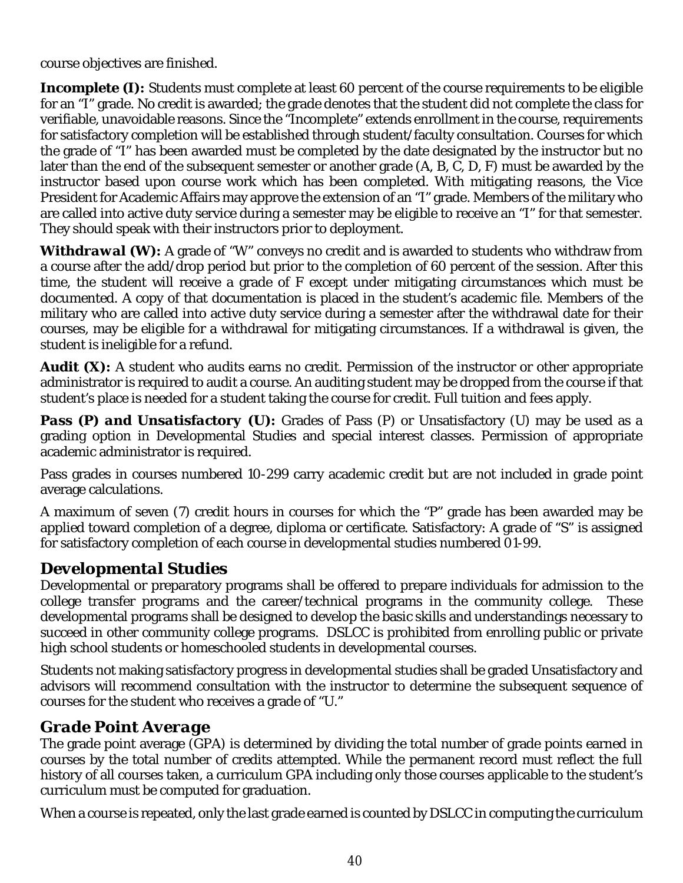course objectives are finished.

**Incomplete (I):** Students must complete at least 60 percent of the course requirements to be eligible for an "I" grade. No credit is awarded; the grade denotes that the student did not complete the class for verifiable, unavoidable reasons. Since the "Incomplete" extends enrollment in the course, requirements for satisfactory completion will be established through student/faculty consultation. Courses for which the grade of "I" has been awarded must be completed by the date designated by the instructor but no later than the end of the subsequent semester or another grade (A, B, C, D, F) must be awarded by the instructor based upon course work which has been completed. With mitigating reasons, the Vice President for Academic Affairs may approve the extension of an "I" grade. Members of the military who are called into active duty service during a semester may be eligible to receive an "I" for that semester. They should speak with their instructors prior to deployment.

***Withdrawal (W):*** A grade of "W" conveys no credit and is awarded to students who withdraw from a course after the add/drop period but prior to the completion of 60 percent of the session. After this time, the student will receive a grade of F except under mitigating circumstances which must be documented. A copy of that documentation is placed in the student's academic file. Members of the military who are called into active duty service during a semester after the withdrawal date for their courses, may be eligible for a withdrawal for mitigating circumstances. If a withdrawal is given, the student is ineligible for a refund.

**Audit (X):** A student who audits earns no credit. Permission of the instructor or other appropriate administrator is required to audit a course. An auditing student may be dropped from the course if that student's place is needed for a student taking the course for credit. Full tuition and fees apply.

***Pass (P) and Unsatisfactory (U):*** Grades of Pass (P) or Unsatisfactory (U) may be used as a grading option in Developmental Studies and special interest classes. Permission of appropriate academic administrator is required.

Pass grades in courses numbered 10-299 carry academic credit but are not included in grade point average calculations.

A maximum of seven (7) credit hours in courses for which the "P" grade has been awarded may be applied toward completion of a degree, diploma or certificate. Satisfactory: A grade of "S" is assigned for satisfactory completion of each course in developmental studies numbered 01-99.

## Developmental Studies

Developmental or preparatory programs shall be offered to prepare individuals for admission to the college transfer programs and the career/technical programs in the community college. These developmental programs shall be designed to develop the basic skills and understandings necessary to succeed in other community college programs. DSLCC is prohibited from enrolling public or private high school students or homeschooled students in developmental courses.

Students not making satisfactory progress in developmental studies shall be graded Unsatisfactory and advisors will recommend consultation with the instructor to determine the subsequent sequence of courses for the student who receives a grade of "U."

## Grade Point Average

The grade point average (GPA) is determined by dividing the total number of grade points earned in courses by the total number of credits attempted. While the permanent record must reflect the full history of all courses taken, a curriculum GPA including only those courses applicable to the student's curriculum must be computed for graduation.

When a course is repeated, only the last grade earned is counted by DSLCC in computing the curriculum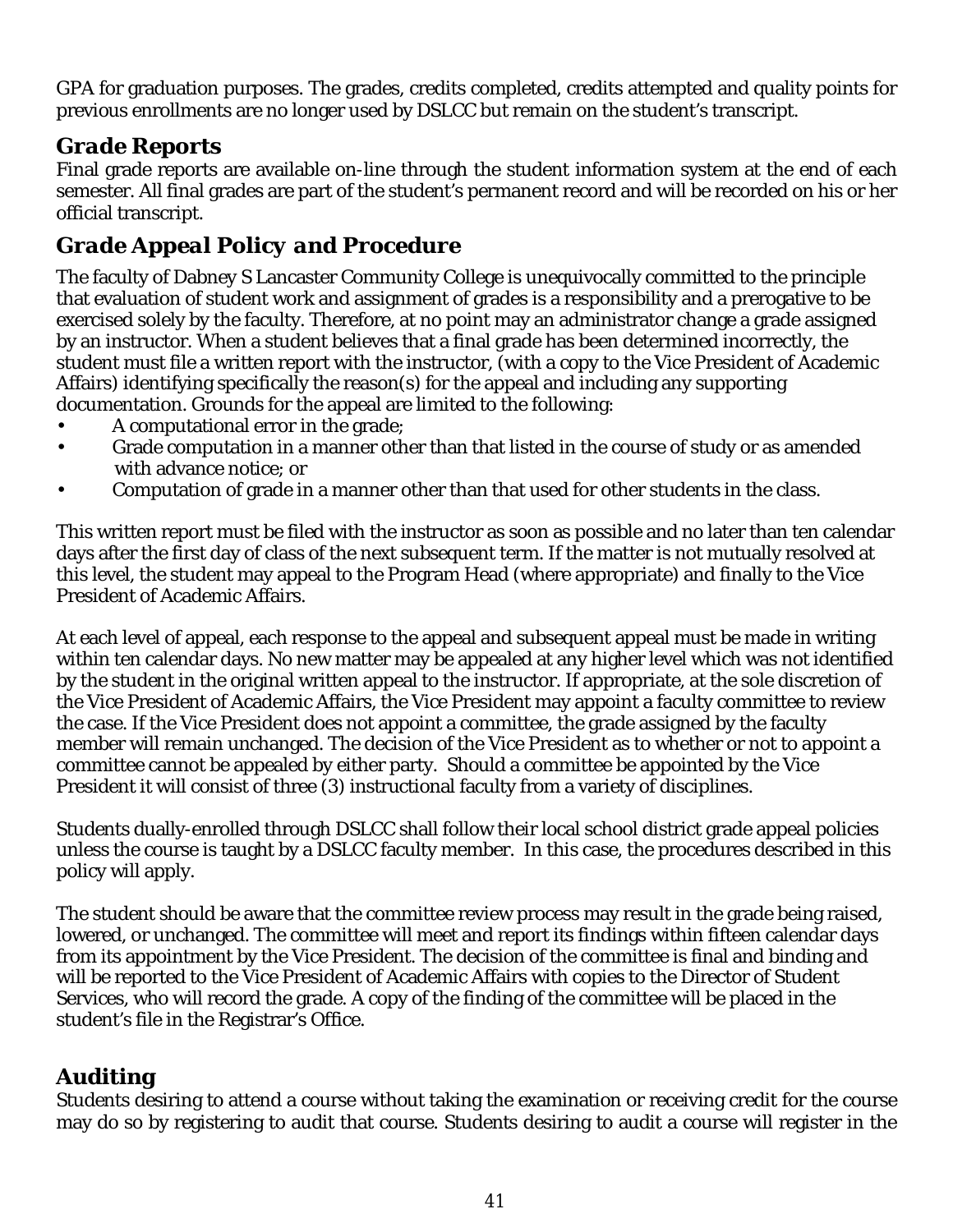GPA for graduation purposes. The grades, credits completed, credits attempted and quality points for previous enrollments are no longer used by DSLCC but remain on the student's transcript.

## *Grade Reports*

Final grade reports are available on-line through the student information system at the end of each semester. All final grades are part of the student's permanent record and will be recorded on his or her official transcript.

## *Grade Appeal Policy and Procedure*

The faculty of Dabney S Lancaster Community College is unequivocally committed to the principle that evaluation of student work and assignment of grades is a responsibility and a prerogative to be exercised solely by the faculty. Therefore, at no point may an administrator change a grade assigned by an instructor. When a student believes that a final grade has been determined incorrectly, the student must file a written report with the instructor, (with a copy to the Vice President of Academic Affairs) identifying specifically the reason(s) for the appeal and including any supporting documentation. Grounds for the appeal are limited to the following:

- A computational error in the grade;
- Grade computation in a manner other than that listed in the course of study or as amended with advance notice; or
- Computation of grade in a manner other than that used for other students in the class.

This written report must be filed with the instructor as soon as possible and no later than ten calendar days after the first day of class of the next subsequent term. If the matter is not mutually resolved at this level, the student may appeal to the Program Head (where appropriate) and finally to the Vice President of Academic Affairs.

At each level of appeal, each response to the appeal and subsequent appeal must be made in writing within ten calendar days. No new matter may be appealed at any higher level which was not identified by the student in the original written appeal to the instructor. If appropriate, at the sole discretion of the Vice President of Academic Affairs, the Vice President may appoint a faculty committee to review the case. If the Vice President does not appoint a committee, the grade assigned by the faculty member will remain unchanged. The decision of the Vice President as to whether or not to appoint a committee cannot be appealed by either party. Should a committee be appointed by the Vice President it will consist of three (3) instructional faculty from a variety of disciplines.

Students dually-enrolled through DSLCC shall follow their local school district grade appeal policies unless the course is taught by a DSLCC faculty member. In this case, the procedures described in this policy will apply.

The student should be aware that the committee review process may result in the grade being raised, lowered, or unchanged. The committee will meet and report its findings within fifteen calendar days from its appointment by the Vice President. The decision of the committee is final and binding and will be reported to the Vice President of Academic Affairs with copies to the Director of Student Services, who will record the grade. A copy of the finding of the committee will be placed in the student's file in the Registrar's Office.

## *Auditing*

Students desiring to attend a course without taking the examination or receiving credit for the course may do so by registering to audit that course. Students desiring to audit a course will register in the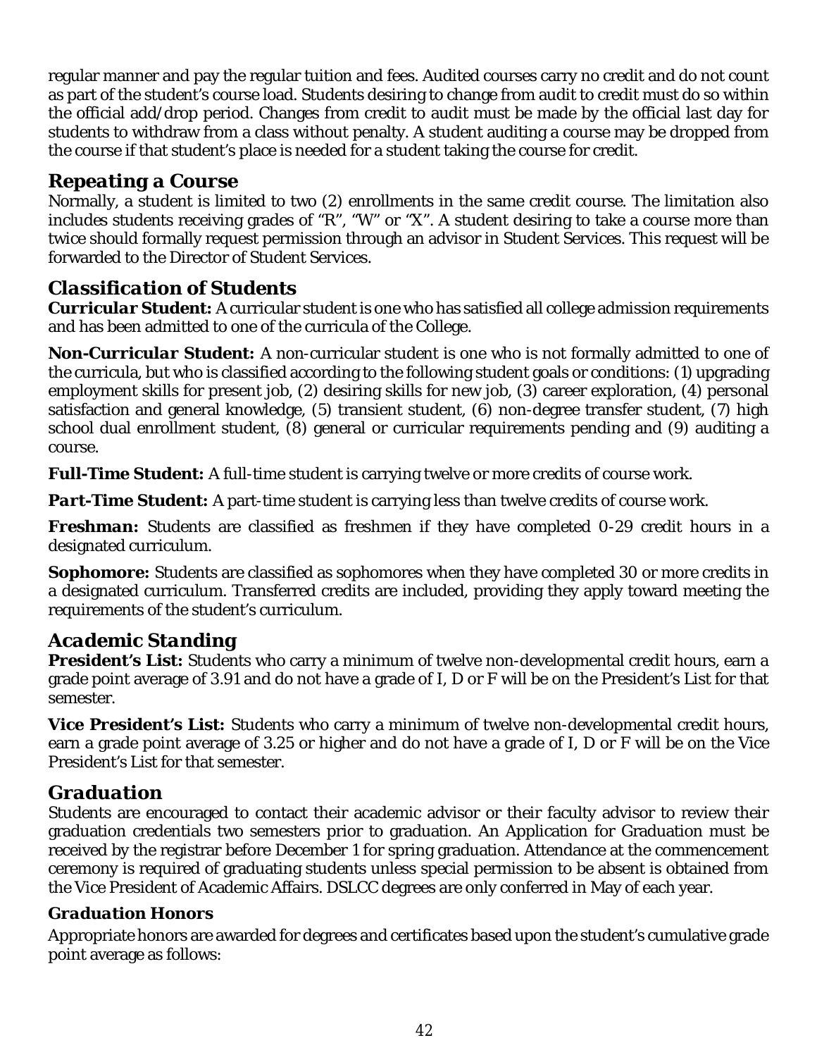regular manner and pay the regular tuition and fees. Audited courses carry no credit and do not count as part of the student's course load. Students desiring to change from audit to credit must do so within the official add/drop period. Changes from credit to audit must be made by the official last day for students to withdraw from a class without penalty. A student auditing a course may be dropped from the course if that student's place is needed for a student taking the course for credit.

## *Repeating a Course*

Normally, a student is limited to two (2) enrollments in the same credit course. The limitation also includes students receiving grades of "R", "W" or "X". A student desiring to take a course more than twice should formally request permission through an advisor in Student Services. This request will be forwarded to the Director of Student Services.

## *Classification of Students*

***Curricular Student:*** A curricular student is one who has satisfied all college admission requirements and has been admitted to one of the curricula of the College.

***Non-Curricular Student:*** A non-curricular student is one who is not formally admitted to one of the curricula, but who is classified according to the following student goals or conditions: (1) upgrading employment skills for present job, (2) desiring skills for new job, (3) career exploration, (4) personal satisfaction and general knowledge, (5) transient student, (6) non-degree transfer student, (7) high school dual enrollment student, (8) general or curricular requirements pending and (9) auditing a course.

***Full-Time Student:*** A full-time student is carrying twelve or more credits of course work.

***Part-Time Student:*** A part-time student is carrying less than twelve credits of course work.

***Freshman:*** Students are classified as freshmen if they have completed 0-29 credit hours in a designated curriculum.

***Sophomore:*** Students are classified as sophomores when they have completed 30 or more credits in a designated curriculum. Transferred credits are included, providing they apply toward meeting the requirements of the student's curriculum.

## *Academic Standing*

***President's List:*** Students who carry a minimum of twelve non-developmental credit hours, earn a grade point average of 3.91 and do not have a grade of I, D or F will be on the President's List for that semester.

***Vice President's List:*** Students who carry a minimum of twelve non-developmental credit hours, earn a grade point average of 3.25 or higher and do not have a grade of I, D or F will be on the Vice President's List for that semester.

## *Graduation*

Students are encouraged to contact their academic advisor or their faculty advisor to review their graduation credentials two semesters prior to graduation. An Application for Graduation must be received by the registrar before December 1 for spring graduation. Attendance at the commencement ceremony is required of graduating students unless special permission to be absent is obtained from the Vice President of Academic Affairs. DSLCC degrees are only conferred in May of each year.

### *Graduation Honors*

Appropriate honors are awarded for degrees and certificates based upon the student's cumulative grade point average as follows: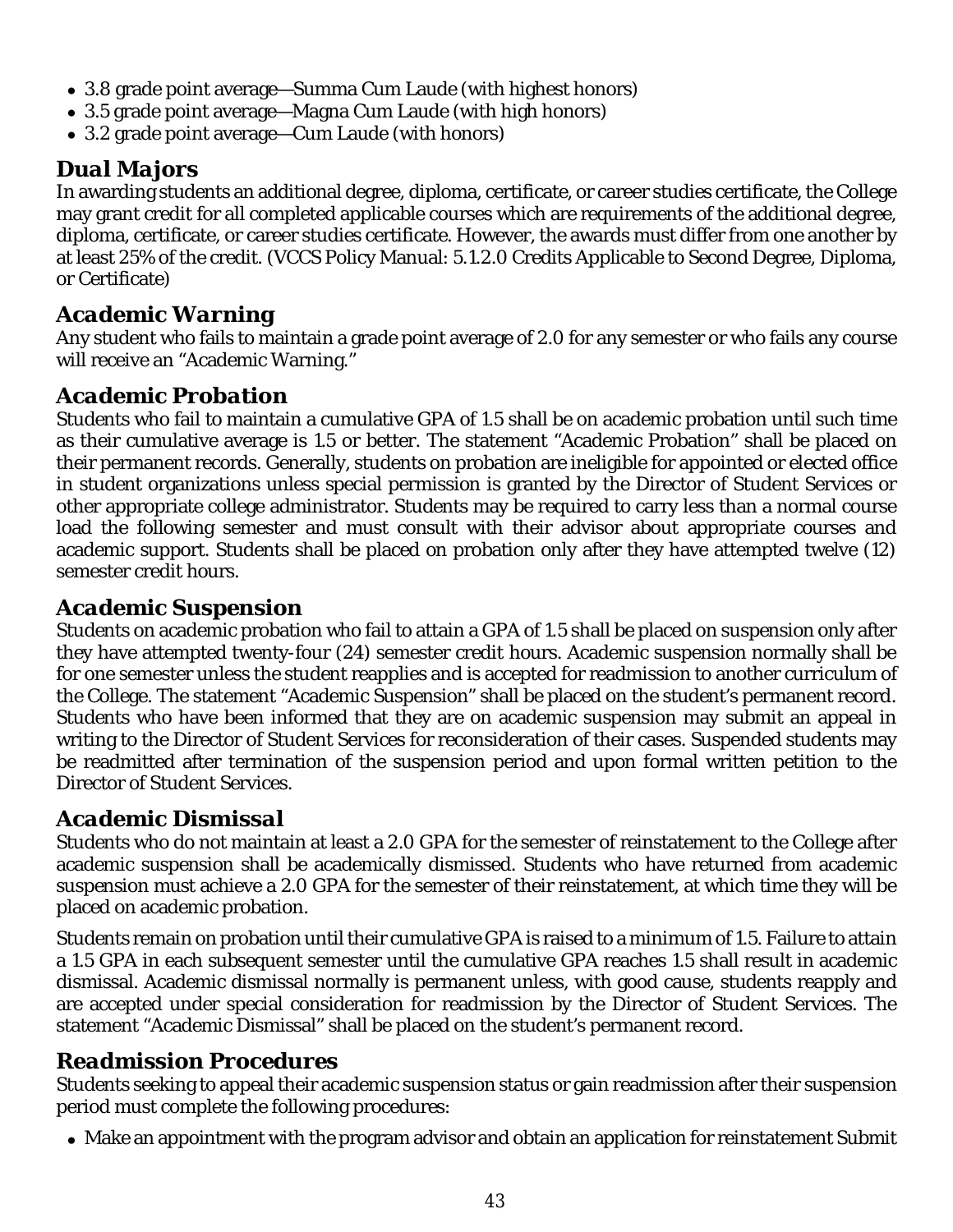- 3.8 grade point average—Summa Cum Laude (with highest honors)
- 3.5 grade point average—Magna Cum Laude (with high honors)
- 3.2 grade point average—Cum Laude (with honors)

## *Dual Majors*

In awarding students an additional degree, diploma, certificate, or career studies certificate, the College may grant credit for all completed applicable courses which are requirements of the additional degree, diploma, certificate, or career studies certificate. However, the awards must differ from one another by at least 25% of the credit. (VCCS Policy Manual: 5.1.2.0 Credits Applicable to Second Degree, Diploma, or Certificate)

## *Academic Warning*

Any student who fails to maintain a grade point average of 2.0 for any semester or who fails any course will receive an "Academic Warning."

## *Academic Probation*

Students who fail to maintain a cumulative GPA of 1.5 shall be on academic probation until such time as their cumulative average is 1.5 or better. The statement "Academic Probation" shall be placed on their permanent records. Generally, students on probation are ineligible for appointed or elected office in student organizations unless special permission is granted by the Director of Student Services or other appropriate college administrator. Students may be required to carry less than a normal course load the following semester and must consult with their advisor about appropriate courses and academic support. Students shall be placed on probation only after they have attempted twelve (12) semester credit hours.

## *Academic Suspension*

Students on academic probation who fail to attain a GPA of 1.5 shall be placed on suspension only after they have attempted twenty-four (24) semester credit hours. Academic suspension normally shall be for one semester unless the student reapplies and is accepted for readmission to another curriculum of the College. The statement "Academic Suspension" shall be placed on the student's permanent record. Students who have been informed that they are on academic suspension may submit an appeal in writing to the Director of Student Services for reconsideration of their cases. Suspended students may be readmitted after termination of the suspension period and upon formal written petition to the Director of Student Services.

## *Academic Dismissal*

Students who do not maintain at least a 2.0 GPA for the semester of reinstatement to the College after academic suspension shall be academically dismissed. Students who have returned from academic suspension must achieve a 2.0 GPA for the semester of their reinstatement, at which time they will be placed on academic probation.

Students remain on probation until their cumulative GPA is raised to a minimum of 1.5. Failure to attain a 1.5 GPA in each subsequent semester until the cumulative GPA reaches 1.5 shall result in academic dismissal. Academic dismissal normally is permanent unless, with good cause, students reapply and are accepted under special consideration for readmission by the Director of Student Services. The statement "Academic Dismissal" shall be placed on the student's permanent record.

## *Readmission Procedures*

Students seeking to appeal their academic suspension status or gain readmission after their suspension period must complete the following procedures:

- Make an appointment with the program advisor and obtain an application for reinstatement Submit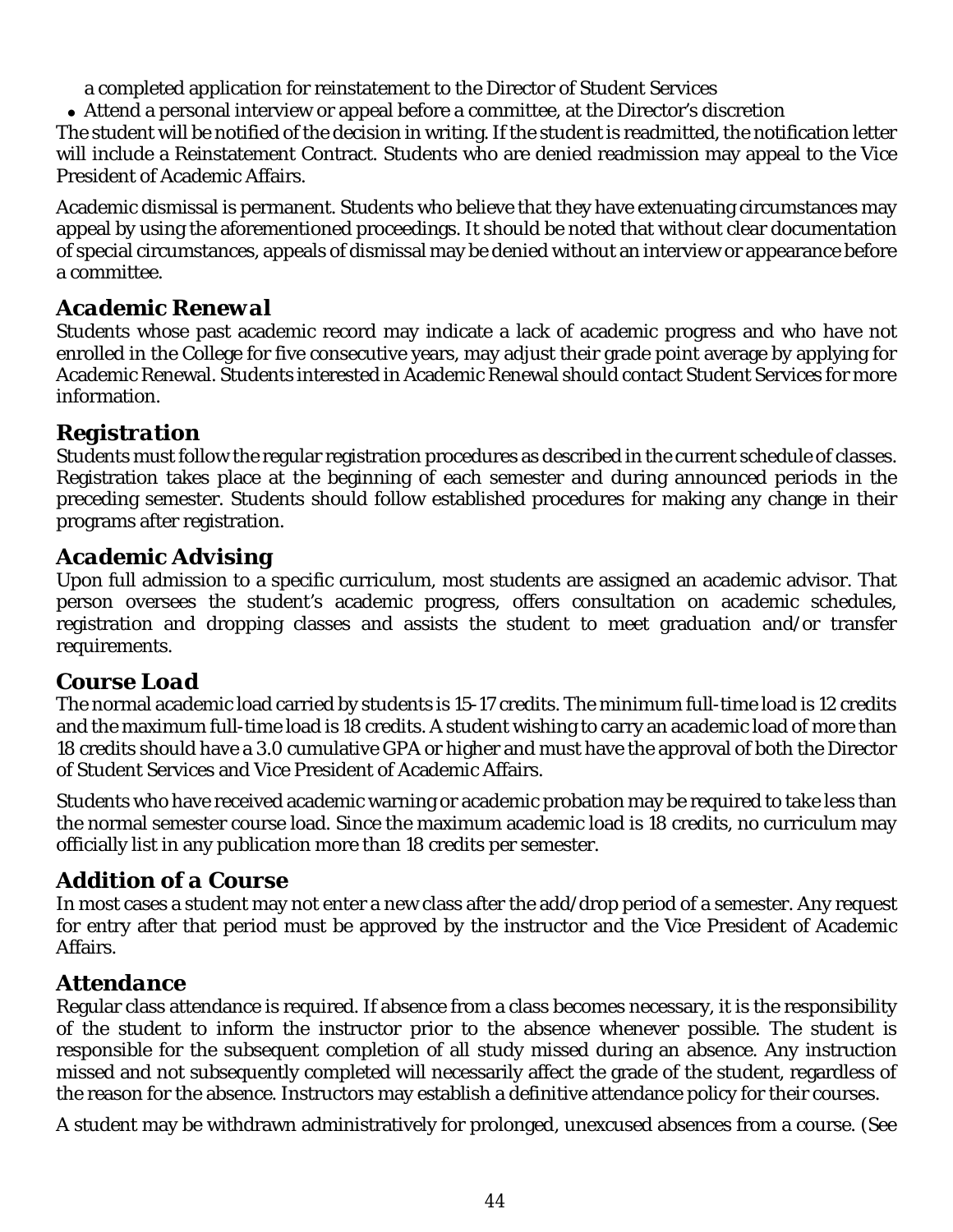a completed application for reinstatement to the Director of Student Services

- Attend a personal interview or appeal before a committee, at the Director's discretion

The student will be notified of the decision in writing. If the student is readmitted, the notification letter will include a Reinstatement Contract. Students who are denied readmission may appeal to the Vice President of Academic Affairs.

Academic dismissal is permanent. Students who believe that they have extenuating circumstances may appeal by using the aforementioned proceedings. It should be noted that without clear documentation of special circumstances, appeals of dismissal may be denied without an interview or appearance before a committee.

## *Academic Renewal*

Students whose past academic record may indicate a lack of academic progress and who have not enrolled in the College for five consecutive years, may adjust their grade point average by applying for Academic Renewal. Students interested in Academic Renewal should contact Student Services for more information.

## *Registration*

Students must follow the regular registration procedures as described in the current schedule of classes. Registration takes place at the beginning of each semester and during announced periods in the preceding semester. Students should follow established procedures for making any change in their programs after registration.

## *Academic Advising*

Upon full admission to a specific curriculum, most students are assigned an academic advisor. That person oversees the student's academic progress, offers consultation on academic schedules, registration and dropping classes and assists the student to meet graduation and/or transfer requirements.

## *Course Load*

The normal academic load carried by students is 15-17 credits. The minimum full-time load is 12 credits and the maximum full-time load is 18 credits. A student wishing to carry an academic load of more than 18 credits should have a 3.0 cumulative GPA or higher and must have the approval of both the Director of Student Services and Vice President of Academic Affairs.

Students who have received academic warning or academic probation may be required to take less than the normal semester course load. Since the maximum academic load is 18 credits, no curriculum may officially list in any publication more than 18 credits per semester.

## *Addition of a Course*

In most cases a student may not enter a new class after the add/drop period of a semester. Any request for entry after that period must be approved by the instructor and the Vice President of Academic Affairs.

## *Attendance*

Regular class attendance is required. If absence from a class becomes necessary, it is the responsibility of the student to inform the instructor prior to the absence whenever possible. The student is responsible for the subsequent completion of all study missed during an absence. Any instruction missed and not subsequently completed will necessarily affect the grade of the student, regardless of the reason for the absence. Instructors may establish a definitive attendance policy for their courses.

A student may be withdrawn administratively for prolonged, unexcused absences from a course. (See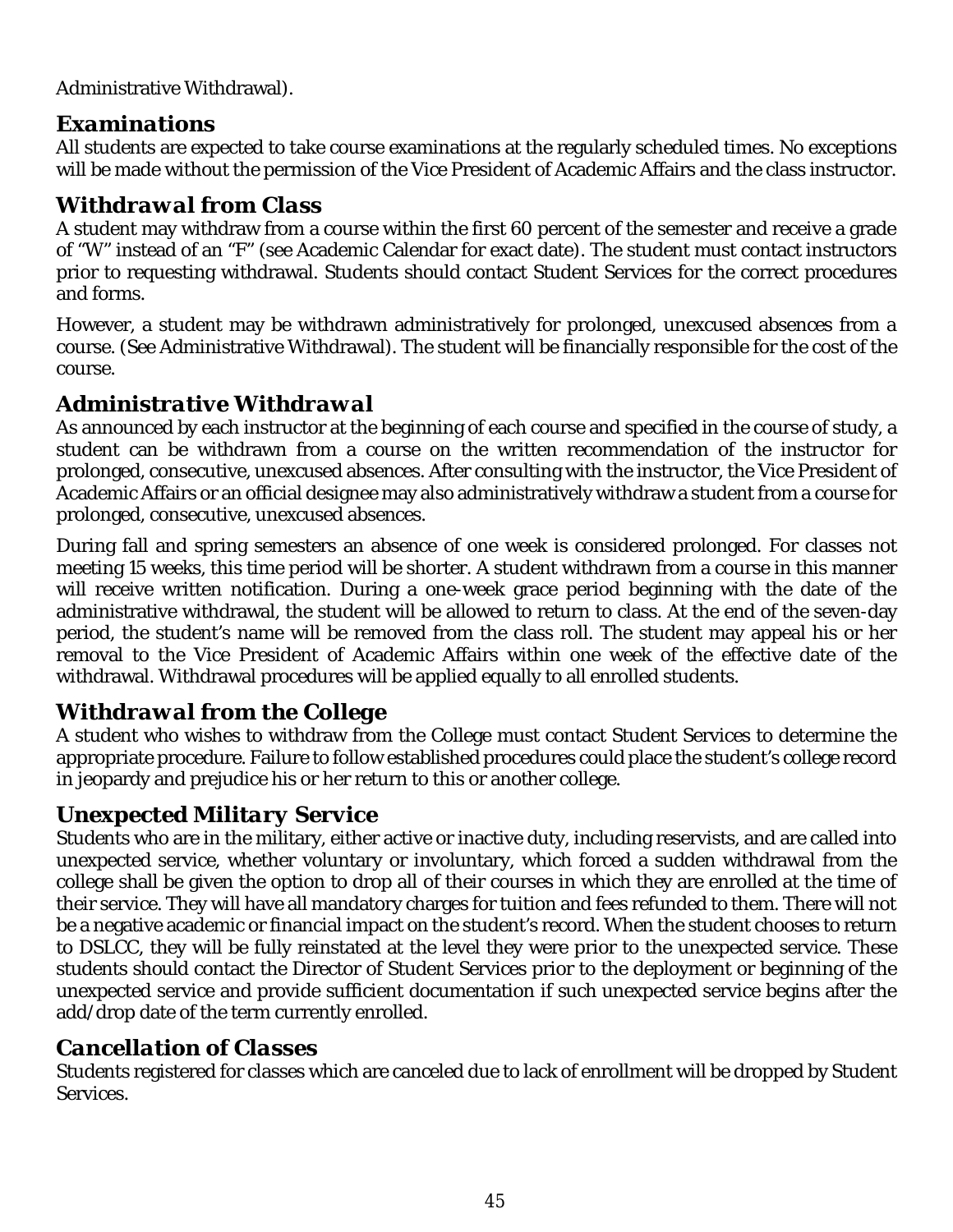Administrative Withdrawal).

### *Examinations*

All students are expected to take course examinations at the regularly scheduled times. No exceptions will be made without the permission of the Vice President of Academic Affairs and the class instructor.

### *Withdrawal from Class*

A student may withdraw from a course within the first 60 percent of the semester and receive a grade of "W" instead of an "F" (see Academic Calendar for exact date). The student must contact instructors prior to requesting withdrawal. Students should contact Student Services for the correct procedures and forms.

However, a student may be withdrawn administratively for prolonged, unexcused absences from a course. (See Administrative Withdrawal). The student will be financially responsible for the cost of the course.

### *Administrative Withdrawal*

As announced by each instructor at the beginning of each course and specified in the course of study, a student can be withdrawn from a course on the written recommendation of the instructor for prolonged, consecutive, unexcused absences. After consulting with the instructor, the Vice President of Academic Affairs or an official designee may also administratively withdraw a student from a course for prolonged, consecutive, unexcused absences.

During fall and spring semesters an absence of one week is considered prolonged. For classes not meeting 15 weeks, this time period will be shorter. A student withdrawn from a course in this manner will receive written notification. During a one-week grace period beginning with the date of the administrative withdrawal, the student will be allowed to return to class. At the end of the seven-day period, the student's name will be removed from the class roll. The student may appeal his or her removal to the Vice President of Academic Affairs within one week of the effective date of the withdrawal. Withdrawal procedures will be applied equally to all enrolled students.

### *Withdrawal from the College*

A student who wishes to withdraw from the College must contact Student Services to determine the appropriate procedure. Failure to follow established procedures could place the student's college record in jeopardy and prejudice his or her return to this or another college.

### *Unexpected Military Service*

Students who are in the military, either active or inactive duty, including reservists, and are called into unexpected service, whether voluntary or involuntary, which forced a sudden withdrawal from the college shall be given the option to drop all of their courses in which they are enrolled at the time of their service. They will have all mandatory charges for tuition and fees refunded to them. There will not be a negative academic or financial impact on the student's record. When the student chooses to return to DSLCC, they will be fully reinstated at the level they were prior to the unexpected service. These students should contact the Director of Student Services prior to the deployment or beginning of the unexpected service and provide sufficient documentation if such unexpected service begins after the add/drop date of the term currently enrolled.

### *Cancellation of Classes*

Students registered for classes which are canceled due to lack of enrollment will be dropped by Student Services.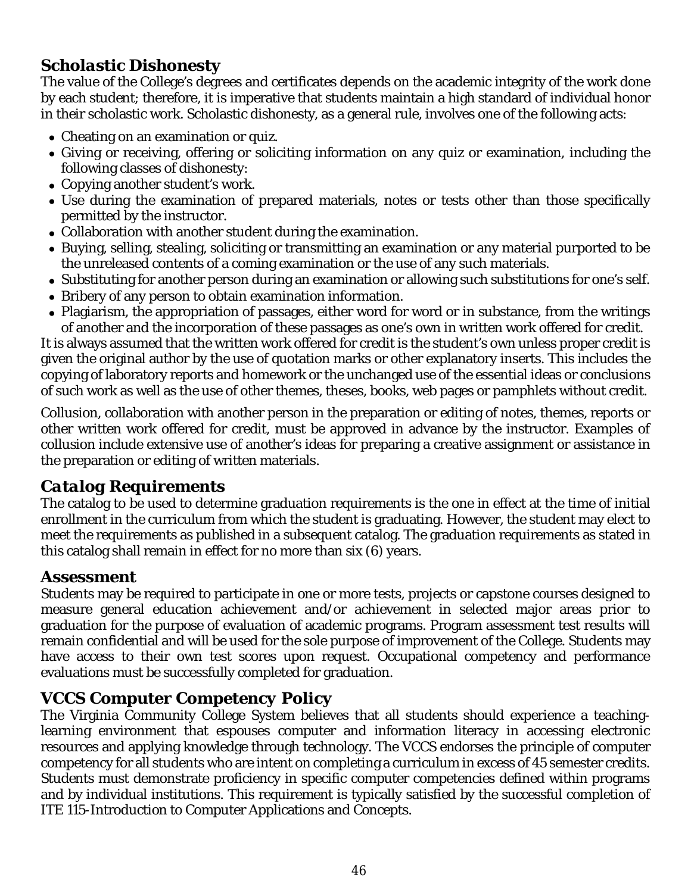## *Scholastic Dishonesty*

The value of the College's degrees and certificates depends on the academic integrity of the work done by each student; therefore, it is imperative that students maintain a high standard of individual honor in their scholastic work. Scholastic dishonesty, as a general rule, involves one of the following acts:

- Cheating on an examination or quiz.
- Giving or receiving, offering or soliciting information on any quiz or examination, including the following classes of dishonesty:
- Copying another student's work.
- Use during the examination of prepared materials, notes or tests other than those specifically permitted by the instructor.
- Collaboration with another student during the examination.
- Buying, selling, stealing, soliciting or transmitting an examination or any material purported to be the unreleased contents of a coming examination or the use of any such materials.
- Substituting for another person during an examination or allowing such substitutions for one's self.
- Bribery of any person to obtain examination information.
- Plagiarism, the appropriation of passages, either word for word or in substance, from the writings of another and the incorporation of these passages as one's own in written work offered for credit.

It is always assumed that the written work offered for credit is the student's own unless proper credit is given the original author by the use of quotation marks or other explanatory inserts. This includes the copying of laboratory reports and homework or the unchanged use of the essential ideas or conclusions of such work as well as the use of other themes, theses, books, web pages or pamphlets without credit.

Collusion, collaboration with another person in the preparation or editing of notes, themes, reports or other written work offered for credit, must be approved in advance by the instructor. Examples of collusion include extensive use of another's ideas for preparing a creative assignment or assistance in the preparation or editing of written materials.

## *Catalog Requirements*

The catalog to be used to determine graduation requirements is the one in effect at the time of initial enrollment in the curriculum from which the student is graduating. However, the student may elect to meet the requirements as published in a subsequent catalog. The graduation requirements as stated in this catalog shall remain in effect for no more than six (6) years.

## **Assessment**

Students may be required to participate in one or more tests, projects or capstone courses designed to measure general education achievement and/or achievement in selected major areas prior to graduation for the purpose of evaluation of academic programs. Program assessment test results will remain confidential and will be used for the sole purpose of improvement of the College. Students may have access to their own test scores upon request. Occupational competency and performance evaluations must be successfully completed for graduation.

## **VCCS Computer Competency Policy**

The Virginia Community College System believes that all students should experience a teaching-learning environment that espouses computer and information literacy in accessing electronic resources and applying knowledge through technology. The VCCS endorses the principle of computer competency for all students who are intent on completing a curriculum in excess of 45 semester credits. Students must demonstrate proficiency in specific computer competencies defined within programs and by individual institutions. This requirement is typically satisfied by the successful completion of ITE 115-Introduction to Computer Applications and Concepts.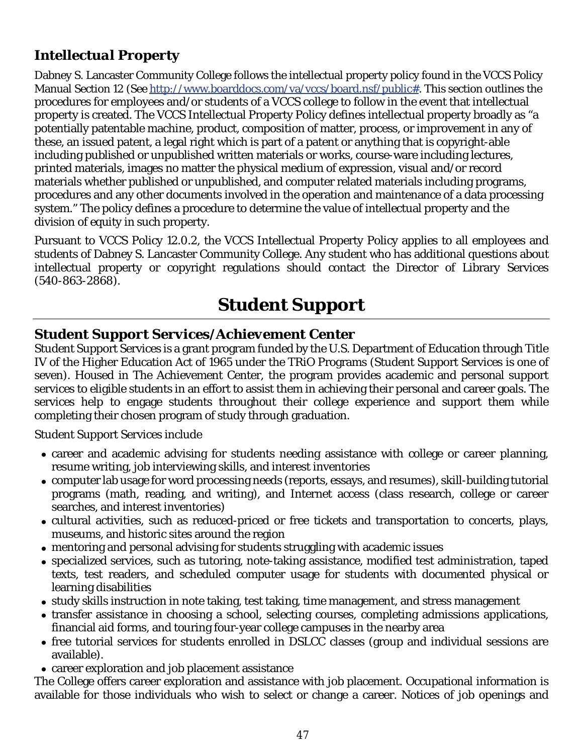### *Intellectual Property*

Dabney S. Lancaster Community College follows the intellectual property policy found in the VCCS Policy Manual Section 12 (See http://www.boarddocs.com/va/vccs/board.nsf/public#. This section outlines the procedures for employees and/or students of a VCCS college to follow in the event that intellectual property is created. The VCCS Intellectual Property Policy defines intellectual property broadly as "a potentially patentable machine, product, composition of matter, process, or improvement in any of these, an issued patent, a legal right which is part of a patent or anything that is copyright-able including published or unpublished written materials or works, course-ware including lectures, printed materials, images no matter the physical medium of expression, visual and/or record materials whether published or unpublished, and computer related materials including programs, procedures and any other documents involved in the operation and maintenance of a data processing system." The policy defines a procedure to determine the value of intellectual property and the division of equity in such property.

Pursuant to VCCS Policy 12.0.2, the VCCS Intellectual Property Policy applies to all employees and students of Dabney S. Lancaster Community College. Any student who has additional questions about intellectual property or copyright regulations should contact the Director of Library Services (540-863-2868).

# Student Support

### Student Support Services/Achievement Center

Student Support Services is a grant program funded by the U.S. Department of Education through Title IV of the Higher Education Act of 1965 under the TRiO Programs (Student Support Services is one of seven). Housed in The Achievement Center, the program provides academic and personal support services to eligible students in an effort to assist them in achieving their personal and career goals. The services help to engage students throughout their college experience and support them while completing their chosen program of study through graduation.

Student Support Services include

- career and academic advising for students needing assistance with college or career planning, resume writing, job interviewing skills, and interest inventories
- computer lab usage for word processing needs (reports, essays, and resumes), skill-building tutorial programs (math, reading, and writing), and Internet access (class research, college or career searches, and interest inventories)
- cultural activities, such as reduced-priced or free tickets and transportation to concerts, plays, museums, and historic sites around the region
- mentoring and personal advising for students struggling with academic issues
- specialized services, such as tutoring, note-taking assistance, modified test administration, taped texts, test readers, and scheduled computer usage for students with documented physical or learning disabilities
- study skills instruction in note taking, test taking, time management, and stress management
- transfer assistance in choosing a school, selecting courses, completing admissions applications, financial aid forms, and touring four-year college campuses in the nearby area
- free tutorial services for students enrolled in DSLCC classes (group and individual sessions are available).
- career exploration and job placement assistance

The College offers career exploration and assistance with job placement. Occupational information is available for those individuals who wish to select or change a career. Notices of job openings and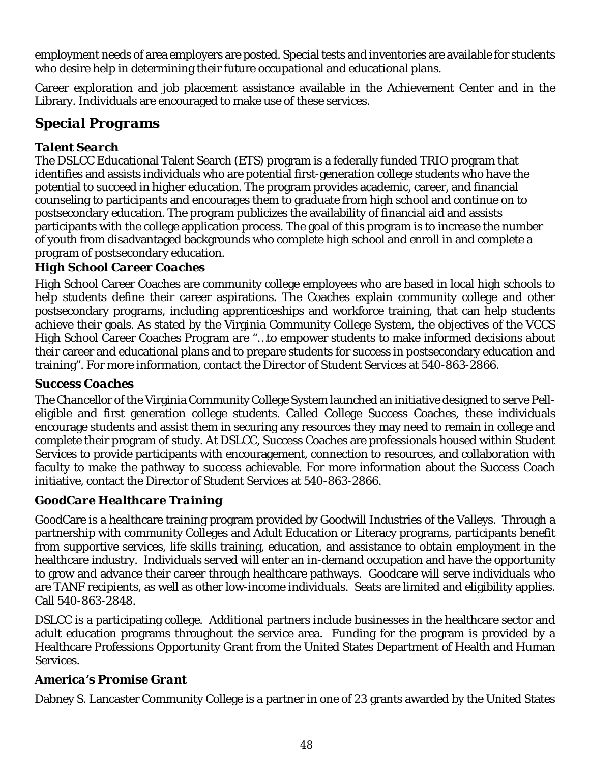employment needs of area employers are posted. Special tests and inventories are available for students who desire help in determining their future occupational and educational plans.

Career exploration and job placement assistance available in the Achievement Center and in the Library. Individuals are encouraged to make use of these services.

## *Special Programs*

### *Talent Search*

The DSLCC Educational Talent Search (ETS) program is a federally funded TRIO program that identifies and assists individuals who are potential first-generation college students who have the potential to succeed in higher education. The program provides academic, career, and financial counseling to participants and encourages them to graduate from high school and continue on to postsecondary education. The program publicizes the availability of financial aid and assists participants with the college application process. The goal of this program is to increase the number of youth from disadvantaged backgrounds who complete high school and enroll in and complete a program of postsecondary education.

### *High School Career Coaches*

High School Career Coaches are community college employees who are based in local high schools to help students define their career aspirations. The Coaches explain community college and other postsecondary programs, including apprenticeships and workforce training, that can help students achieve their goals. As stated by the Virginia Community College System, the objectives of the VCCS High School Career Coaches Program are "…to empower students to make informed decisions about their career and educational plans and to prepare students for success in postsecondary education and training". For more information, contact the Director of Student Services at 540-863-2866.

### *Success Coaches*

The Chancellor of the Virginia Community College System launched an initiative designed to serve Pell-eligible and first generation college students. Called College Success Coaches, these individuals encourage students and assist them in securing any resources they may need to remain in college and complete their program of study. At DSLCC, Success Coaches are professionals housed within Student Services to provide participants with encouragement, connection to resources, and collaboration with faculty to make the pathway to success achievable. For more information about the Success Coach initiative, contact the Director of Student Services at 540-863-2866.

### *GoodCare Healthcare Training*

GoodCare is a healthcare training program provided by Goodwill Industries of the Valleys. Through a partnership with community Colleges and Adult Education or Literacy programs, participants benefit from supportive services, life skills training, education, and assistance to obtain employment in the healthcare industry. Individuals served will enter an in-demand occupation and have the opportunity to grow and advance their career through healthcare pathways. Goodcare will serve individuals who are TANF recipients, as well as other low-income individuals. Seats are limited and eligibility applies. Call 540-863-2848.

DSLCC is a participating college. Additional partners include businesses in the healthcare sector and adult education programs throughout the service area. Funding for the program is provided by a Healthcare Professions Opportunity Grant from the United States Department of Health and Human Services.

### *America's Promise Grant*

Dabney S. Lancaster Community College is a partner in one of 23 grants awarded by the United States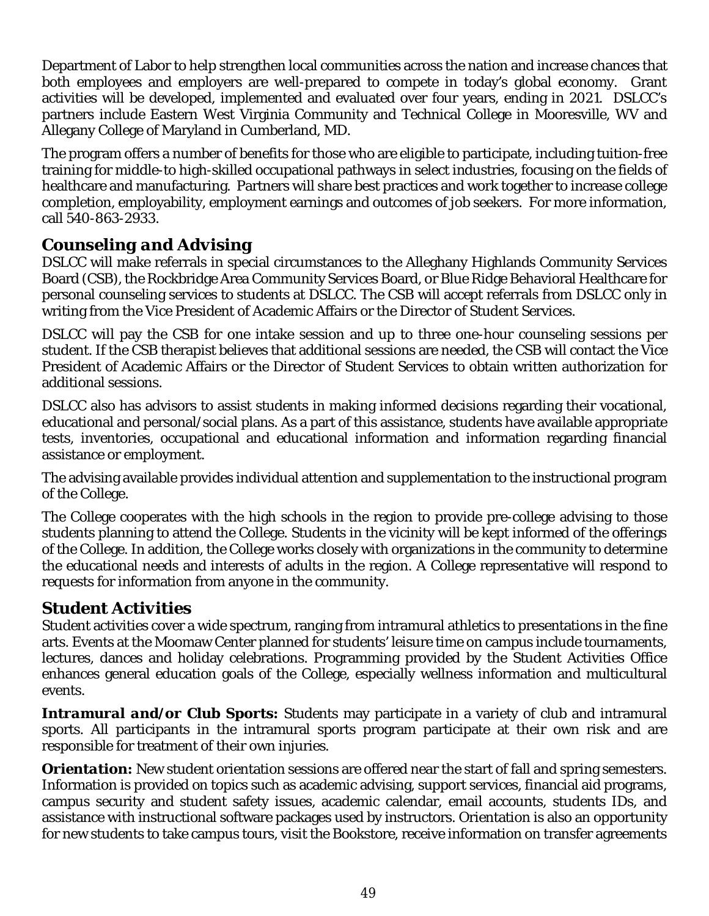Department of Labor to help strengthen local communities across the nation and increase chances that both employees and employers are well-prepared to compete in today's global economy. Grant activities will be developed, implemented and evaluated over four years, ending in 2021. DSLCC's partners include Eastern West Virginia Community and Technical College in Mooresville, WV and Allegany College of Maryland in Cumberland, MD.

The program offers a number of benefits for those who are eligible to participate, including tuition-free training for middle-to high-skilled occupational pathways in select industries, focusing on the fields of healthcare and manufacturing. Partners will share best practices and work together to increase college completion, employability, employment earnings and outcomes of job seekers. For more information, call 540-863-2933.

## Counseling and Advising

DSLCC will make referrals in special circumstances to the Alleghany Highlands Community Services Board (CSB), the Rockbridge Area Community Services Board, or Blue Ridge Behavioral Healthcare for personal counseling services to students at DSLCC. The CSB will accept referrals from DSLCC only in writing from the Vice President of Academic Affairs or the Director of Student Services.

DSLCC will pay the CSB for one intake session and up to three one-hour counseling sessions per student. If the CSB therapist believes that additional sessions are needed, the CSB will contact the Vice President of Academic Affairs or the Director of Student Services to obtain written authorization for additional sessions.

DSLCC also has advisors to assist students in making informed decisions regarding their vocational, educational and personal/social plans. As a part of this assistance, students have available appropriate tests, inventories, occupational and educational information and information regarding financial assistance or employment.

The advising available provides individual attention and supplementation to the instructional program of the College.

The College cooperates with the high schools in the region to provide pre-college advising to those students planning to attend the College. Students in the vicinity will be kept informed of the offerings of the College. In addition, the College works closely with organizations in the community to determine the educational needs and interests of adults in the region. A College representative will respond to requests for information from anyone in the community.

## Student Activities

Student activities cover a wide spectrum, ranging from intramural athletics to presentations in the fine arts. Events at the Moomaw Center planned for students' leisure time on campus include tournaments, lectures, dances and holiday celebrations. Programming provided by the Student Activities Office enhances general education goals of the College, especially wellness information and multicultural events.

***Intramural and/or Club Sports:*** Students may participate in a variety of club and intramural sports. All participants in the intramural sports program participate at their own risk and are responsible for treatment of their own injuries.

***Orientation:*** New student orientation sessions are offered near the start of fall and spring semesters. Information is provided on topics such as academic advising, support services, financial aid programs, campus security and student safety issues, academic calendar, email accounts, students IDs, and assistance with instructional software packages used by instructors. Orientation is also an opportunity for new students to take campus tours, visit the Bookstore, receive information on transfer agreements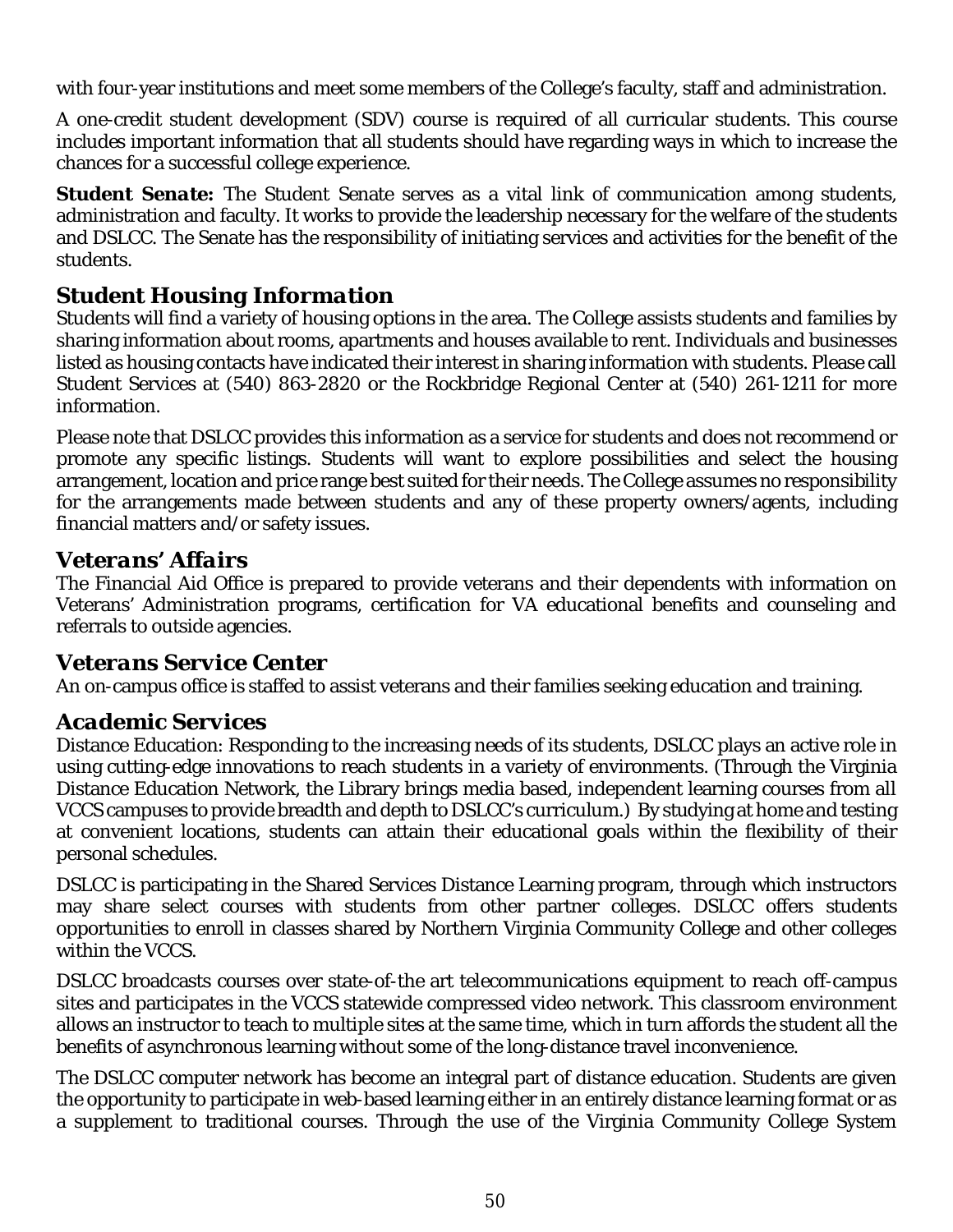with four-year institutions and meet some members of the College's faculty, staff and administration.

A one-credit student development (SDV) course is required of all curricular students. This course includes important information that all students should have regarding ways in which to increase the chances for a successful college experience.

**Student Senate:** The Student Senate serves as a vital link of communication among students, administration and faculty. It works to provide the leadership necessary for the welfare of the students and DSLCC. The Senate has the responsibility of initiating services and activities for the benefit of the students.

## Student Housing Information

Students will find a variety of housing options in the area. The College assists students and families by sharing information about rooms, apartments and houses available to rent. Individuals and businesses listed as housing contacts have indicated their interest in sharing information with students. Please call Student Services at (540) 863-2820 or the Rockbridge Regional Center at (540) 261-1211 for more information.

Please note that DSLCC provides this information as a service for students and does not recommend or promote any specific listings. Students will want to explore possibilities and select the housing arrangement, location and price range best suited for their needs. The College assumes no responsibility for the arrangements made between students and any of these property owners/agents, including financial matters and/or safety issues.

## Veterans' Affairs

The Financial Aid Office is prepared to provide veterans and their dependents with information on Veterans' Administration programs, certification for VA educational benefits and counseling and referrals to outside agencies.

## Veterans Service Center

An on-campus office is staffed to assist veterans and their families seeking education and training.

## Academic Services

Distance Education: Responding to the increasing needs of its students, DSLCC plays an active role in using cutting-edge innovations to reach students in a variety of environments. (Through the Virginia Distance Education Network, the Library brings media based, independent learning courses from all VCCS campuses to provide breadth and depth to DSLCC's curriculum.) By studying at home and testing at convenient locations, students can attain their educational goals within the flexibility of their personal schedules.

DSLCC is participating in the Shared Services Distance Learning program, through which instructors may share select courses with students from other partner colleges. DSLCC offers students opportunities to enroll in classes shared by Northern Virginia Community College and other colleges within the VCCS.

DSLCC broadcasts courses over state-of-the art telecommunications equipment to reach off-campus sites and participates in the VCCS statewide compressed video network. This classroom environment allows an instructor to teach to multiple sites at the same time, which in turn affords the student all the benefits of asynchronous learning without some of the long-distance travel inconvenience.

The DSLCC computer network has become an integral part of distance education. Students are given the opportunity to participate in web-based learning either in an entirely distance learning format or as a supplement to traditional courses. Through the use of the Virginia Community College System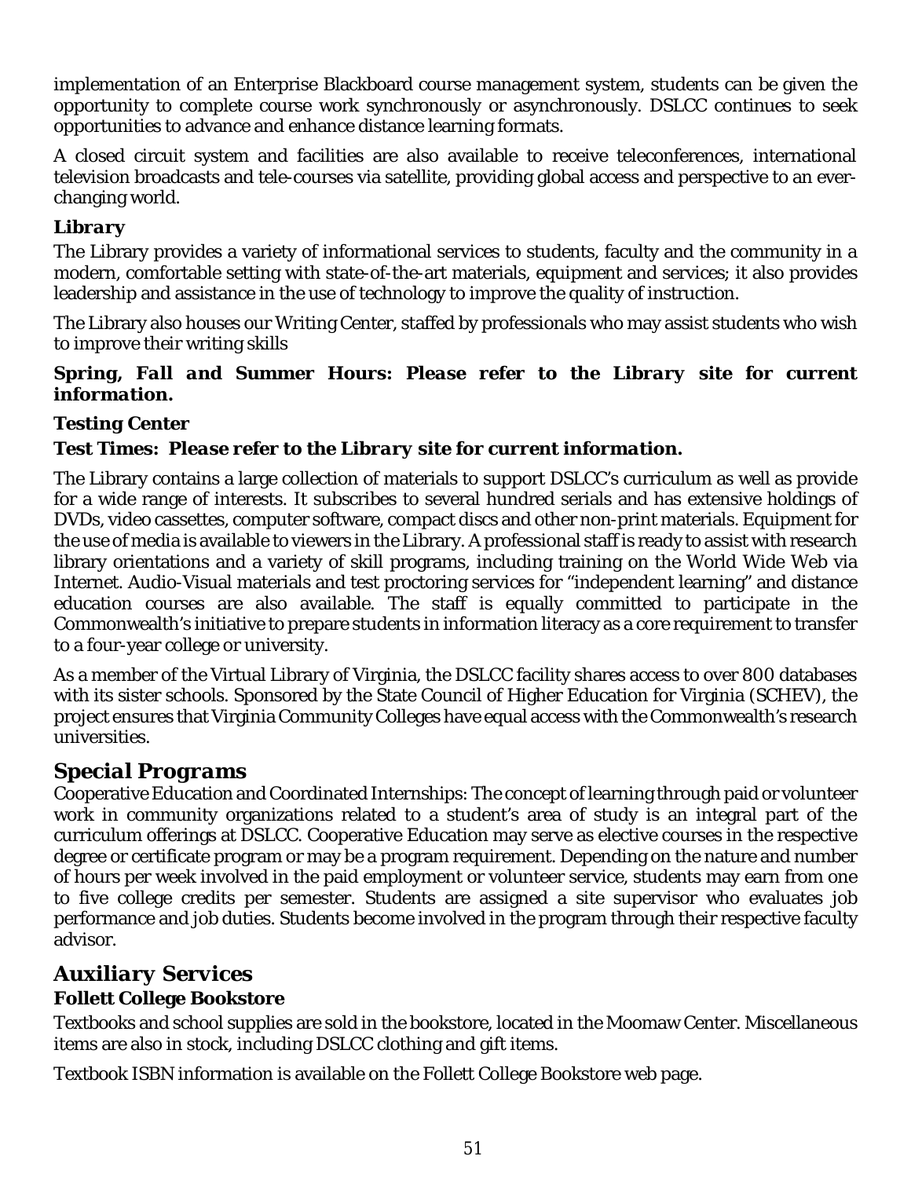implementation of an Enterprise Blackboard course management system, students can be given the opportunity to complete course work synchronously or asynchronously. DSLCC continues to seek opportunities to advance and enhance distance learning formats.

A closed circuit system and facilities are also available to receive teleconferences, international television broadcasts and tele-courses via satellite, providing global access and perspective to an ever-changing world.

### *Library*

The Library provides a variety of informational services to students, faculty and the community in a modern, comfortable setting with state-of-the-art materials, equipment and services; it also provides leadership and assistance in the use of technology to improve the quality of instruction.

The Library also houses our Writing Center, staffed by professionals who may assist students who wish to improve their writing skills

***Spring, Fall and Summer Hours: Please refer to the Library site for current information.***

**Testing Center**

**Test Times:** ***Please refer to the Library site for current information.***

The Library contains a large collection of materials to support DSLCC's curriculum as well as provide for a wide range of interests. It subscribes to several hundred serials and has extensive holdings of DVDs, video cassettes, computer software, compact discs and other non-print materials. Equipment for the use of media is available to viewers in the Library. A professional staff is ready to assist with research library orientations and a variety of skill programs, including training on the World Wide Web via Internet. Audio-Visual materials and test proctoring services for "independent learning" and distance education courses are also available. The staff is equally committed to participate in the Commonwealth's initiative to prepare students in information literacy as a core requirement to transfer to a four-year college or university.

As a member of the Virtual Library of Virginia, the DSLCC facility shares access to over 800 databases with its sister schools. Sponsored by the State Council of Higher Education for Virginia (SCHEV), the project ensures that Virginia Community Colleges have equal access with the Commonwealth's research universities.

## *Special Programs*

Cooperative Education and Coordinated Internships: The concept of learning through paid or volunteer work in community organizations related to a student's area of study is an integral part of the curriculum offerings at DSLCC. Cooperative Education may serve as elective courses in the respective degree or certificate program or may be a program requirement. Depending on the nature and number of hours per week involved in the paid employment or volunteer service, students may earn from one to five college credits per semester. Students are assigned a site supervisor who evaluates job performance and job duties. Students become involved in the program through their respective faculty advisor.

## *Auxiliary Services*

**Follett College Bookstore**

Textbooks and school supplies are sold in the bookstore, located in the Moomaw Center. Miscellaneous items are also in stock, including DSLCC clothing and gift items.

Textbook ISBN information is available on the Follett College Bookstore web page.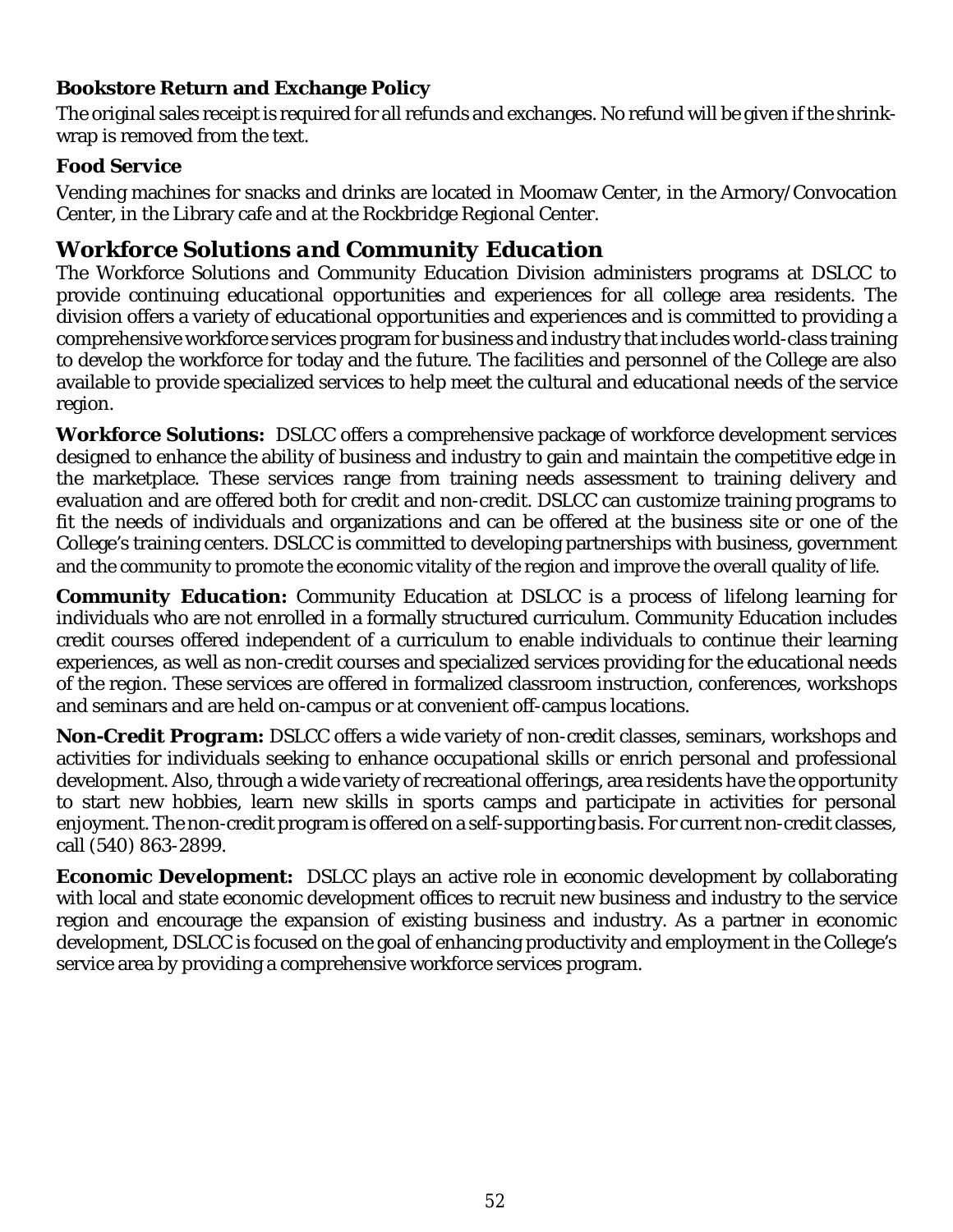### Bookstore Return and Exchange Policy

The original sales receipt is required for all refunds and exchanges. No refund will be given if the shrink-wrap is removed from the text.

### Food Service

Vending machines for snacks and drinks are located in Moomaw Center, in the Armory/Convocation Center, in the Library cafe and at the Rockbridge Regional Center.

## Workforce Solutions and Community Education

The Workforce Solutions and Community Education Division administers programs at DSLCC to provide continuing educational opportunities and experiences for all college area residents. The division offers a variety of educational opportunities and experiences and is committed to providing a comprehensive workforce services program for business and industry that includes world-class training to develop the workforce for today and the future. The facilities and personnel of the College are also available to provide specialized services to help meet the cultural and educational needs of the service region.

**Workforce Solutions:** DSLCC offers a comprehensive package of workforce development services designed to enhance the ability of business and industry to gain and maintain the competitive edge in the marketplace. These services range from training needs assessment to training delivery and evaluation and are offered both for credit and non-credit. DSLCC can customize training programs to fit the needs of individuals and organizations and can be offered at the business site or one of the College's training centers. DSLCC is committed to developing partnerships with business, government and the community to promote the economic vitality of the region and improve the overall quality of life.

***Community Education:*** Community Education at DSLCC is a process of lifelong learning for individuals who are not enrolled in a formally structured curriculum. Community Education includes credit courses offered independent of a curriculum to enable individuals to continue their learning experiences, as well as non-credit courses and specialized services providing for the educational needs of the region. These services are offered in formalized classroom instruction, conferences, workshops and seminars and are held on-campus or at convenient off-campus locations.

***Non-Credit Program:*** DSLCC offers a wide variety of non-credit classes, seminars, workshops and activities for individuals seeking to enhance occupational skills or enrich personal and professional development. Also, through a wide variety of recreational offerings, area residents have the opportunity to start new hobbies, learn new skills in sports camps and participate in activities for personal enjoyment. The non-credit program is offered on a self-supporting basis. For current non-credit classes, call (540) 863-2899.

**Economic Development:** DSLCC plays an active role in economic development by collaborating with local and state economic development offices to recruit new business and industry to the service region and encourage the expansion of existing business and industry. As a partner in economic development, DSLCC is focused on the goal of enhancing productivity and employment in the College's service area by providing a comprehensive workforce services program.